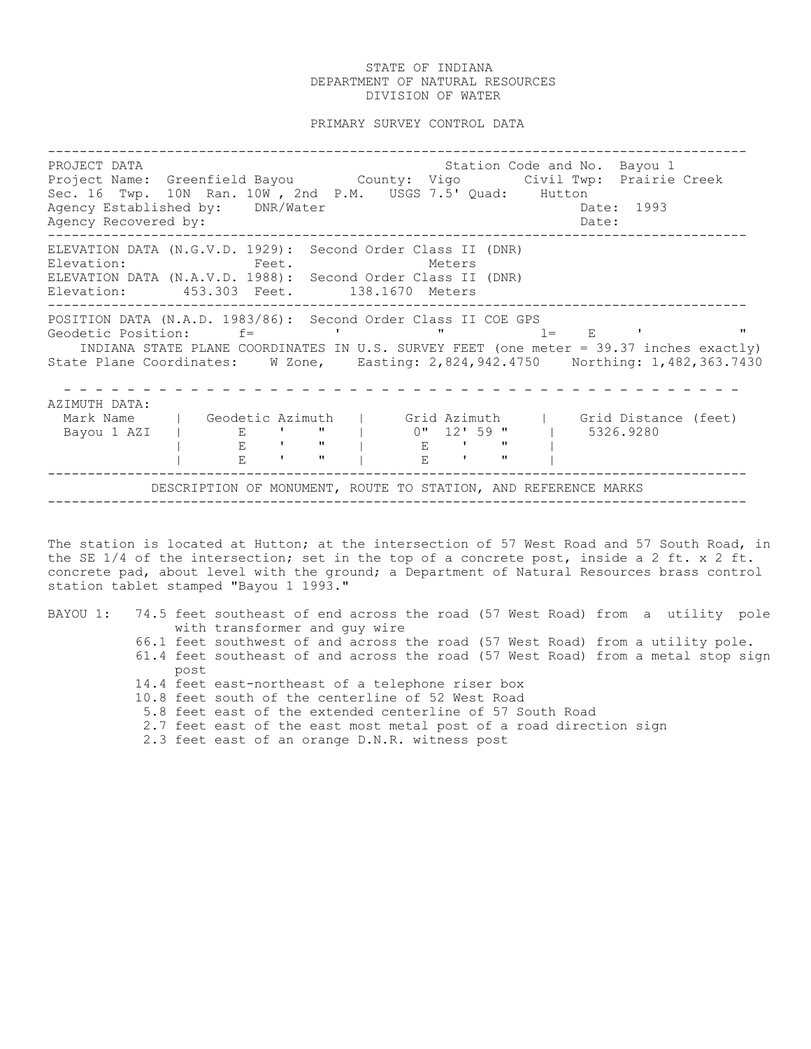STATE OF INDIANA
DEPARTMENT OF NATURAL RESOURCES
DIVISION OF WATER

PRIMARY SURVEY CONTROL DATA

---

PROJECT DATA    Station Code and No. Bayou 1
Project Name: Greenfield Bayou    County: Vigo    Civil Twp: Prairie Creek
Sec. 16 Twp. 10N Ran. 10W , 2nd P.M.    USGS 7.5' Quad: Hutton
Agency Established by: DNR/Water    Date: 1993
Agency Recovered by:    Date:

---

ELEVATION DATA (N.G.V.D. 1929): Second Order Class II (DNR)
Elevation: Feet. Meters
ELEVATION DATA (N.A.V.D. 1988): Second Order Class II (DNR)
Elevation: 453.303 Feet. 138.1670 Meters

---

POSITION DATA (N.A.D. 1983/86): Second Order Class II COE GPS
Geodetic Position: f= ' " l= E ' "
INDIANA STATE PLANE COORDINATES IN U.S. SURVEY FEET (one meter = 39.37 inches exactly)
State Plane Coordinates: W Zone, Easting: 2,824,942.4750 Northing: 1,482,363.7430

---

AZIMUTH DATA:

| Mark Name | Geodetic Azimuth | Grid Azimuth | Grid Distance (feet) |
|---|---|---|---|
| Bayou 1 AZI | E ' " | 0" 12' 59 " | 5326.9280 |
| | E ' " | E ' " | |
| | E ' " | E ' " | |

---

DESCRIPTION OF MONUMENT, ROUTE TO STATION, AND REFERENCE MARKS

---

The station is located at Hutton; at the intersection of 57 West Road and 57 South Road, in the SE 1/4 of the intersection; set in the top of a concrete post, inside a 2 ft. x 2 ft. concrete pad, about level with the ground; a Department of Natural Resources brass control station tablet stamped "Bayou 1 1993."

BAYOU 1:
- 74.5 feet southeast of end across the road (57 West Road) from a utility pole with transformer and guy wire
- 66.1 feet southwest of and across the road (57 West Road) from a utility pole.
- 61.4 feet southeast of and across the road (57 West Road) from a metal stop sign post
- 14.4 feet east-northeast of a telephone riser box
- 10.8 feet south of the centerline of 52 West Road
- 5.8 feet east of the extended centerline of 57 South Road
- 2.7 feet east of the east most metal post of a road direction sign
- 2.3 feet east of an orange D.N.R. witness post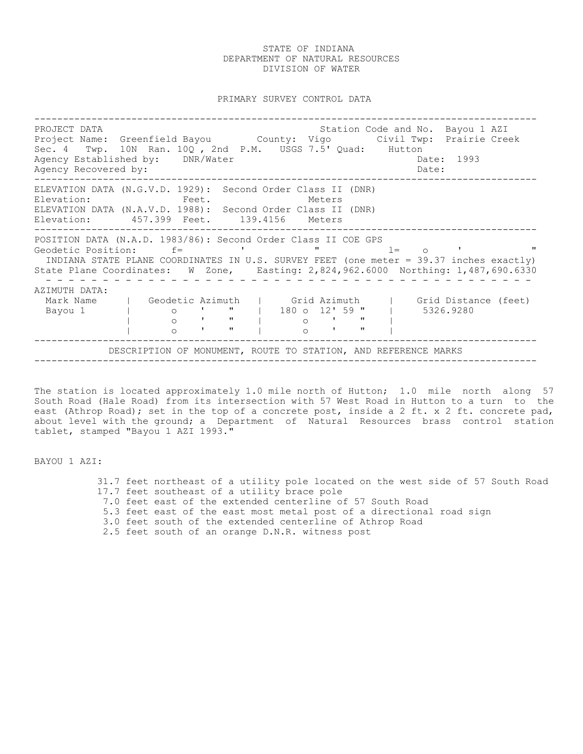STATE OF INDIANA
DEPARTMENT OF NATURAL RESOURCES
DIVISION OF WATER

PRIMARY SURVEY CONTROL DATA

---

PROJECT DATA — Station Code and No. Bayou 1 AZI
Project Name: Greenfield Bayou — County: Vigo — Civil Twp: Prairie Creek
Sec. 4 Twp. 10N Ran. 10Q , 2nd P.M. USGS 7.5' Quad: Hutton
Agency Established by: DNR/Water — Date: 1993
Agency Recovered by: — Date:

---

ELEVATION DATA (N.G.V.D. 1929): Second Order Class II (DNR)
Elevation: Feet. Meters
ELEVATION DATA (N.A.V.D. 1988): Second Order Class II (DNR)
Elevation: 457.399 Feet. 139.4156 Meters

---

POSITION DATA (N.A.D. 1983/86): Second Order Class II COE GPS
Geodetic Position: f= ' " l= o ' "
INDIANA STATE PLANE COORDINATES IN U.S. SURVEY FEET (one meter = 39.37 inches exactly)
State Plane Coordinates: W Zone, Easting: 2,824,962.6000 Northing: 1,487,690.6330

---

AZIMUTH DATA:

| Mark Name | Geodetic Azimuth | Grid Azimuth | Grid Distance (feet) |
|---|---|---|---|
| Bayou 1 | o ' " | 180 o 12' 59 " | 5326.9280 |
| | o ' " | o ' " | |
| | o ' " | o ' " | |

---

DESCRIPTION OF MONUMENT, ROUTE TO STATION, AND REFERENCE MARKS

---

The station is located approximately 1.0 mile north of Hutton; 1.0 mile north along 57 South Road (Hale Road) from its intersection with 57 West Road in Hutton to a turn to the east (Athrop Road); set in the top of a concrete post, inside a 2 ft. x 2 ft. concrete pad, about level with the ground; a Department of Natural Resources brass control station tablet, stamped "Bayou 1 AZI 1993."

BAYOU 1 AZI:

- 31.7 feet northeast of a utility pole located on the west side of 57 South Road
- 17.7 feet southeast of a utility brace pole
- 7.0 feet east of the extended centerline of 57 South Road
- 5.3 feet east of the east most metal post of a directional road sign
- 3.0 feet south of the extended centerline of Athrop Road
- 2.5 feet south of an orange D.N.R. witness post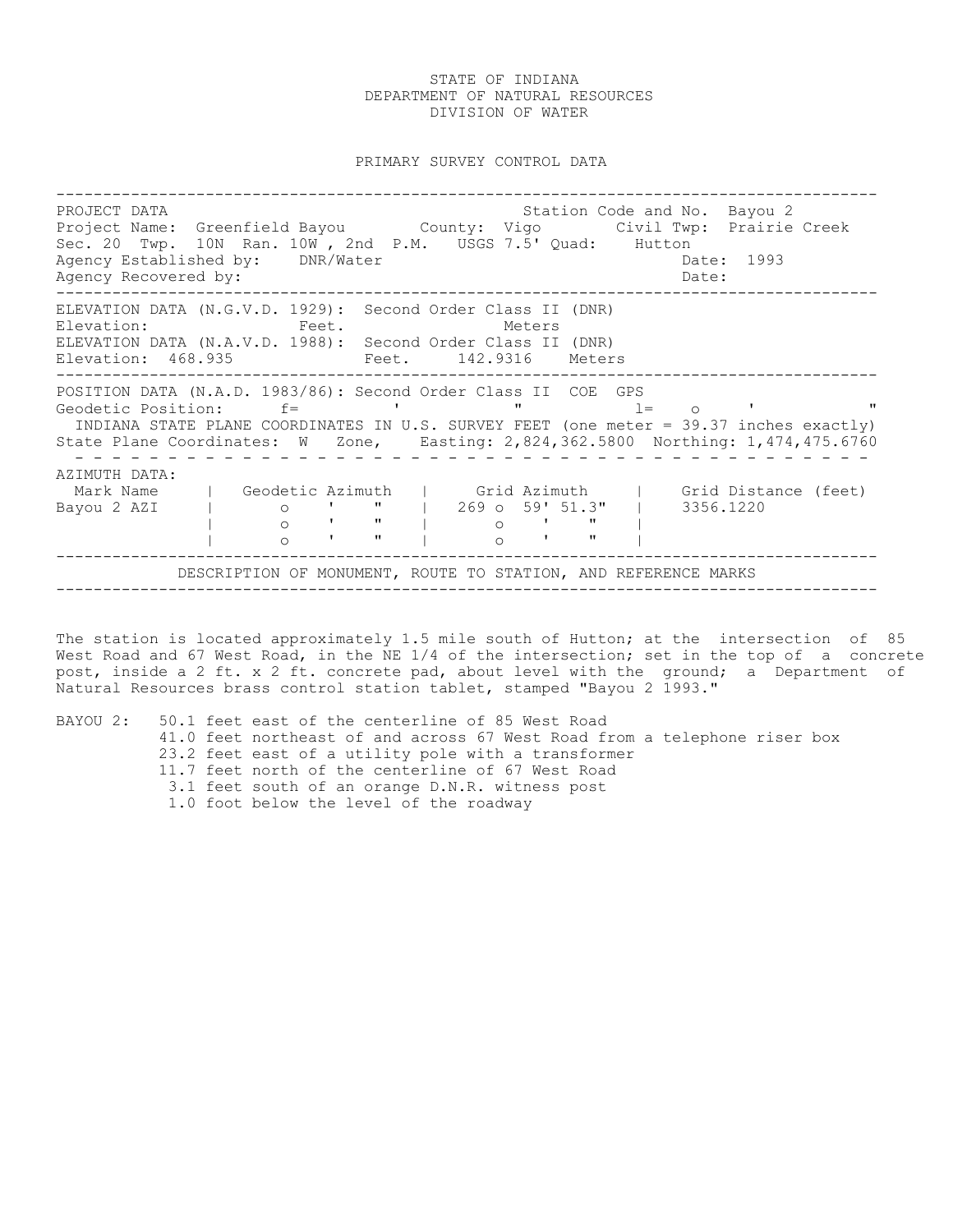STATE OF INDIANA
DEPARTMENT OF NATURAL RESOURCES
DIVISION OF WATER

PRIMARY SURVEY CONTROL DATA

---

PROJECT DATA                                        Station Code and No.  Bayou 2
Project Name:  Greenfield Bayou        County:  Vigo        Civil Twp:  Prairie Creek
Sec. 20  Twp.  10N  Ran. 10W , 2nd  P.M.   USGS 7.5' Quad:    Hutton
Agency Established by:    DNR/Water                                     Date:  1993
Agency Recovered by:                                                    Date:

---

ELEVATION DATA (N.G.V.D. 1929):  Second Order Class II (DNR)
Elevation:                 Feet.                Meters
ELEVATION DATA (N.A.V.D. 1988):  Second Order Class II (DNR)
Elevation:  468.935             Feet.     142.9316   Meters

---

POSITION DATA (N.A.D. 1983/86): Second Order Class II  COE  GPS
Geodetic Position:      f=          '           "            l=    o     '           "
INDIANA STATE PLANE COORDINATES IN U.S. SURVEY FEET (one meter = 39.37 inches exactly)
State Plane Coordinates:  W  Zone,    Easting: 2,824,362.5800  Northing: 1,474,475.6760

---

AZIMUTH DATA:

| Mark Name | Geodetic Azimuth | Grid Azimuth | Grid Distance (feet) |
|---|---|---|---|
| Bayou 2 AZI | o ' " | 269 o 59' 51.3" | 3356.1220 |
| | o ' " | o ' " | |
| | o ' " | o ' " | |

---

DESCRIPTION OF MONUMENT, ROUTE TO STATION, AND REFERENCE MARKS

---

The station is located approximately 1.5 mile south of Hutton; at the intersection of 85 West Road and 67 West Road, in the NE 1/4 of the intersection; set in the top of a concrete post, inside a 2 ft. x 2 ft. concrete pad, about level with the ground; a Department of Natural Resources brass control station tablet, stamped "Bayou 2 1993."

BAYOU 2:
- 50.1 feet east of the centerline of 85 West Road
- 41.0 feet northeast of and across 67 West Road from a telephone riser box
- 23.2 feet east of a utility pole with a transformer
- 11.7 feet north of the centerline of 67 West Road
- 3.1 feet south of an orange D.N.R. witness post
- 1.0 foot below the level of the roadway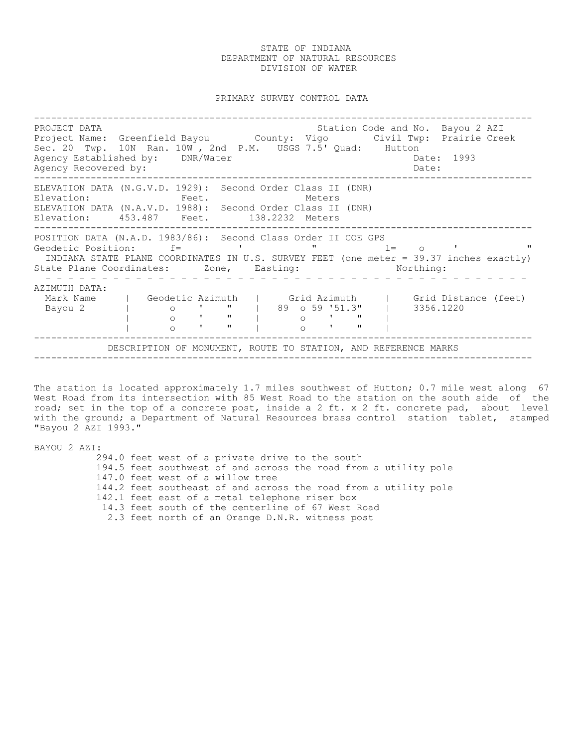STATE OF INDIANA
DEPARTMENT OF NATURAL RESOURCES
DIVISION OF WATER

PRIMARY SURVEY CONTROL DATA

---

PROJECT DATA                                                    Station Code and No.  Bayou 2 AZI
Project Name:  Greenfield Bayou        County:  Vigo        Civil Twp:  Prairie Creek
Sec. 20  Twp.  10N  Ran. 10W , 2nd  P.M.   USGS 7.5' Quad:    Hutton
Agency Established by:    DNR/Water                                       Date:  1993
Agency Recovered by:                                                       Date:

---

ELEVATION DATA (N.G.V.D. 1929):  Second Order Class II (DNR)
Elevation:              Feet.                Meters
ELEVATION DATA (N.A.V.D. 1988):  Second Order Class II (DNR)
Elevation:     453.487    Feet.      138.2232  Meters

---

POSITION DATA (N.A.D. 1983/86):  Second Class Order II COE GPS
Geodetic Position:      f=        '           "           l=    o     '          "
INDIANA STATE PLANE COORDINATES IN U.S. SURVEY FEET (one meter = 39.37 inches exactly)
State Plane Coordinates:      Zone,    Easting:                  Northing:

---

AZIMUTH DATA:

| Mark Name | Geodetic Azimuth | Grid Azimuth | Grid Distance (feet) |
|---|---|---|---|
| Bayou 2 | o ' " | 89 o 59 '51.3" | 3356.1220 |
| | o ' " | o ' " | |
| | o ' " | o ' " | |

---

DESCRIPTION OF MONUMENT, ROUTE TO STATION, AND REFERENCE MARKS

---

The station is located approximately 1.7 miles southwest of Hutton; 0.7 mile west along 67 West Road from its intersection with 85 West Road to the station on the south side of the road; set in the top of a concrete post, inside a 2 ft. x 2 ft. concrete pad, about level with the ground; a Department of Natural Resources brass control station tablet, stamped "Bayou 2 AZI 1993."

BAYOU 2 AZI:

- 294.0 feet west of a private drive to the south
- 194.5 feet southwest of and across the road from a utility pole
- 147.0 feet west of a willow tree
- 144.2 feet southeast of and across the road from a utility pole
- 142.1 feet east of a metal telephone riser box
- 14.3 feet south of the centerline of 67 West Road
- 2.3 feet north of an Orange D.N.R. witness post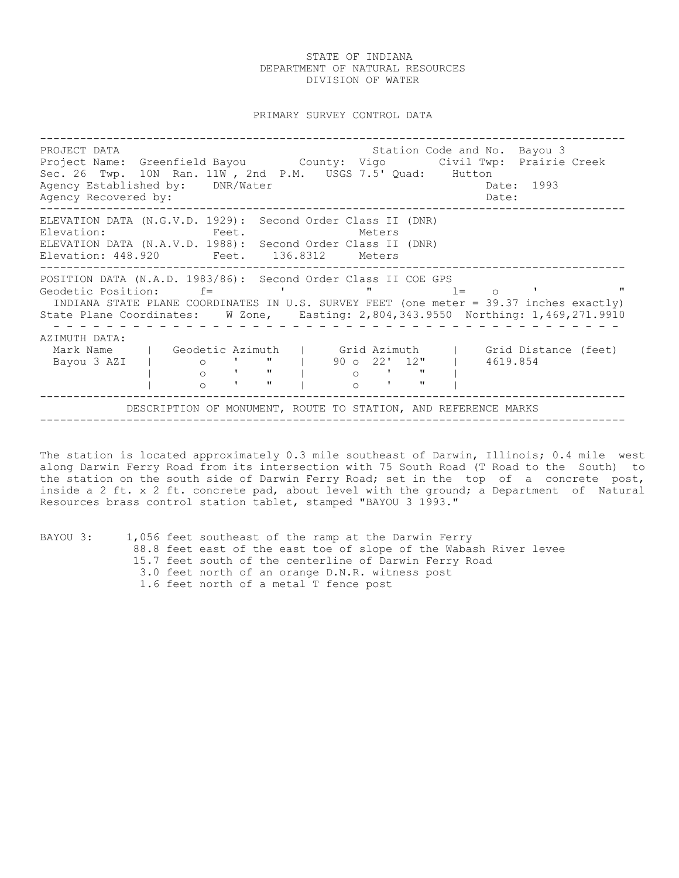STATE OF INDIANA
DEPARTMENT OF NATURAL RESOURCES
DIVISION OF WATER

PRIMARY SURVEY CONTROL DATA

---

PROJECT DATA Station Code and No. Bayou 3
Project Name: Greenfield Bayou County: Vigo Civil Twp: Prairie Creek
Sec. 26 Twp. 10N Ran. 11W , 2nd P.M. USGS 7.5' Quad: Hutton
Agency Established by: DNR/Water Date: 1993
Agency Recovered by: Date:

---

ELEVATION DATA (N.G.V.D. 1929): Second Order Class II (DNR)
Elevation: Feet. Meters
ELEVATION DATA (N.A.V.D. 1988): Second Order Class II (DNR)
Elevation: 448.920 Feet. 136.8312 Meters

---

POSITION DATA (N.A.D. 1983/86): Second Order Class II COE GPS
Geodetic Position: f= ' " l= o ' "
INDIANA STATE PLANE COORDINATES IN U.S. SURVEY FEET (one meter = 39.37 inches exactly)
State Plane Coordinates: W Zone, Easting: 2,804,343.9550 Northing: 1,469,271.9910

---

AZIMUTH DATA:

| Mark Name | Geodetic Azimuth | Grid Azimuth | Grid Distance (feet) |
|---|---|---|---|
| Bayou 3 AZI | o ' " | 90 o 22' 12" | 4619.854 |
| | o ' " | o ' " | |
| | o ' " | o ' " | |

---

DESCRIPTION OF MONUMENT, ROUTE TO STATION, AND REFERENCE MARKS

---

The station is located approximately 0.3 mile southeast of Darwin, Illinois; 0.4 mile west along Darwin Ferry Road from its intersection with 75 South Road (T Road to the South) to the station on the south side of Darwin Ferry Road; set in the top of a concrete post, inside a 2 ft. x 2 ft. concrete pad, about level with the ground; a Department of Natural Resources brass control station tablet, stamped "BAYOU 3 1993."

BAYOU 3:
- 1,056 feet southeast of the ramp at the Darwin Ferry
- 88.8 feet east of the east toe of slope of the Wabash River levee
- 15.7 feet south of the centerline of Darwin Ferry Road
- 3.0 feet north of an orange D.N.R. witness post
- 1.6 feet north of a metal T fence post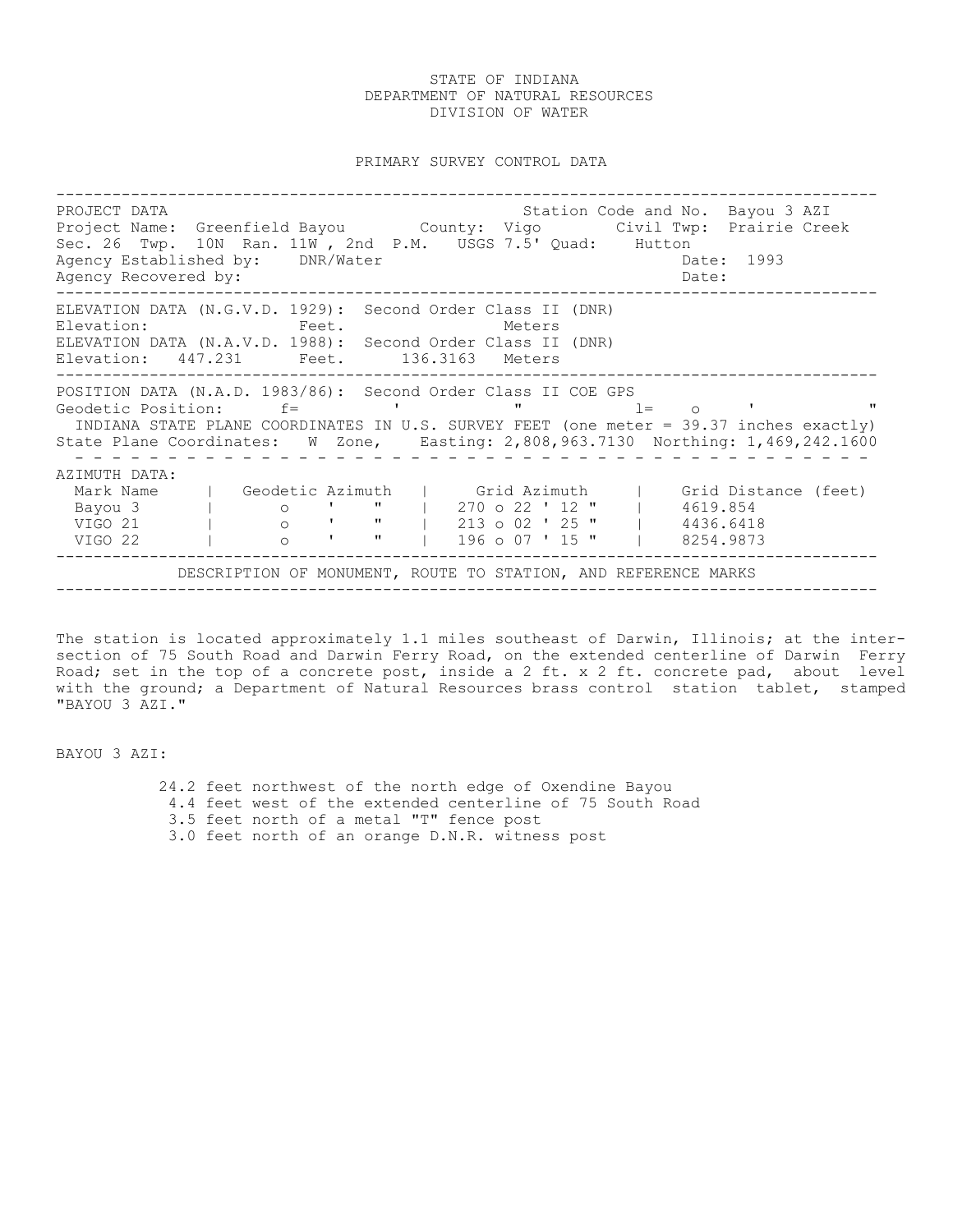STATE OF INDIANA
DEPARTMENT OF NATURAL RESOURCES
DIVISION OF WATER

PRIMARY SURVEY CONTROL DATA

---

PROJECT DATA                                                    Station Code and No.  Bayou 3 AZI
Project Name:  Greenfield Bayou        County:  Vigo        Civil Twp:  Prairie Creek
Sec. 26  Twp.  10N  Ran. 11W , 2nd  P.M.   USGS 7.5' Quad:    Hutton
Agency Established by:    DNR/Water                                    Date:  1993
Agency Recovered by:                                                   Date:

---

ELEVATION DATA (N.G.V.D. 1929):  Second Order Class II (DNR)
Elevation:                Feet.                 Meters
ELEVATION DATA (N.A.V.D. 1988):  Second Order Class II (DNR)
Elevation:  447.231      Feet.      136.3163  Meters

---

POSITION DATA (N.A.D. 1983/86):  Second Order Class II COE GPS
Geodetic Position:      f=          '            "            l=    o     '           "
INDIANA STATE PLANE COORDINATES IN U.S. SURVEY FEET (one meter = 39.37 inches exactly)
State Plane Coordinates:   W  Zone,    Easting: 2,808,963.7130  Northing: 1,469,242.1600

---

AZIMUTH DATA:

| Mark Name | Geodetic Azimuth | Grid Azimuth | Grid Distance (feet) |
|---|---|---|---|
| Bayou 3 | o ' " | 270 o 22 ' 12 " | 4619.854 |
| VIGO 21 | o ' " | 213 o 02 ' 25 " | 4436.6418 |
| VIGO 22 | o ' " | 196 o 07 ' 15 " | 8254.9873 |

---

DESCRIPTION OF MONUMENT, ROUTE TO STATION, AND REFERENCE MARKS

---

The station is located approximately 1.1 miles southeast of Darwin, Illinois; at the intersection of 75 South Road and Darwin Ferry Road, on the extended centerline of Darwin Ferry Road; set in the top of a concrete post, inside a 2 ft. x 2 ft. concrete pad, about level with the ground; a Department of Natural Resources brass control station tablet, stamped "BAYOU 3 AZI."

BAYOU 3 AZI:

24.2 feet northwest of the north edge of Oxendine Bayou
4.4 feet west of the extended centerline of 75 South Road
3.5 feet north of a metal "T" fence post
3.0 feet north of an orange D.N.R. witness post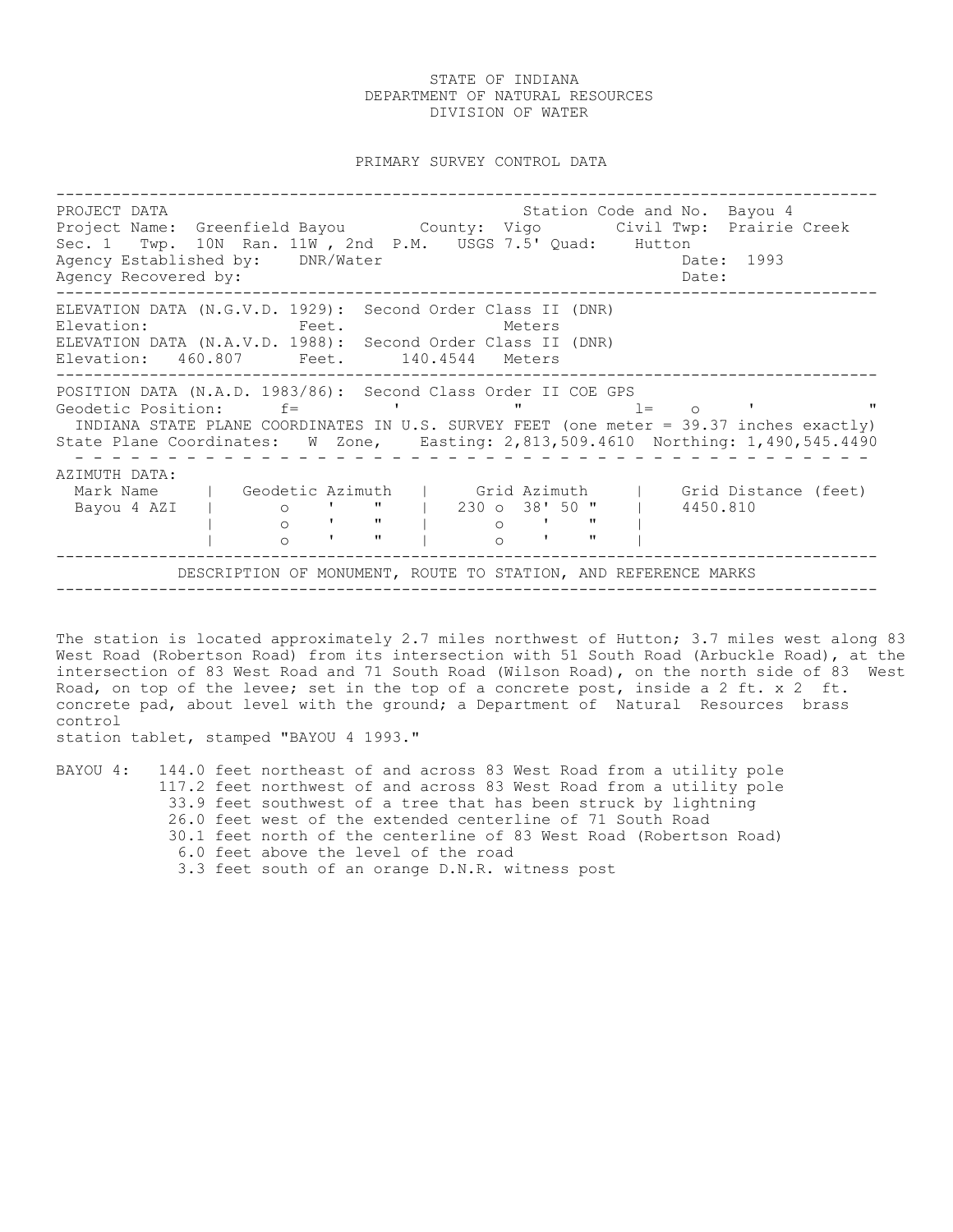STATE OF INDIANA
DEPARTMENT OF NATURAL RESOURCES
DIVISION OF WATER

PRIMARY SURVEY CONTROL DATA

---

PROJECT DATA                                                    Station Code and No. Bayou 4
Project Name: Greenfield Bayou        County: Vigo        Civil Twp: Prairie Creek
Sec. 1  Twp. 10N  Ran. 11W , 2nd P.M.  USGS 7.5' Quad:    Hutton
Agency Established by:   DNR/Water                                      Date: 1993
Agency Recovered by:                                                     Date:

---

ELEVATION DATA (N.G.V.D. 1929): Second Order Class II (DNR)
Elevation:              Feet.              Meters
ELEVATION DATA (N.A.V.D. 1988): Second Order Class II (DNR)
Elevation:  460.807     Feet.     140.4544  Meters

---

POSITION DATA (N.A.D. 1983/86): Second Class Order II COE GPS
Geodetic Position:     f=        '          "          l=    o     '          "
INDIANA STATE PLANE COORDINATES IN U.S. SURVEY FEET (one meter = 39.37 inches exactly)
State Plane Coordinates:  W  Zone,    Easting: 2,813,509.4610  Northing: 1,490,545.4490

---

AZIMUTH DATA:

| Mark Name | Geodetic Azimuth | Grid Azimuth | Grid Distance (feet) |
|---|---|---|---|
| Bayou 4 AZI | o ' " | 230 o 38' 50 " | 4450.810 |
| | o ' " | o ' " | |
| | o ' " | o ' " | |

---

DESCRIPTION OF MONUMENT, ROUTE TO STATION, AND REFERENCE MARKS

---

The station is located approximately 2.7 miles northwest of Hutton; 3.7 miles west along 83 West Road (Robertson Road) from its intersection with 51 South Road (Arbuckle Road), at the intersection of 83 West Road and 71 South Road (Wilson Road), on the north side of 83 West Road, on top of the levee; set in the top of a concrete post, inside a 2 ft. x 2 ft. concrete pad, about level with the ground; a Department of Natural Resources brass control station tablet, stamped "BAYOU 4 1993."

BAYOU 4:
- 144.0 feet northeast of and across 83 West Road from a utility pole
- 117.2 feet northwest of and across 83 West Road from a utility pole
- 33.9 feet southwest of a tree that has been struck by lightning
- 26.0 feet west of the extended centerline of 71 South Road
- 30.1 feet north of the centerline of 83 West Road (Robertson Road)
- 6.0 feet above the level of the road
- 3.3 feet south of an orange D.N.R. witness post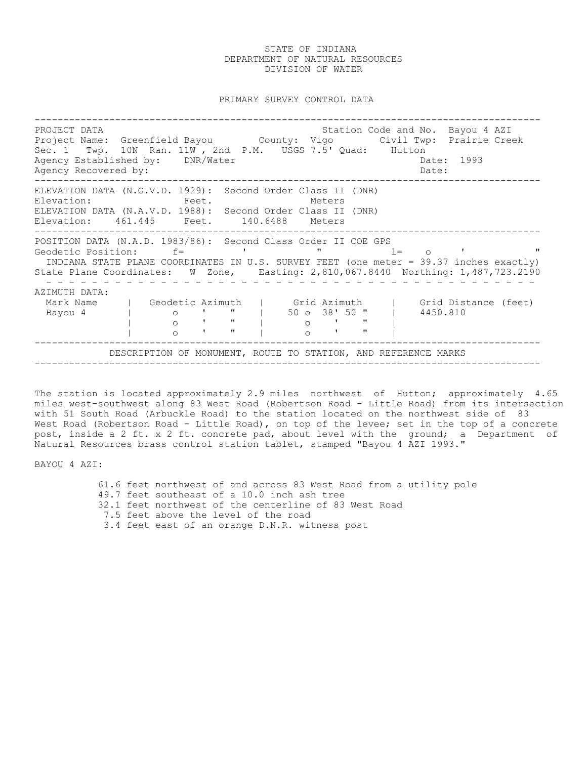STATE OF INDIANA
DEPARTMENT OF NATURAL RESOURCES
DIVISION OF WATER

PRIMARY SURVEY CONTROL DATA

---

PROJECT DATA — Station Code and No. Bayou 4 AZI

Project Name: Greenfield Bayou  County: Vigo  Civil Twp: Prairie Creek

Sec. 1 Twp. 10N Ran. 11W , 2nd P.M.  USGS 7.5' Quad: Hutton

Agency Established by: DNR/Water  Date: 1993

Agency Recovered by:  Date:

---

ELEVATION DATA (N.G.V.D. 1929): Second Order Class II (DNR)

Elevation: Feet. Meters

ELEVATION DATA (N.A.V.D. 1988): Second Order Class II (DNR)

Elevation: 461.445 Feet. 140.6488 Meters

---

POSITION DATA (N.A.D. 1983/86): Second Class Order II COE GPS

Geodetic Position: f= ' " l= o ' "

INDIANA STATE PLANE COORDINATES IN U.S. SURVEY FEET (one meter = 39.37 inches exactly)

State Plane Coordinates: W Zone, Easting: 2,810,067.8440 Northing: 1,487,723.2190

---

AZIMUTH DATA:

| Mark Name | Geodetic Azimuth | Grid Azimuth | Grid Distance (feet) |
|---|---|---|---|
| Bayou 4 | o ' " | 50 o 38' 50 " | 4450.810 |
| | o ' " | o ' " | |
| | o ' " | o ' " | |

---

DESCRIPTION OF MONUMENT, ROUTE TO STATION, AND REFERENCE MARKS

---

The station is located approximately 2.9 miles northwest of Hutton; approximately 4.65 miles west-southwest along 83 West Road (Robertson Road - Little Road) from its intersection with 51 South Road (Arbuckle Road) to the station located on the northwest side of 83 West Road (Robertson Road - Little Road), on top of the levee; set in the top of a concrete post, inside a 2 ft. x 2 ft. concrete pad, about level with the ground; a Department of Natural Resources brass control station tablet, stamped "Bayou 4 AZI 1993."

BAYOU 4 AZI:

- 61.6 feet northwest of and across 83 West Road from a utility pole
- 49.7 feet southeast of a 10.0 inch ash tree
- 32.1 feet northwest of the centerline of 83 West Road
- 7.5 feet above the level of the road
- 3.4 feet east of an orange D.N.R. witness post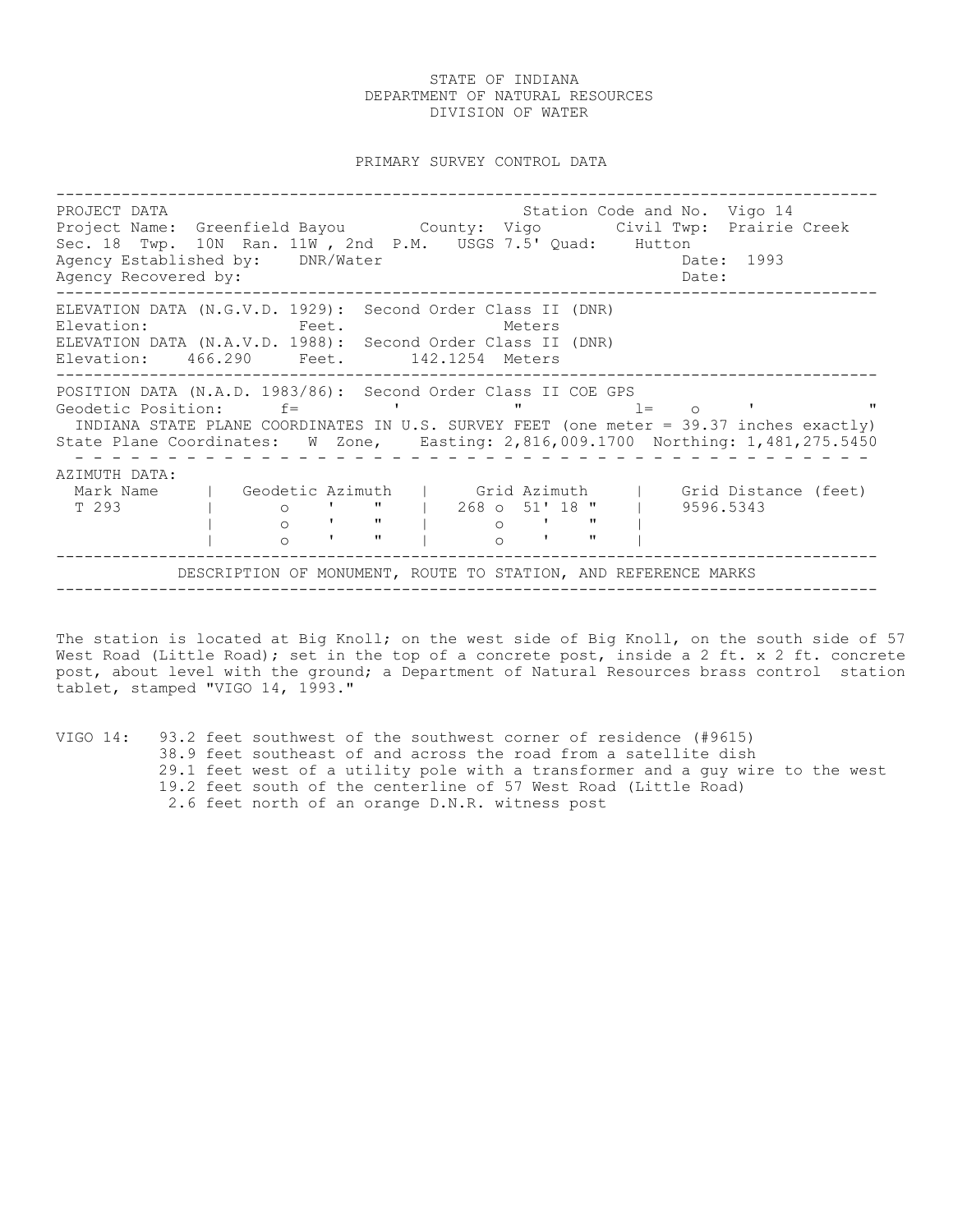STATE OF INDIANA
DEPARTMENT OF NATURAL RESOURCES
DIVISION OF WATER

PRIMARY SURVEY CONTROL DATA

---

PROJECT DATA                                                   Station Code and No.  Vigo 14
Project Name:  Greenfield Bayou        County:  Vigo        Civil Twp:  Prairie Creek
Sec. 18  Twp.  10N  Ran. 11W , 2nd  P.M.   USGS 7.5' Quad:    Hutton
Agency Established by:    DNR/Water                                          Date:  1993
Agency Recovered by:                                                         Date:

---

ELEVATION DATA (N.G.V.D. 1929):  Second Order Class II (DNR)
Elevation:                Feet.                Meters
ELEVATION DATA (N.A.V.D. 1988):  Second Order Class II (DNR)
Elevation:    466.290     Feet.       142.1254  Meters

---

POSITION DATA (N.A.D. 1983/86):  Second Order Class II COE GPS
Geodetic Position:      f=          '            "          l=    o     '          "
INDIANA STATE PLANE COORDINATES IN U.S. SURVEY FEET (one meter = 39.37 inches exactly)
State Plane Coordinates:   W  Zone,     Easting: 2,816,009.1700  Northing: 1,481,275.5450

---

AZIMUTH DATA:

| Mark Name | Geodetic Azimuth | Grid Azimuth | Grid Distance (feet) |
|---|---|---|---|
| T 293 | o ' " | 268 o 51' 18 " | 9596.5343 |
| | o ' " | o ' " | |
| | o ' " | o ' " | |

---

DESCRIPTION OF MONUMENT, ROUTE TO STATION, AND REFERENCE MARKS

---

The station is located at Big Knoll; on the west side of Big Knoll, on the south side of 57 West Road (Little Road); set in the top of a concrete post, inside a 2 ft. x 2 ft. concrete post, about level with the ground; a Department of Natural Resources brass control station tablet, stamped "VIGO 14, 1993."

VIGO 14:
- 93.2 feet southwest of the southwest corner of residence (#9615)
- 38.9 feet southeast of and across the road from a satellite dish
- 29.1 feet west of a utility pole with a transformer and a guy wire to the west
- 19.2 feet south of the centerline of 57 West Road (Little Road)
- 2.6 feet north of an orange D.N.R. witness post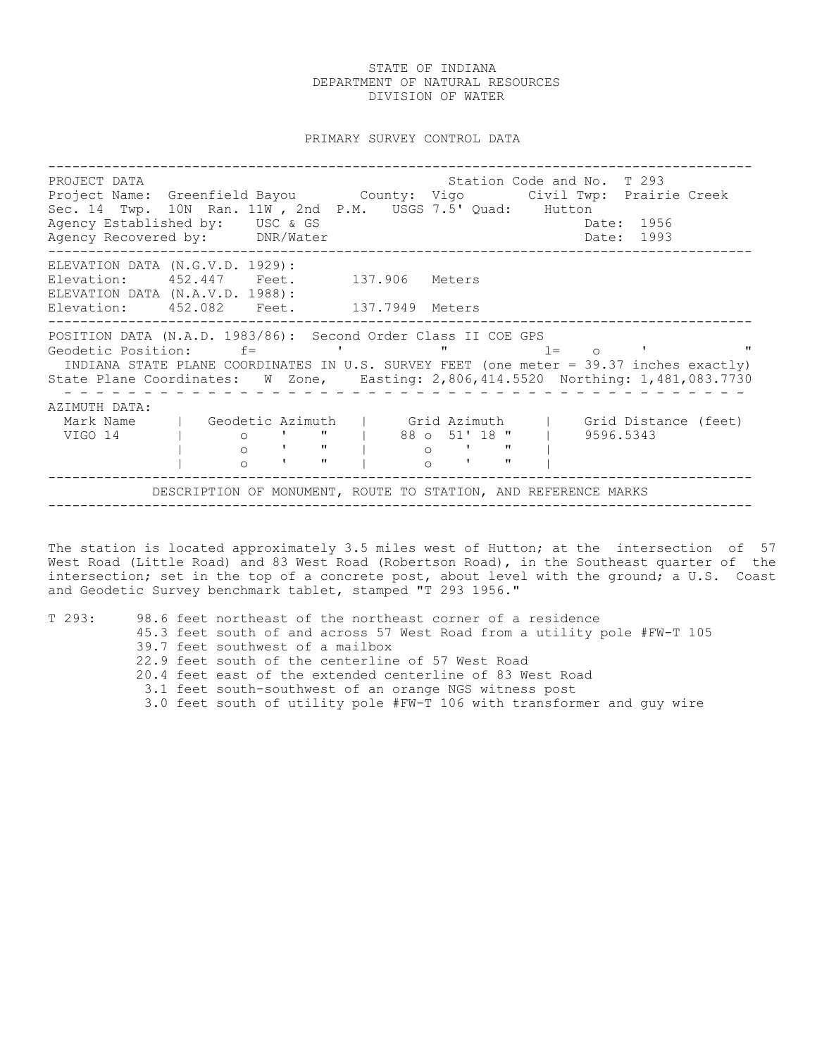STATE OF INDIANA
DEPARTMENT OF NATURAL RESOURCES
DIVISION OF WATER

PRIMARY SURVEY CONTROL DATA

---

PROJECT DATA    Station Code and No. T 293
Project Name: Greenfield Bayou    County: Vigo    Civil Twp: Prairie Creek
Sec. 14 Twp. 10N Ran. 11W , 2nd P.M.   USGS 7.5' Quad: Hutton
Agency Established by: USC & GS    Date: 1956
Agency Recovered by: DNR/Water    Date: 1993

---

ELEVATION DATA (N.G.V.D. 1929):
Elevation: 452.447 Feet. 137.906 Meters
ELEVATION DATA (N.A.V.D. 1988):
Elevation: 452.082 Feet. 137.7949 Meters

---

POSITION DATA (N.A.D. 1983/86): Second Order Class II COE GPS
Geodetic Position: f= ' " l= o ' "
INDIANA STATE PLANE COORDINATES IN U.S. SURVEY FEET (one meter = 39.37 inches exactly)
State Plane Coordinates: W Zone, Easting: 2,806,414.5520 Northing: 1,481,083.7730

---

AZIMUTH DATA:

| Mark Name | Geodetic Azimuth | Grid Azimuth | Grid Distance (feet) |
|---|---|---|---|
| VIGO 14 | o ' " | 88 o 51' 18 " | 9596.5343 |
| | o ' " | o ' " | |
| | o ' " | o ' " | |

---

DESCRIPTION OF MONUMENT, ROUTE TO STATION, AND REFERENCE MARKS

---

The station is located approximately 3.5 miles west of Hutton; at the intersection of 57 West Road (Little Road) and 83 West Road (Robertson Road), in the Southeast quarter of the intersection; set in the top of a concrete post, about level with the ground; a U.S. Coast and Geodetic Survey benchmark tablet, stamped "T 293 1956."

T 293:
- 98.6 feet northeast of the northeast corner of a residence
- 45.3 feet south of and across 57 West Road from a utility pole #FW-T 105
- 39.7 feet southwest of a mailbox
- 22.9 feet south of the centerline of 57 West Road
- 20.4 feet east of the extended centerline of 83 West Road
- 3.1 feet south-southwest of an orange NGS witness post
- 3.0 feet south of utility pole #FW-T 106 with transformer and guy wire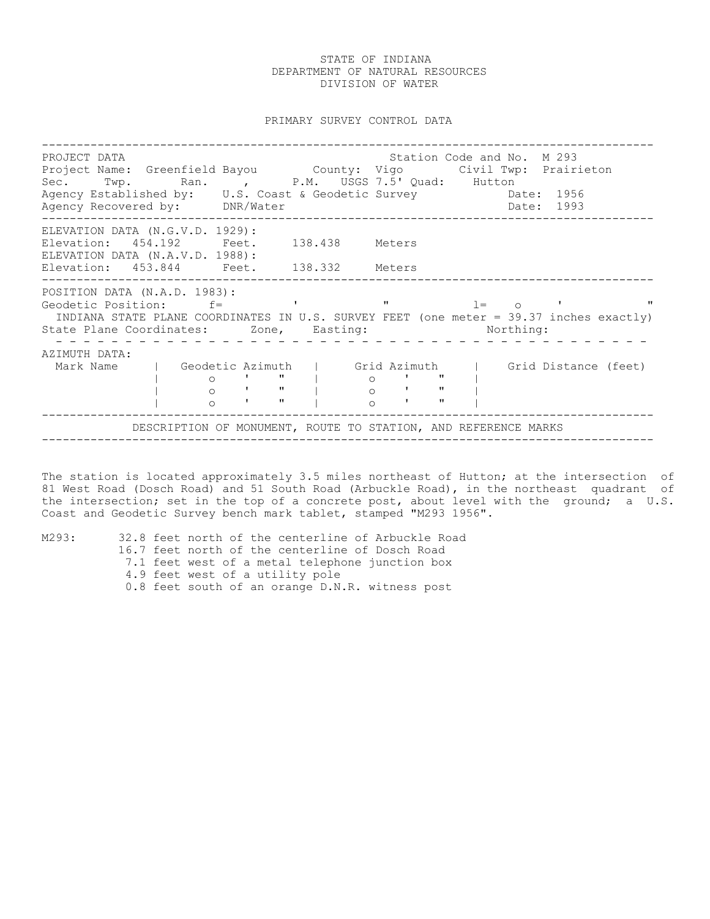STATE OF INDIANA
DEPARTMENT OF NATURAL RESOURCES
DIVISION OF WATER

PRIMARY SURVEY CONTROL DATA

---

PROJECT DATA — Station Code and No. M 293

Project Name: Greenfield Bayou    County: Vigo    Civil Twp: Prairieton

Sec.    Twp.    Ran.    ,    P.M.    USGS 7.5' Quad: Hutton

Agency Established by: U.S. Coast & Geodetic Survey    Date: 1956

Agency Recovered by: DNR/Water    Date: 1993

---

ELEVATION DATA (N.G.V.D. 1929):

Elevation: 454.192 Feet. 138.438 Meters

ELEVATION DATA (N.A.V.D. 1988):

Elevation: 453.844 Feet. 138.332 Meters

---

POSITION DATA (N.A.D. 1983):

Geodetic Position: f= ' "    l= o ' "

INDIANA STATE PLANE COORDINATES IN U.S. SURVEY FEET (one meter = 39.37 inches exactly)

State Plane Coordinates: Zone, Easting: Northing:

---

AZIMUTH DATA:

| Mark Name | Geodetic Azimuth | Grid Azimuth | Grid Distance (feet) |
|---|---|---|---|
| | o ' " | o ' " | |
| | o ' " | o ' " | |
| | o ' " | o ' " | |

---

DESCRIPTION OF MONUMENT, ROUTE TO STATION, AND REFERENCE MARKS

---

The station is located approximately 3.5 miles northeast of Hutton; at the intersection of 81 West Road (Dosch Road) and 51 South Road (Arbuckle Road), in the northeast quadrant of the intersection; set in the top of a concrete post, about level with the ground; a U.S. Coast and Geodetic Survey bench mark tablet, stamped "M293 1956".

M293:
- 32.8 feet north of the centerline of Arbuckle Road
- 16.7 feet north of the centerline of Dosch Road
- 7.1 feet west of a metal telephone junction box
- 4.9 feet west of a utility pole
- 0.8 feet south of an orange D.N.R. witness post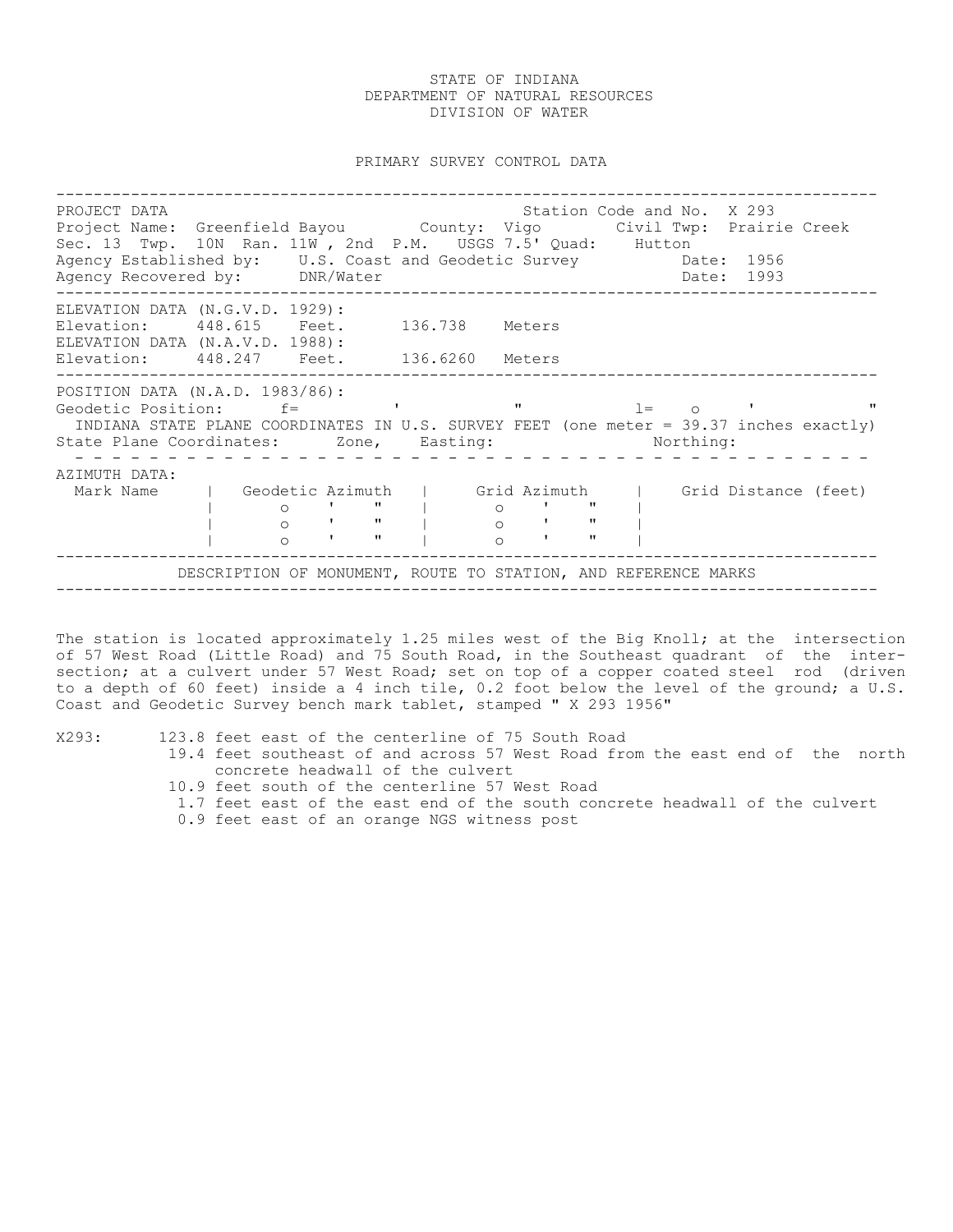STATE OF INDIANA
DEPARTMENT OF NATURAL RESOURCES
DIVISION OF WATER

PRIMARY SURVEY CONTROL DATA

---

PROJECT DATA — Station Code and No. X 293

Project Name: Greenfield Bayou  County: Vigo  Civil Twp: Prairie Creek
Sec. 13 Twp. 10N Ran. 11W , 2nd P.M. USGS 7.5' Quad: Hutton
Agency Established by: U.S. Coast and Geodetic Survey  Date: 1956
Agency Recovered by: DNR/Water  Date: 1993

---

ELEVATION DATA (N.G.V.D. 1929):
Elevation: 448.615 Feet. 136.738 Meters
ELEVATION DATA (N.A.V.D. 1988):
Elevation: 448.247 Feet. 136.6260 Meters

---

POSITION DATA (N.A.D. 1983/86):
Geodetic Position: f= ' " l= o ' "
INDIANA STATE PLANE COORDINATES IN U.S. SURVEY FEET (one meter = 39.37 inches exactly)
State Plane Coordinates: Zone, Easting: Northing:

---

AZIMUTH DATA:

| Mark Name | Geodetic Azimuth | Grid Azimuth | Grid Distance (feet) |
|---|---|---|---|
| | o ' " | o ' " | |
| | o ' " | o ' " | |
| | o ' " | o ' " | |

---

DESCRIPTION OF MONUMENT, ROUTE TO STATION, AND REFERENCE MARKS

---

The station is located approximately 1.25 miles west of the Big Knoll; at the intersection of 57 West Road (Little Road) and 75 South Road, in the Southeast quadrant of the intersection; at a culvert under 57 West Road; set on top of a copper coated steel rod (driven to a depth of 60 feet) inside a 4 inch tile, 0.2 foot below the level of the ground; a U.S. Coast and Geodetic Survey bench mark tablet, stamped " X 293 1956"

X293:
- 123.8 feet east of the centerline of 75 South Road
- 19.4 feet southeast of and across 57 West Road from the east end of the north concrete headwall of the culvert
- 10.9 feet south of the centerline 57 West Road
- 1.7 feet east of the east end of the south concrete headwall of the culvert
- 0.9 feet east of an orange NGS witness post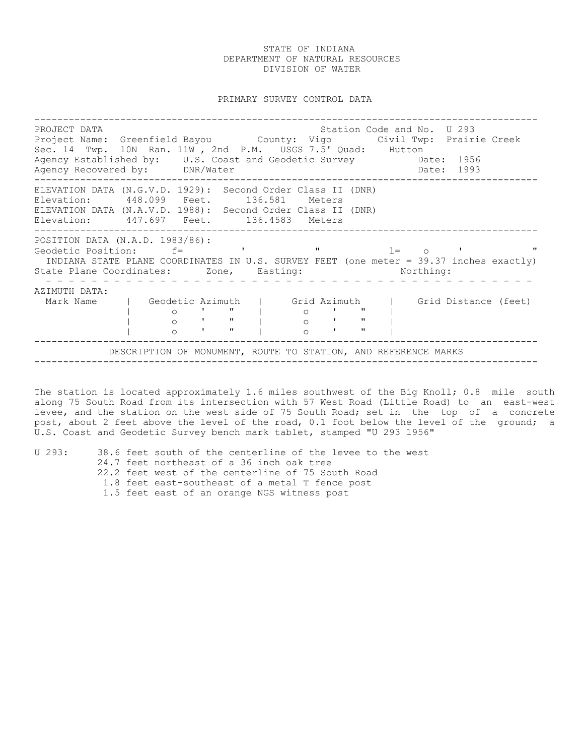STATE OF INDIANA
DEPARTMENT OF NATURAL RESOURCES
DIVISION OF WATER

PRIMARY SURVEY CONTROL DATA

---

PROJECT DATA — Station Code and No. U 293

Project Name: Greenfield Bayou  County: Vigo  Civil Twp: Prairie Creek

Sec. 14 Twp. 10N Ran. 11W , 2nd P.M. USGS 7.5' Quad: Hutton

Agency Established by: U.S. Coast and Geodetic Survey  Date: 1956

Agency Recovered by: DNR/Water  Date: 1993

---

ELEVATION DATA (N.G.V.D. 1929): Second Order Class II (DNR)

Elevation: 448.099 Feet. 136.581 Meters

ELEVATION DATA (N.A.V.D. 1988): Second Order Class II (DNR)

Elevation: 447.697 Feet. 136.4583 Meters

---

POSITION DATA (N.A.D. 1983/86):

Geodetic Position: f= ' " l= o ' "

INDIANA STATE PLANE COORDINATES IN U.S. SURVEY FEET (one meter = 39.37 inches exactly)

State Plane Coordinates: Zone, Easting: Northing:

---

AZIMUTH DATA:

| Mark Name | Geodetic Azimuth | Grid Azimuth | Grid Distance (feet) |
|---|---|---|---|
| | o ' " | o ' " | |
| | o ' " | o ' " | |
| | o ' " | o ' " | |

---

DESCRIPTION OF MONUMENT, ROUTE TO STATION, AND REFERENCE MARKS

---

The station is located approximately 1.6 miles southwest of the Big Knoll; 0.8 mile south along 75 South Road from its intersection with 57 West Road (Little Road) to an east-west levee, and the station on the west side of 75 South Road; set in the top of a concrete post, about 2 feet above the level of the road, 0.1 foot below the level of the ground; a U.S. Coast and Geodetic Survey bench mark tablet, stamped "U 293 1956"

U 293:
- 38.6 feet south of the centerline of the levee to the west
- 24.7 feet northeast of a 36 inch oak tree
- 22.2 feet west of the centerline of 75 South Road
- 1.8 feet east-southeast of a metal T fence post
- 1.5 feet east of an orange NGS witness post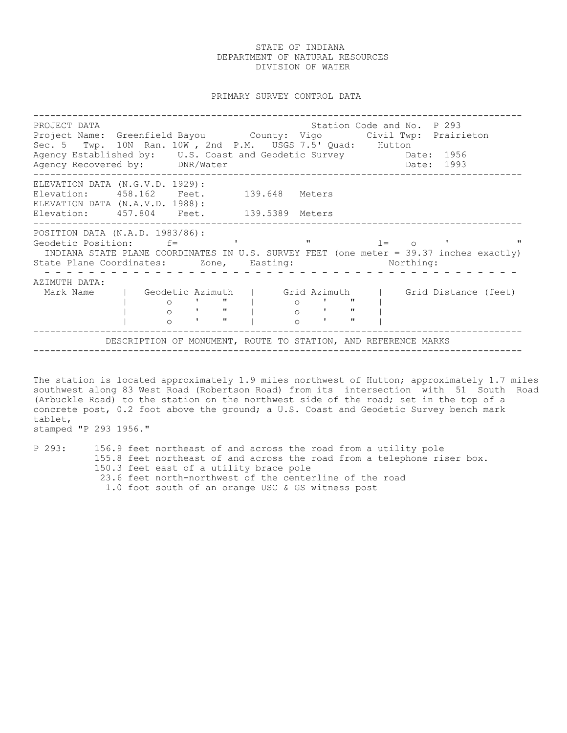STATE OF INDIANA
DEPARTMENT OF NATURAL RESOURCES
DIVISION OF WATER

PRIMARY SURVEY CONTROL DATA

---

PROJECT DATA                                                    Station Code and No.  P 293
Project Name:  Greenfield Bayou        County:  Vigo        Civil Twp:  Prairieton
Sec. 5   Twp.  10N  Ran. 10W , 2nd  P.M.   USGS 7.5' Quad:    Hutton
Agency Established by:    U.S. Coast and Geodetic Survey          Date:  1956
Agency Recovered by:      DNR/Water                               Date:  1993

---

ELEVATION DATA (N.G.V.D. 1929):
Elevation:    458.162    Feet.      139.648   Meters
ELEVATION DATA (N.A.V.D. 1988):
Elevation:    457.804    Feet.      139.5389  Meters

---

POSITION DATA (N.A.D. 1983/86):
Geodetic Position:      f=          '          "          l=    o     '          "
INDIANA STATE PLANE COORDINATES IN U.S. SURVEY FEET (one meter = 39.37 inches exactly)
State Plane Coordinates:      Zone,    Easting:                    Northing:

---

AZIMUTH DATA:

| Mark Name | Geodetic Azimuth | Grid Azimuth | Grid Distance (feet) |
|---|---|---|---|
| | o ' " | o ' " | |
| | o ' " | o ' " | |
| | o ' " | o ' " | |

---

DESCRIPTION OF MONUMENT, ROUTE TO STATION, AND REFERENCE MARKS

---

The station is located approximately 1.9 miles northwest of Hutton; approximately 1.7 miles southwest along 83 West Road (Robertson Road) from its intersection with 51 South Road (Arbuckle Road) to the station on the northwest side of the road; set in the top of a concrete post, 0.2 foot above the ground; a U.S. Coast and Geodetic Survey bench mark tablet,
stamped "P 293 1956."

P 293:
- 156.9 feet northeast of and across the road from a utility pole
- 155.8 feet northeast of and across the road from a telephone riser box.
- 150.3 feet east of a utility brace pole
- 23.6 feet north-northwest of the centerline of the road
- 1.0 foot south of an orange USC & GS witness post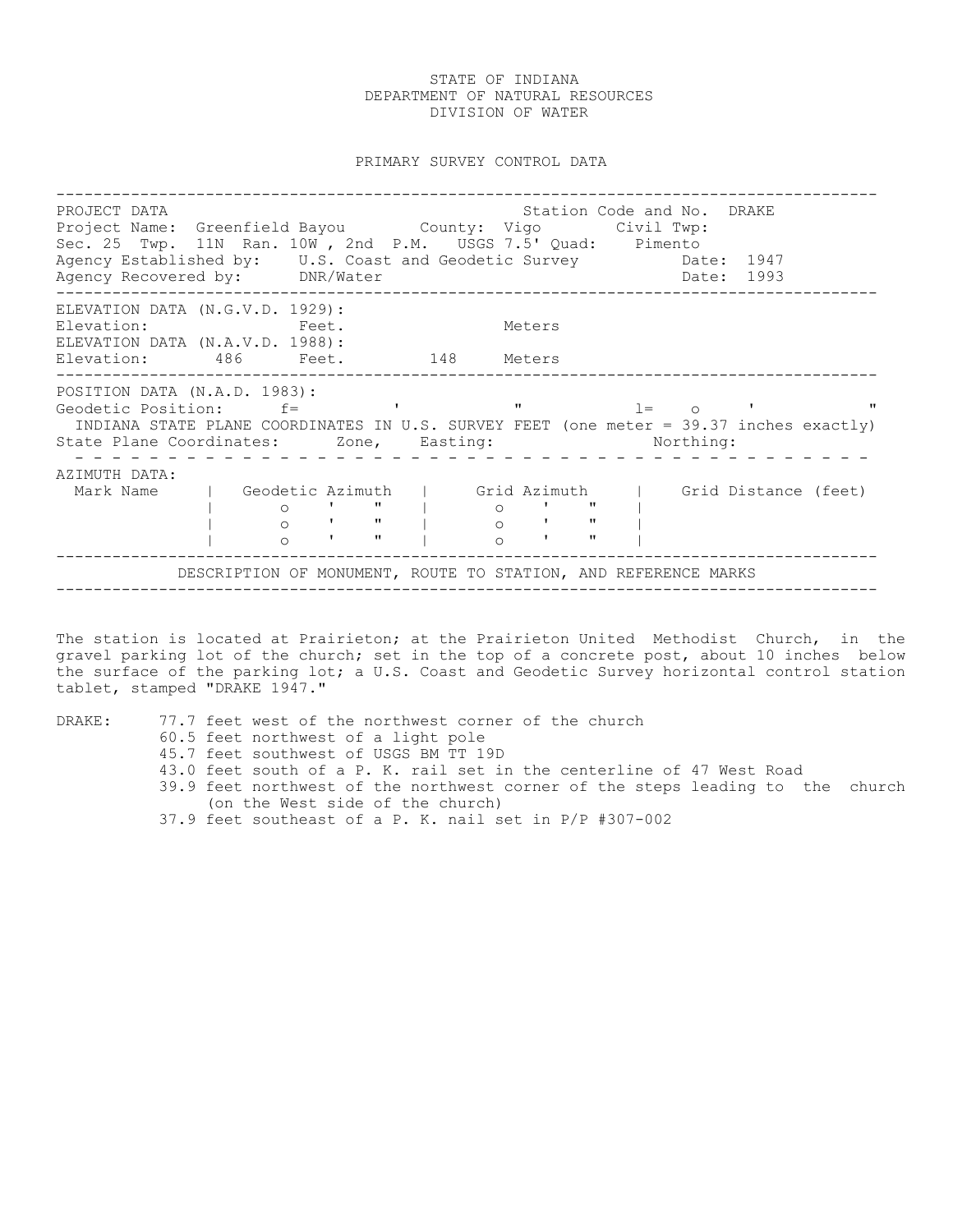STATE OF INDIANA
DEPARTMENT OF NATURAL RESOURCES
DIVISION OF WATER

PRIMARY SURVEY CONTROL DATA

---

PROJECT DATA — Station Code and No. DRAKE

Project Name: Greenfield Bayou  County: Vigo  Civil Twp:

Sec. 25 Twp. 11N Ran. 10W , 2nd P.M. USGS 7.5' Quad: Pimento

Agency Established by: U.S. Coast and Geodetic Survey  Date: 1947

Agency Recovered by: DNR/Water  Date: 1993

---

ELEVATION DATA (N.G.V.D. 1929):

Elevation: Feet. Meters

ELEVATION DATA (N.A.V.D. 1988):

Elevation: 486 Feet. 148 Meters

---

POSITION DATA (N.A.D. 1983):

Geodetic Position: f= ' " l= o ' "

INDIANA STATE PLANE COORDINATES IN U.S. SURVEY FEET (one meter = 39.37 inches exactly)

State Plane Coordinates: Zone, Easting: Northing:

---

AZIMUTH DATA:

| Mark Name | Geodetic Azimuth | Grid Azimuth | Grid Distance (feet) |
|---|---|---|---|
| | o ' " | o ' " | |
| | o ' " | o ' " | |
| | o ' " | o ' " | |

---

DESCRIPTION OF MONUMENT, ROUTE TO STATION, AND REFERENCE MARKS

---

The station is located at Prairieton; at the Prairieton United Methodist Church, in the gravel parking lot of the church; set in the top of a concrete post, about 10 inches below the surface of the parking lot; a U.S. Coast and Geodetic Survey horizontal control station tablet, stamped "DRAKE 1947."

DRAKE:
- 77.7 feet west of the northwest corner of the church
- 60.5 feet northwest of a light pole
- 45.7 feet southwest of USGS BM TT 19D
- 43.0 feet south of a P. K. rail set in the centerline of 47 West Road
- 39.9 feet northwest of the northwest corner of the steps leading to the church (on the West side of the church)
- 37.9 feet southeast of a P. K. nail set in P/P #307-002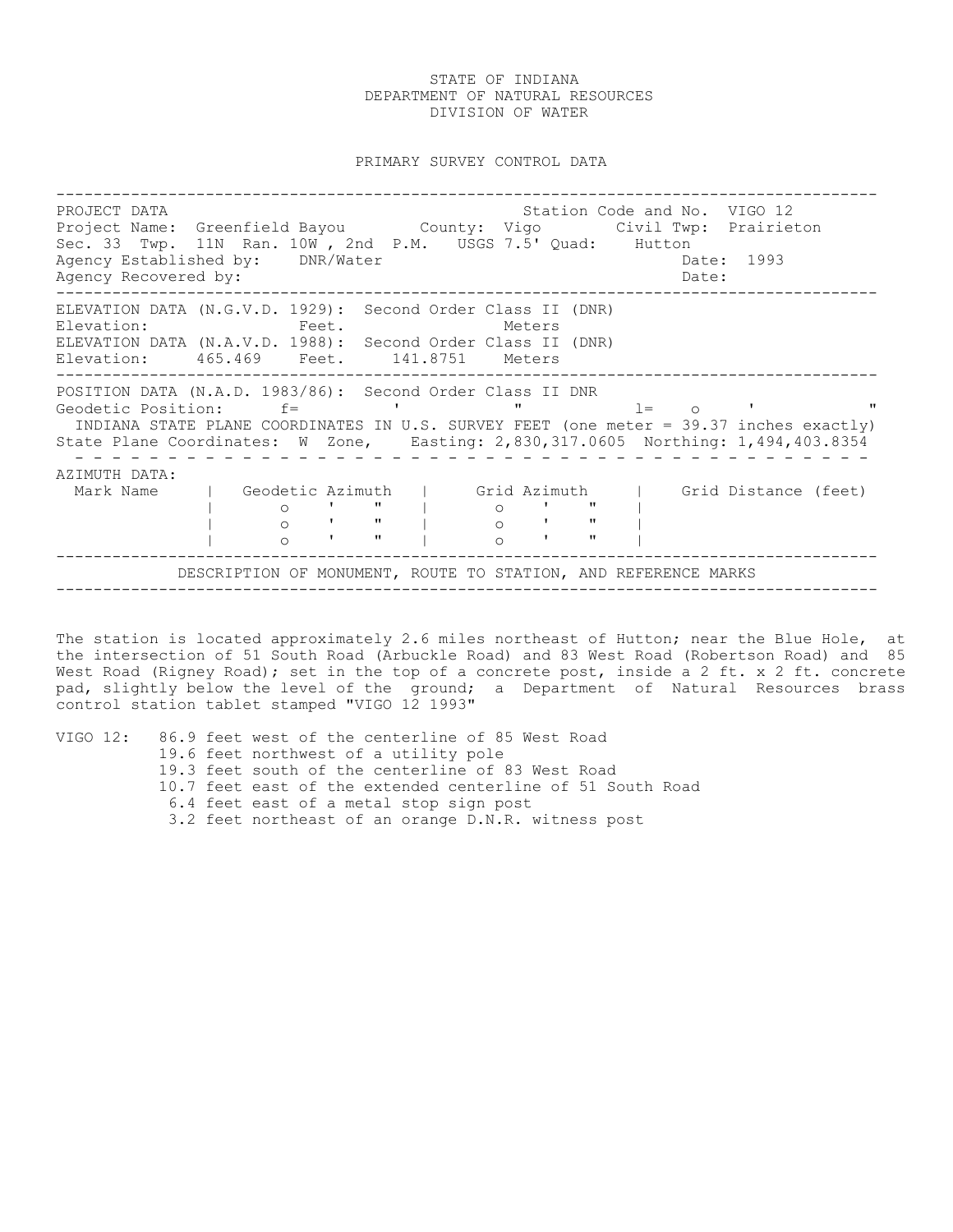STATE OF INDIANA
DEPARTMENT OF NATURAL RESOURCES
DIVISION OF WATER

PRIMARY SURVEY CONTROL DATA

---

PROJECT DATA — Station Code and No. VIGO 12
Project Name: Greenfield Bayou  County: Vigo  Civil Twp: Prairieton
Sec. 33 Twp. 11N Ran. 10W , 2nd P.M.  USGS 7.5' Quad: Hutton
Agency Established by: DNR/Water  Date: 1993
Agency Recovered by:  Date:

---

ELEVATION DATA (N.G.V.D. 1929): Second Order Class II (DNR)
Elevation:  Feet.  Meters
ELEVATION DATA (N.A.V.D. 1988): Second Order Class II (DNR)
Elevation: 465.469 Feet. 141.8751 Meters

---

POSITION DATA (N.A.D. 1983/86): Second Order Class II DNR
Geodetic Position: f= ' "  l= o ' "
INDIANA STATE PLANE COORDINATES IN U.S. SURVEY FEET (one meter = 39.37 inches exactly)
State Plane Coordinates: W Zone, Easting: 2,830,317.0605 Northing: 1,494,403.8354

---

AZIMUTH DATA:

| Mark Name | Geodetic Azimuth | Grid Azimuth | Grid Distance (feet) |
|---|---|---|---|
| | o ' " | o ' " | |
| | o ' " | o ' " | |
| | o ' " | o ' " | |

---

DESCRIPTION OF MONUMENT, ROUTE TO STATION, AND REFERENCE MARKS

---

The station is located approximately 2.6 miles northeast of Hutton; near the Blue Hole, at the intersection of 51 South Road (Arbuckle Road) and 83 West Road (Robertson Road) and 85 West Road (Rigney Road); set in the top of a concrete post, inside a 2 ft. x 2 ft. concrete pad, slightly below the level of the ground; a Department of Natural Resources brass control station tablet stamped "VIGO 12 1993"

VIGO 12:
- 86.9 feet west of the centerline of 85 West Road
- 19.6 feet northwest of a utility pole
- 19.3 feet south of the centerline of 83 West Road
- 10.7 feet east of the extended centerline of 51 South Road
- 6.4 feet east of a metal stop sign post
- 3.2 feet northeast of an orange D.N.R. witness post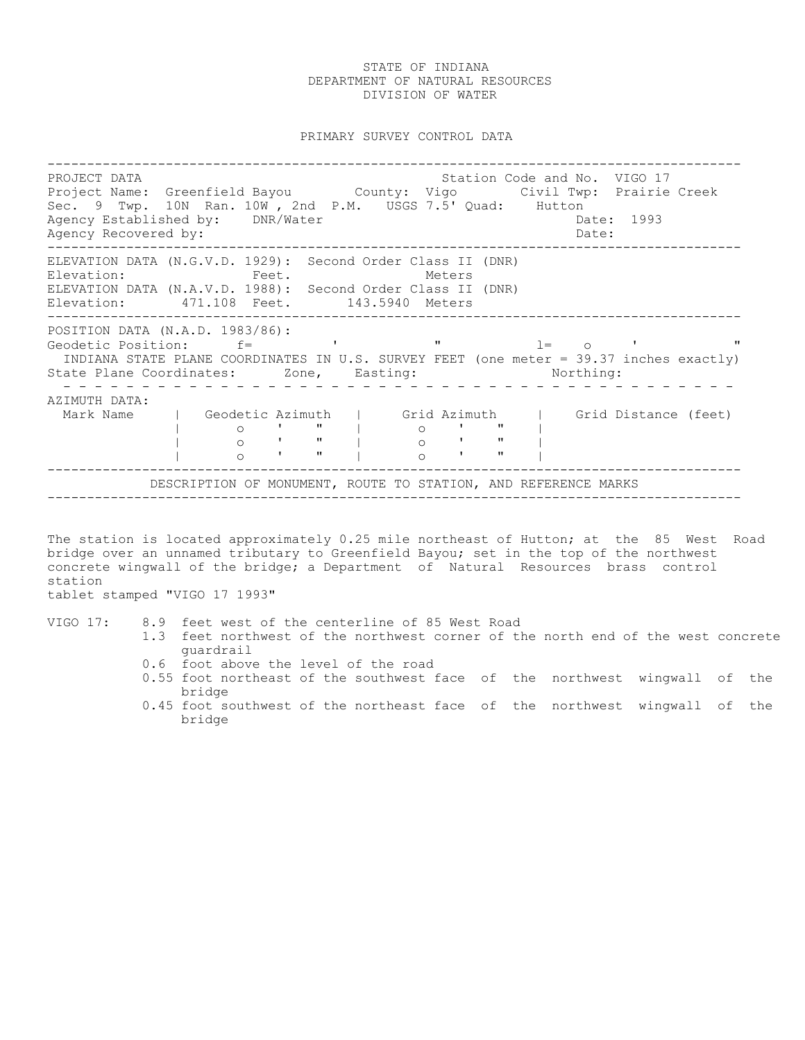STATE OF INDIANA
DEPARTMENT OF NATURAL RESOURCES
DIVISION OF WATER

PRIMARY SURVEY CONTROL DATA

---

**PROJECT DATA** Station Code and No. VIGO 17

Project Name: Greenfield Bayou County: Vigo Civil Twp: Prairie Creek

Sec. 9 Twp. 10N Ran. 10W , 2nd P.M. USGS 7.5' Quad: Hutton

Agency Established by: DNR/Water Date: 1993

Agency Recovered by: Date:

---

ELEVATION DATA (N.G.V.D. 1929): Second Order Class II (DNR)

Elevation: Feet. Meters

ELEVATION DATA (N.A.V.D. 1988): Second Order Class II (DNR)

Elevation: 471.108 Feet. 143.5940 Meters

---

POSITION DATA (N.A.D. 1983/86):

Geodetic Position: f= ' " l= o ' "

INDIANA STATE PLANE COORDINATES IN U.S. SURVEY FEET (one meter = 39.37 inches exactly)

State Plane Coordinates: Zone, Easting: Northing:

---

AZIMUTH DATA:

| Mark Name | Geodetic Azimuth | Grid Azimuth | Grid Distance (feet) |
|---|---|---|---|
| | o ' " | o ' " | |
| | o ' " | o ' " | |
| | o ' " | o ' " | |

---

DESCRIPTION OF MONUMENT, ROUTE TO STATION, AND REFERENCE MARKS

---

The station is located approximately 0.25 mile northeast of Hutton; at the 85 West Road bridge over an unnamed tributary to Greenfield Bayou; set in the top of the northwest concrete wingwall of the bridge; a Department of Natural Resources brass control station tablet stamped "VIGO 17 1993"

VIGO 17:
- 8.9 feet west of the centerline of 85 West Road
- 1.3 feet northwest of the northwest corner of the north end of the west concrete guardrail
- 0.6 foot above the level of the road
- 0.55 foot northeast of the southwest face of the northwest wingwall of the bridge
- 0.45 foot southwest of the northeast face of the northwest wingwall of the bridge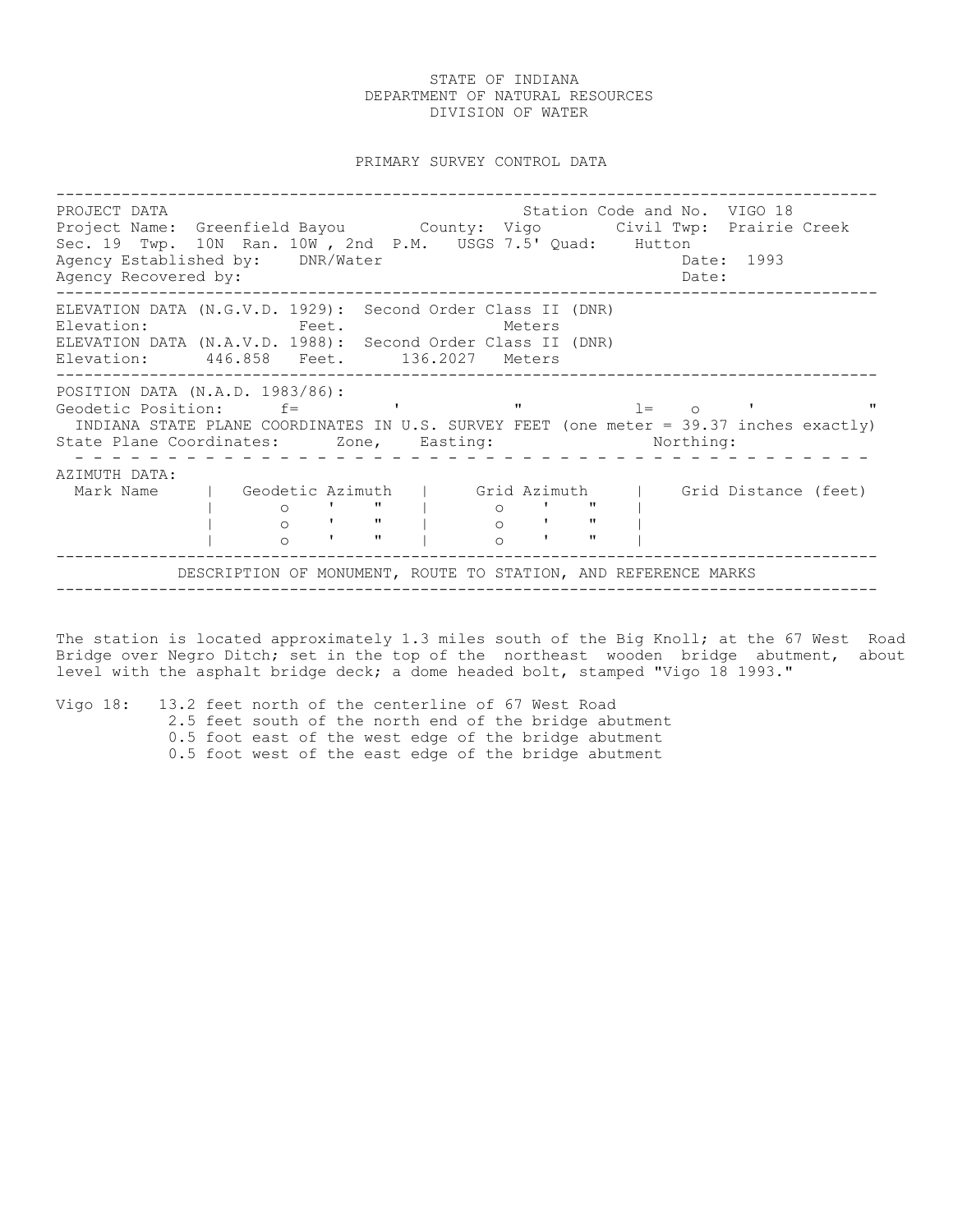STATE OF INDIANA
DEPARTMENT OF NATURAL RESOURCES
DIVISION OF WATER

PRIMARY SURVEY CONTROL DATA

---

PROJECT DATA                                                    Station Code and No. VIGO 18
Project Name: Greenfield Bayou        County: Vigo        Civil Twp: Prairie Creek
Sec. 19 Twp. 10N Ran. 10W , 2nd P.M. USGS 7.5' Quad: Hutton
Agency Established by: DNR/Water                                Date: 1993
Agency Recovered by:                                            Date:

---

ELEVATION DATA (N.G.V.D. 1929): Second Order Class II (DNR)
Elevation:                Feet.                Meters
ELEVATION DATA (N.A.V.D. 1988): Second Order Class II (DNR)
Elevation: 446.858 Feet. 136.2027 Meters

---

POSITION DATA (N.A.D. 1983/86):
Geodetic Position: f= ' " l= o ' "
INDIANA STATE PLANE COORDINATES IN U.S. SURVEY FEET (one meter = 39.37 inches exactly)
State Plane Coordinates: Zone, Easting: Northing:

---

AZIMUTH DATA:

| Mark Name | Geodetic Azimuth | Grid Azimuth | Grid Distance (feet) |
|---|---|---|---|
| | o ' " | o ' " | |
| | o ' " | o ' " | |
| | o ' " | o ' " | |

---

DESCRIPTION OF MONUMENT, ROUTE TO STATION, AND REFERENCE MARKS

---

The station is located approximately 1.3 miles south of the Big Knoll; at the 67 West Road Bridge over Negro Ditch; set in the top of the northeast wooden bridge abutment, about level with the asphalt bridge deck; a dome headed bolt, stamped "Vigo 18 1993."

Vigo 18: 13.2 feet north of the centerline of 67 West Road
2.5 feet south of the north end of the bridge abutment
0.5 foot east of the west edge of the bridge abutment
0.5 foot west of the east edge of the bridge abutment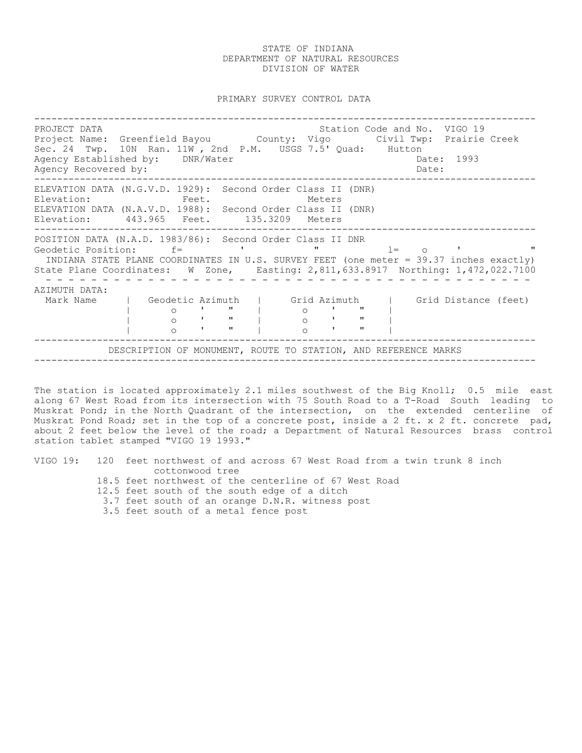STATE OF INDIANA
DEPARTMENT OF NATURAL RESOURCES
DIVISION OF WATER

PRIMARY SURVEY CONTROL DATA

---

PROJECT DATA — Station Code and No. VIGO 19

Project Name: Greenfield Bayou    County: Vigo    Civil Twp: Prairie Creek

Sec. 24  Twp. 10N  Ran. 11W , 2nd  P.M.   USGS 7.5' Quad: Hutton

Agency Established by: DNR/Water    Date: 1993

Agency Recovered by:    Date:

---

ELEVATION DATA (N.G.V.D. 1929): Second Order Class II (DNR)

Elevation:  Feet.  Meters

ELEVATION DATA (N.A.V.D. 1988): Second Order Class II (DNR)

Elevation: 443.965 Feet. 135.3209 Meters

---

POSITION DATA (N.A.D. 1983/86): Second Order Class II DNR

Geodetic Position: f= ° ' "    l= ° ' "

INDIANA STATE PLANE COORDINATES IN U.S. SURVEY FEET (one meter = 39.37 inches exactly)

State Plane Coordinates: W Zone, Easting: 2,811,633.8917 Northing: 1,472,022.7100

---

AZIMUTH DATA:

| Mark Name | Geodetic Azimuth | Grid Azimuth | Grid Distance (feet) |
|---|---|---|---|
| | ° ' " | ° ' " | |
| | ° ' " | ° ' " | |
| | ° ' " | ° ' " | |

---

DESCRIPTION OF MONUMENT, ROUTE TO STATION, AND REFERENCE MARKS

---

The station is located approximately 2.1 miles southwest of the Big Knoll; 0.5 mile east along 67 West Road from its intersection with 75 South Road to a T-Road South leading to Muskrat Pond; in the North Quadrant of the intersection, on the extended centerline of Muskrat Pond Road; set in the top of a concrete post, inside a 2 ft. x 2 ft. concrete pad, about 2 feet below the level of the road; a Department of Natural Resources brass control station tablet stamped "VIGO 19 1993."

VIGO 19:
- 120 feet northwest of and across 67 West Road from a twin trunk 8 inch cottonwood tree
- 18.5 feet northwest of the centerline of 67 West Road
- 12.5 feet south of the south edge of a ditch
- 3.7 feet south of an orange D.N.R. witness post
- 3.5 feet south of a metal fence post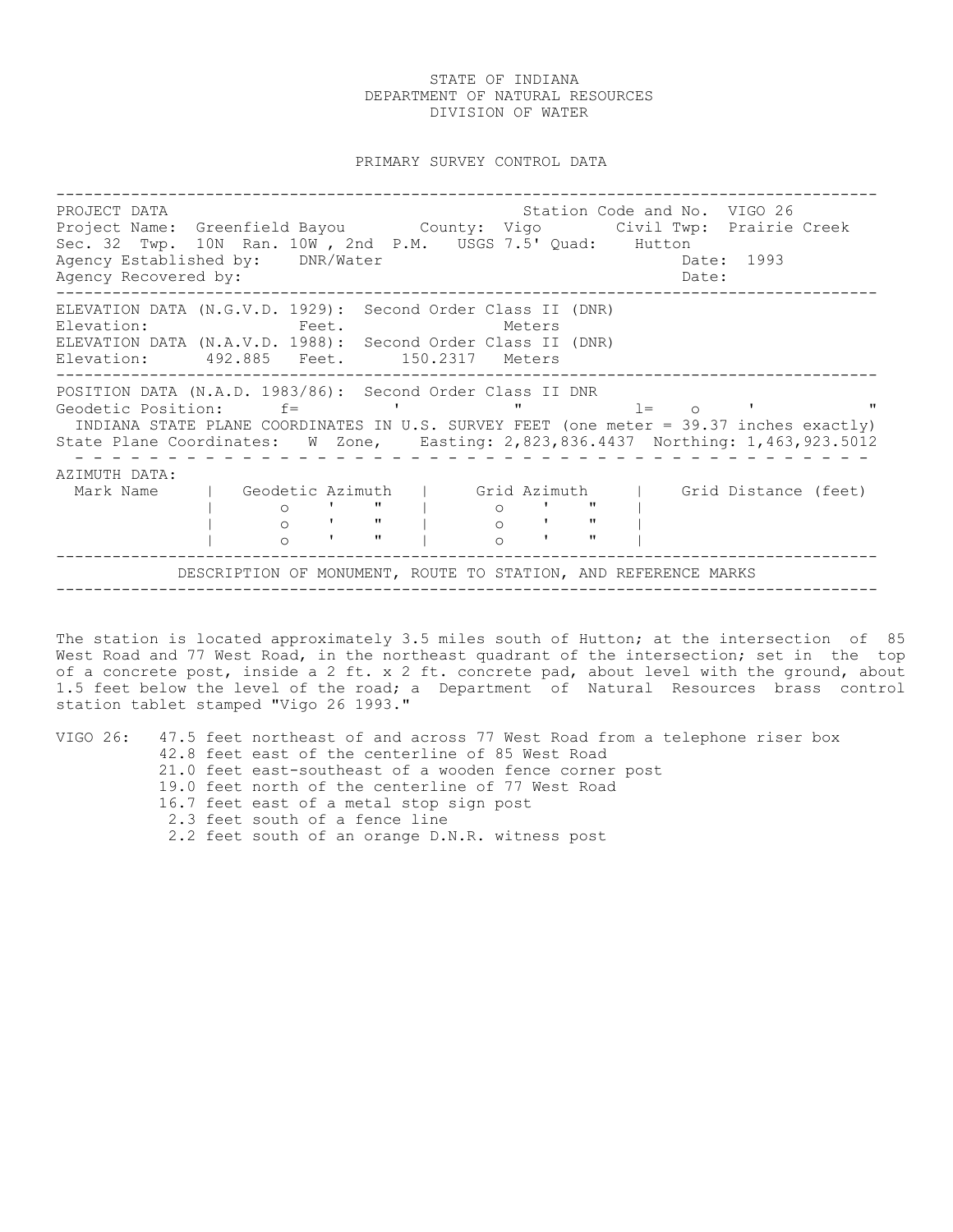STATE OF INDIANA
DEPARTMENT OF NATURAL RESOURCES
DIVISION OF WATER

PRIMARY SURVEY CONTROL DATA

---

PROJECT DATA — Station Code and No. VIGO 26

Project Name: Greenfield Bayou — County: Vigo — Civil Twp: Prairie Creek

Sec. 32 Twp. 10N Ran. 10W , 2nd P.M. USGS 7.5' Quad: Hutton

Agency Established by: DNR/Water — Date: 1993

Agency Recovered by: — Date:

---

ELEVATION DATA (N.G.V.D. 1929): Second Order Class II (DNR)

Elevation: Feet. Meters

ELEVATION DATA (N.A.V.D. 1988): Second Order Class II (DNR)

Elevation: 492.885 Feet. 150.2317 Meters

---

POSITION DATA (N.A.D. 1983/86): Second Order Class II DNR

Geodetic Position: f= ' " l= o ' "

INDIANA STATE PLANE COORDINATES IN U.S. SURVEY FEET (one meter = 39.37 inches exactly)

State Plane Coordinates: W Zone, Easting: 2,823,836.4437 Northing: 1,463,923.5012

---

AZIMUTH DATA:

| Mark Name | Geodetic Azimuth | Grid Azimuth | Grid Distance (feet) |
|---|---|---|---|
| | o ' " | o ' " | |
| | o ' " | o ' " | |
| | o ' " | o ' " | |

---

DESCRIPTION OF MONUMENT, ROUTE TO STATION, AND REFERENCE MARKS

---

The station is located approximately 3.5 miles south of Hutton; at the intersection of 85 West Road and 77 West Road, in the northeast quadrant of the intersection; set in the top of a concrete post, inside a 2 ft. x 2 ft. concrete pad, about level with the ground, about 1.5 feet below the level of the road; a Department of Natural Resources brass control station tablet stamped "Vigo 26 1993."

VIGO 26:
- 47.5 feet northeast of and across 77 West Road from a telephone riser box
- 42.8 feet east of the centerline of 85 West Road
- 21.0 feet east-southeast of a wooden fence corner post
- 19.0 feet north of the centerline of 77 West Road
- 16.7 feet east of a metal stop sign post
- 2.3 feet south of a fence line
- 2.2 feet south of an orange D.N.R. witness post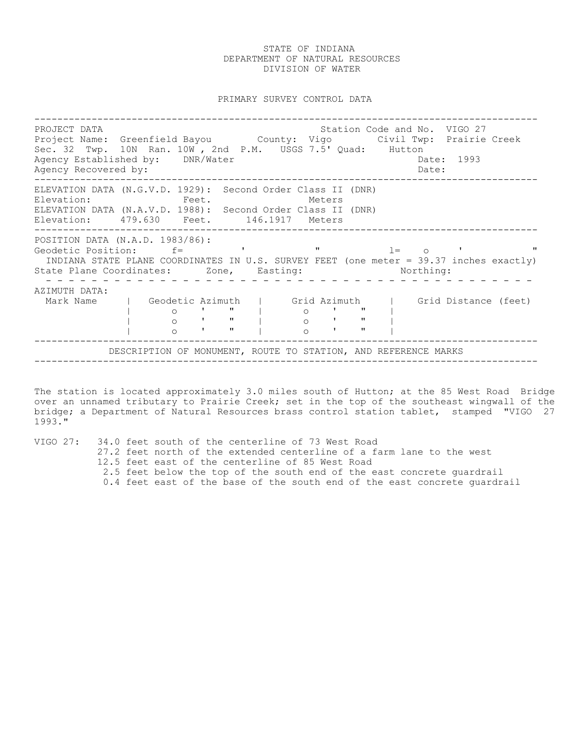STATE OF INDIANA
DEPARTMENT OF NATURAL RESOURCES
DIVISION OF WATER

PRIMARY SURVEY CONTROL DATA

---

PROJECT DATA — Station Code and No. VIGO 27

Project Name: Greenfield Bayou    County: Vigo    Civil Twp: Prairie Creek

Sec. 32  Twp. 10N  Ran. 10W , 2nd P.M.  USGS 7.5' Quad: Hutton

Agency Established by: DNR/Water    Date: 1993

Agency Recovered by:    Date:

---

ELEVATION DATA (N.G.V.D. 1929): Second Order Class II (DNR)

Elevation:    Feet.    Meters

ELEVATION DATA (N.A.V.D. 1988): Second Order Class II (DNR)

Elevation: 479.630 Feet. 146.1917 Meters

---

POSITION DATA (N.A.D. 1983/86):

Geodetic Position: f= ' "    l= o ' "

INDIANA STATE PLANE COORDINATES IN U.S. SURVEY FEET (one meter = 39.37 inches exactly)

State Plane Coordinates: Zone, Easting:    Northing:

---

AZIMUTH DATA:

| Mark Name | Geodetic Azimuth | Grid Azimuth | Grid Distance (feet) |
|---|---|---|---|
| | o ' " | o ' " | |
| | o ' " | o ' " | |
| | o ' " | o ' " | |

---

DESCRIPTION OF MONUMENT, ROUTE TO STATION, AND REFERENCE MARKS

---

The station is located approximately 3.0 miles south of Hutton; at the 85 West Road Bridge over an unnamed tributary to Prairie Creek; set in the top of the southeast wingwall of the bridge; a Department of Natural Resources brass control station tablet, stamped "VIGO 27 1993."

VIGO 27:
- 34.0 feet south of the centerline of 73 West Road
- 27.2 feet north of the extended centerline of a farm lane to the west
- 12.5 feet east of the centerline of 85 West Road
- 2.5 feet below the top of the south end of the east concrete guardrail
- 0.4 feet east of the base of the south end of the east concrete guardrail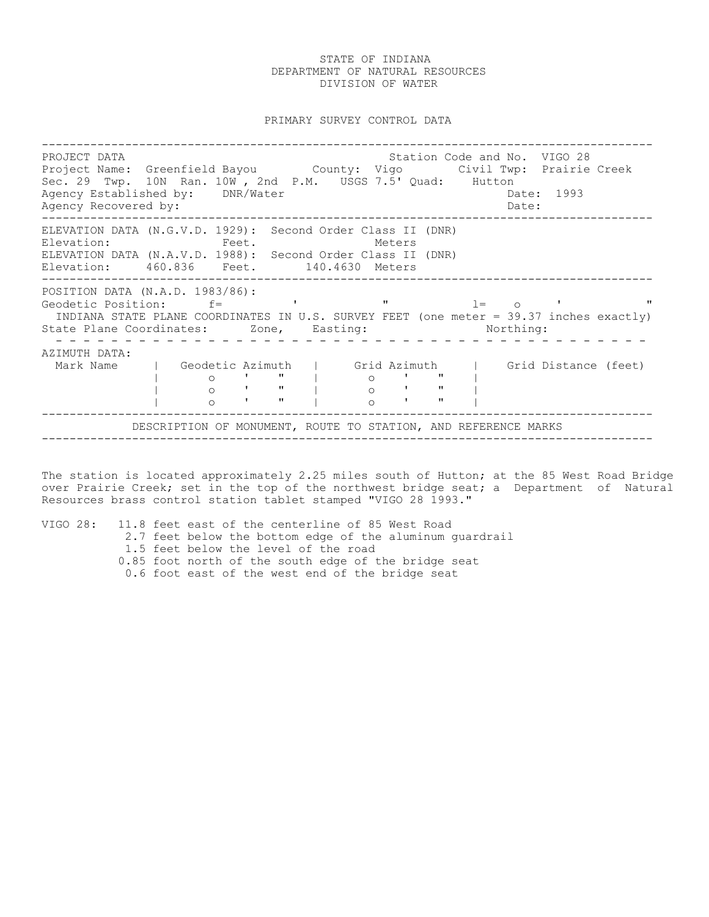STATE OF INDIANA
DEPARTMENT OF NATURAL RESOURCES
DIVISION OF WATER

PRIMARY SURVEY CONTROL DATA

---

PROJECT DATA — Station Code and No. VIGO 28

Project Name: Greenfield Bayou    County: Vigo    Civil Twp: Prairie Creek

Sec. 29 Twp. 10N Ran. 10W , 2nd P.M.    USGS 7.5' Quad: Hutton

Agency Established by: DNR/Water    Date: 1993

Agency Recovered by:    Date:

---

ELEVATION DATA (N.G.V.D. 1929): Second Order Class II (DNR)

Elevation: Feet. Meters

ELEVATION DATA (N.A.V.D. 1988): Second Order Class II (DNR)

Elevation: 460.836 Feet. 140.4630 Meters

---

POSITION DATA (N.A.D. 1983/86):

Geodetic Position: f= ' "    l= o ' "

INDIANA STATE PLANE COORDINATES IN U.S. SURVEY FEET (one meter = 39.37 inches exactly)

State Plane Coordinates: Zone, Easting: Northing:

---

AZIMUTH DATA:

| Mark Name | Geodetic Azimuth | Grid Azimuth | Grid Distance (feet) |
|---|---|---|---|
| | o ' " | o ' " | |
| | o ' " | o ' " | |
| | o ' " | o ' " | |

---

DESCRIPTION OF MONUMENT, ROUTE TO STATION, AND REFERENCE MARKS

---

The station is located approximately 2.25 miles south of Hutton; at the 85 West Road Bridge over Prairie Creek; set in the top of the northwest bridge seat; a Department of Natural Resources brass control station tablet stamped "VIGO 28 1993."

VIGO 28:
- 11.8 feet east of the centerline of 85 West Road
- 2.7 feet below the bottom edge of the aluminum guardrail
- 1.5 feet below the level of the road
- 0.85 foot north of the south edge of the bridge seat
- 0.6 foot east of the west end of the bridge seat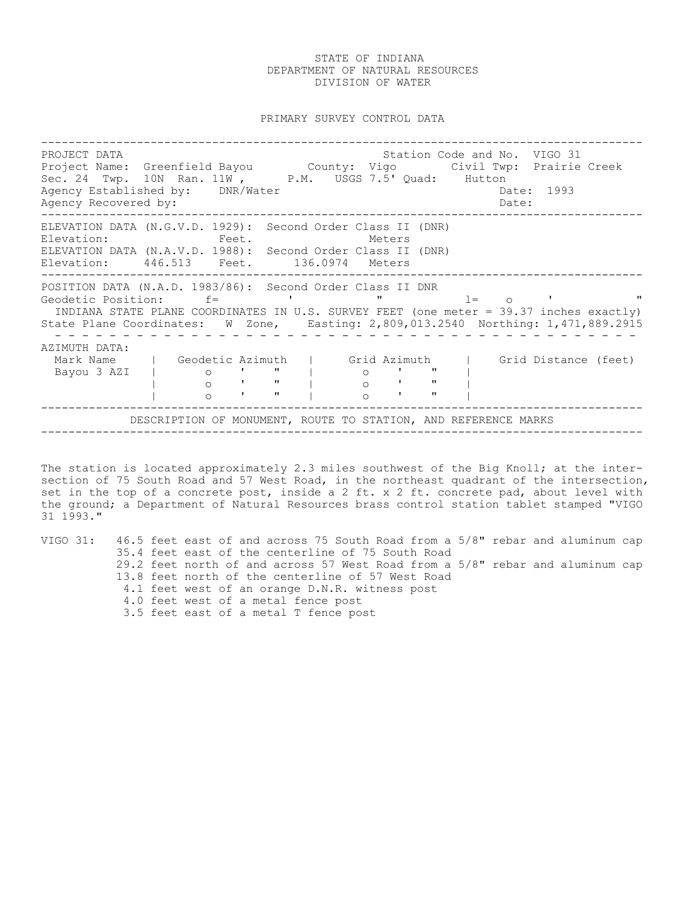STATE OF INDIANA
DEPARTMENT OF NATURAL RESOURCES
DIVISION OF WATER

PRIMARY SURVEY CONTROL DATA

---

PROJECT DATA — Station Code and No. VIGO 31

Project Name: Greenfield Bayou — County: Vigo — Civil Twp: Prairie Creek

Sec. 24 Twp. 10N Ran. 11W , P.M. USGS 7.5' Quad: Hutton

Agency Established by: DNR/Water — Date: 1993

Agency Recovered by: — Date:

---

ELEVATION DATA (N.G.V.D. 1929): Second Order Class II (DNR)

Elevation: Feet. Meters

ELEVATION DATA (N.A.V.D. 1988): Second Order Class II (DNR)

Elevation: 446.513 Feet. 136.0974 Meters

---

POSITION DATA (N.A.D. 1983/86): Second Order Class II DNR

Geodetic Position: f= ' " l= o ' "

INDIANA STATE PLANE COORDINATES IN U.S. SURVEY FEET (one meter = 39.37 inches exactly)

State Plane Coordinates: W Zone, Easting: 2,809,013.2540 Northing: 1,471,889.2915

---

AZIMUTH DATA:

| Mark Name | Geodetic Azimuth | Grid Azimuth | Grid Distance (feet) |
|---|---|---|---|
| Bayou 3 AZI | o ' " | o ' " | |
| | o ' " | o ' " | |
| | o ' " | o ' " | |

---

DESCRIPTION OF MONUMENT, ROUTE TO STATION, AND REFERENCE MARKS

---

The station is located approximately 2.3 miles southwest of the Big Knoll; at the intersection of 75 South Road and 57 West Road, in the northeast quadrant of the intersection, set in the top of a concrete post, inside a 2 ft. x 2 ft. concrete pad, about level with the ground; a Department of Natural Resources brass control station tablet stamped "VIGO 31 1993."

VIGO 31:
- 46.5 feet east of and across 75 South Road from a 5/8" rebar and aluminum cap
- 35.4 feet east of the centerline of 75 South Road
- 29.2 feet north of and across 57 West Road from a 5/8" rebar and aluminum cap
- 13.8 feet north of the centerline of 57 West Road
- 4.1 feet west of an orange D.N.R. witness post
- 4.0 feet west of a metal fence post
- 3.5 feet east of a metal T fence post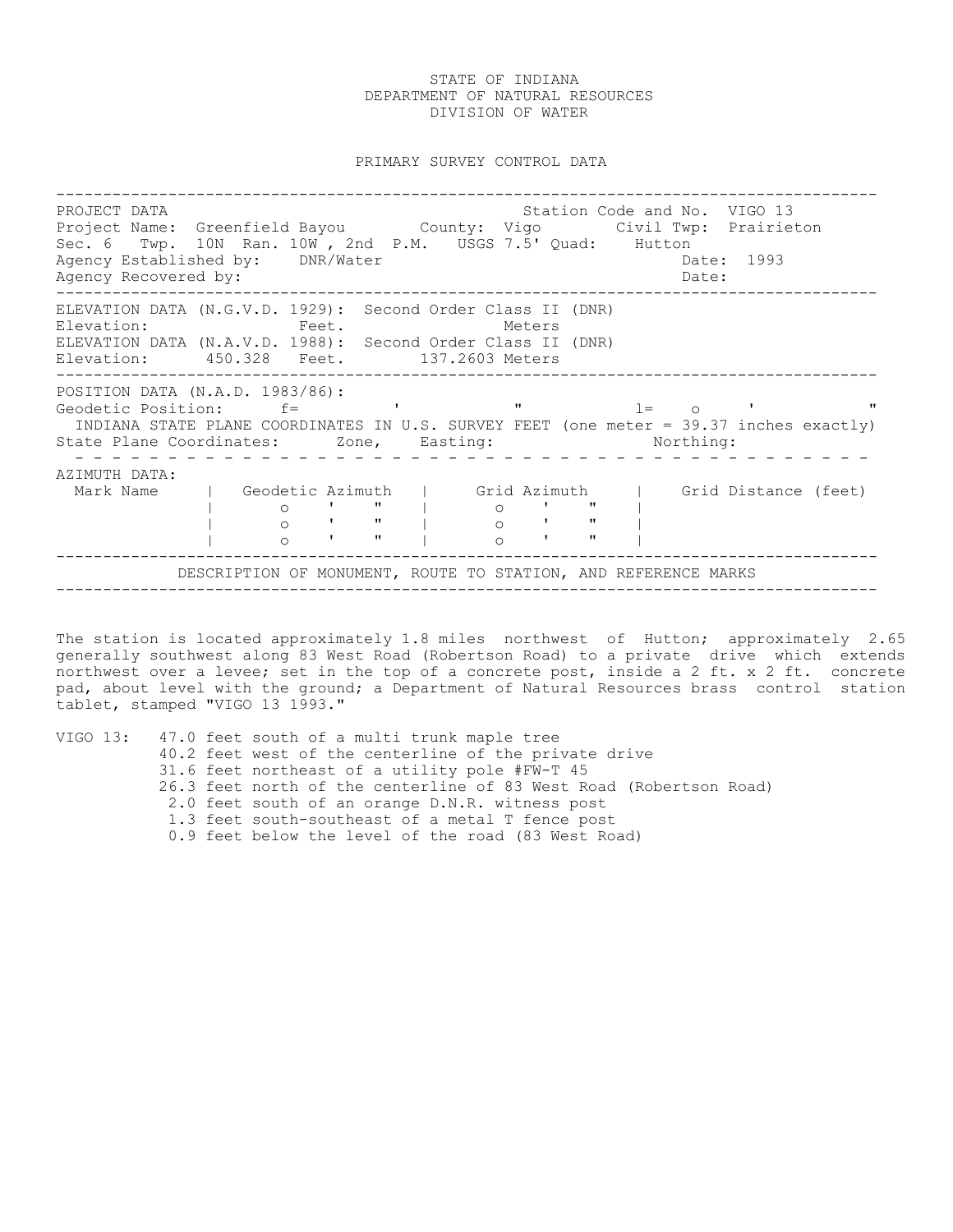STATE OF INDIANA
DEPARTMENT OF NATURAL RESOURCES
DIVISION OF WATER

PRIMARY SURVEY CONTROL DATA

---

PROJECT DATA — Station Code and No. VIGO 13

Project Name: Greenfield Bayou    County: Vigo    Civil Twp: Prairieton

Sec. 6  Twp. 10N  Ran. 10W , 2nd P.M.  USGS 7.5' Quad: Hutton

Agency Established by: DNR/Water    Date: 1993

Agency Recovered by:    Date:

---

ELEVATION DATA (N.G.V.D. 1929): Second Order Class II (DNR)

Elevation:  Feet.  Meters

ELEVATION DATA (N.A.V.D. 1988): Second Order Class II (DNR)

Elevation: 450.328 Feet. 137.2603 Meters

---

POSITION DATA (N.A.D. 1983/86):

Geodetic Position: f= ' "  l= o ' "

INDIANA STATE PLANE COORDINATES IN U.S. SURVEY FEET (one meter = 39.37 inches exactly)

State Plane Coordinates: Zone, Easting: Northing:

---

AZIMUTH DATA:

| Mark Name | Geodetic Azimuth | Grid Azimuth | Grid Distance (feet) |
|---|---|---|---|
| | o ' " | o ' " | |
| | o ' " | o ' " | |
| | o ' " | o ' " | |

---

DESCRIPTION OF MONUMENT, ROUTE TO STATION, AND REFERENCE MARKS

---

The station is located approximately 1.8 miles northwest of Hutton; approximately 2.65 generally southwest along 83 West Road (Robertson Road) to a private drive which extends northwest over a levee; set in the top of a concrete post, inside a 2 ft. x 2 ft. concrete pad, about level with the ground; a Department of Natural Resources brass control station tablet, stamped "VIGO 13 1993."

VIGO 13:
- 47.0 feet south of a multi trunk maple tree
- 40.2 feet west of the centerline of the private drive
- 31.6 feet northeast of a utility pole #FW-T 45
- 26.3 feet north of the centerline of 83 West Road (Robertson Road)
- 2.0 feet south of an orange D.N.R. witness post
- 1.3 feet south-southeast of a metal T fence post
- 0.9 feet below the level of the road (83 West Road)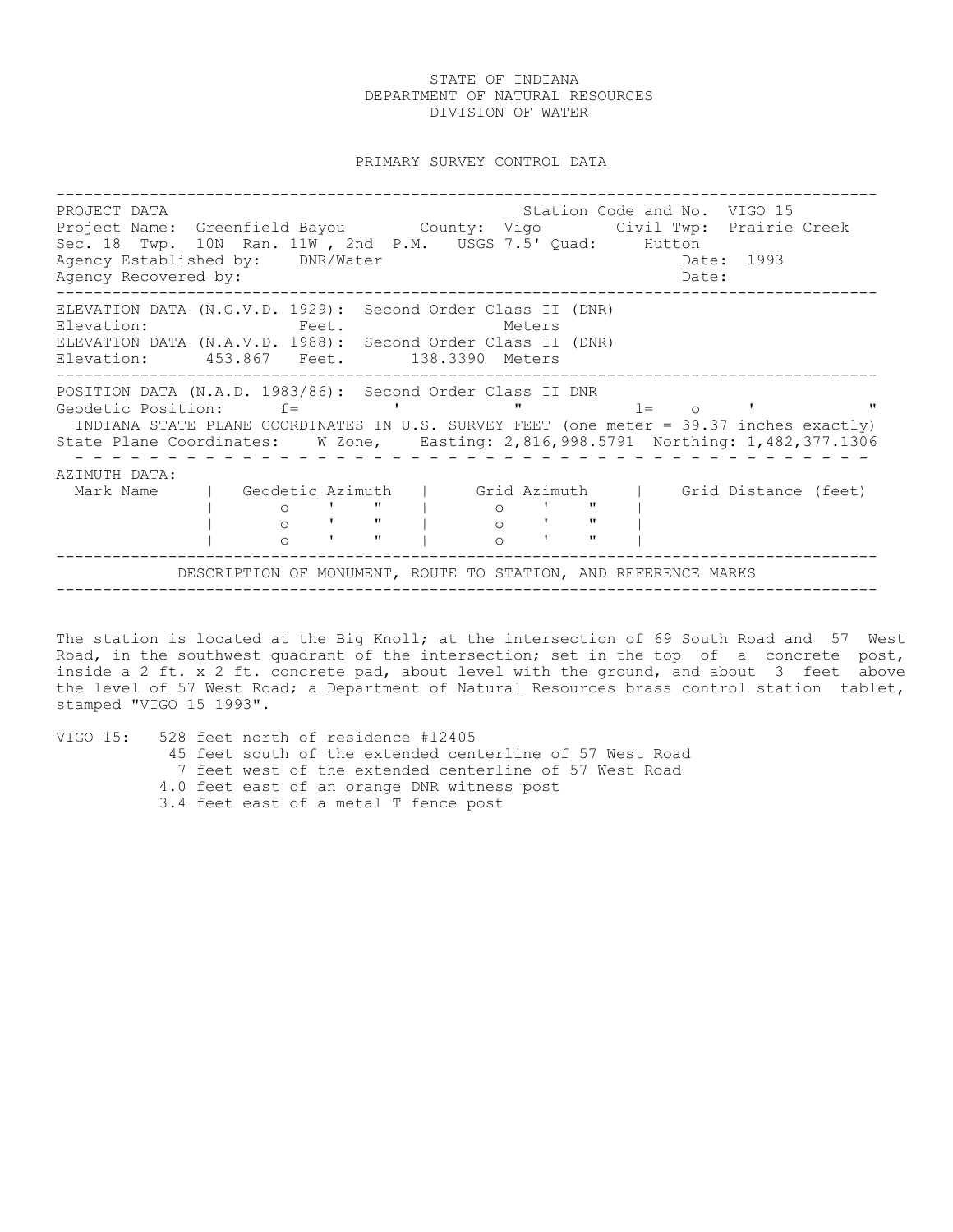STATE OF INDIANA
DEPARTMENT OF NATURAL RESOURCES
DIVISION OF WATER

PRIMARY SURVEY CONTROL DATA

---

PROJECT DATA — Station Code and No. VIGO 15

Project Name: Greenfield Bayou  County: Vigo  Civil Twp: Prairie Creek

Sec. 18 Twp. 10N Ran. 11W , 2nd P.M. USGS 7.5' Quad: Hutton

Agency Established by: DNR/Water  Date: 1993

Agency Recovered by:  Date:

---

ELEVATION DATA (N.G.V.D. 1929): Second Order Class II (DNR)

Elevation: Feet. Meters

ELEVATION DATA (N.A.V.D. 1988): Second Order Class II (DNR)

Elevation: 453.867 Feet. 138.3390 Meters

---

POSITION DATA (N.A.D. 1983/86): Second Order Class II DNR

Geodetic Position: f= ° ' "  l= ° ' "

INDIANA STATE PLANE COORDINATES IN U.S. SURVEY FEET (one meter = 39.37 inches exactly)

State Plane Coordinates: W Zone, Easting: 2,816,998.5791 Northing: 1,482,377.1306

---

AZIMUTH DATA:

| Mark Name | Geodetic Azimuth | Grid Azimuth | Grid Distance (feet) |
|---|---|---|---|
| | ° ' " | ° ' " | |
| | ° ' " | ° ' " | |
| | ° ' " | ° ' " | |

---

DESCRIPTION OF MONUMENT, ROUTE TO STATION, AND REFERENCE MARKS

---

The station is located at the Big Knoll; at the intersection of 69 South Road and 57 West Road, in the southwest quadrant of the intersection; set in the top of a concrete post, inside a 2 ft. x 2 ft. concrete pad, about level with the ground, and about 3 feet above the level of 57 West Road; a Department of Natural Resources brass control station tablet, stamped "VIGO 15 1993".

VIGO 15:
- 528 feet north of residence #12405
- 45 feet south of the extended centerline of 57 West Road
- 7 feet west of the extended centerline of 57 West Road
- 4.0 feet east of an orange DNR witness post
- 3.4 feet east of a metal T fence post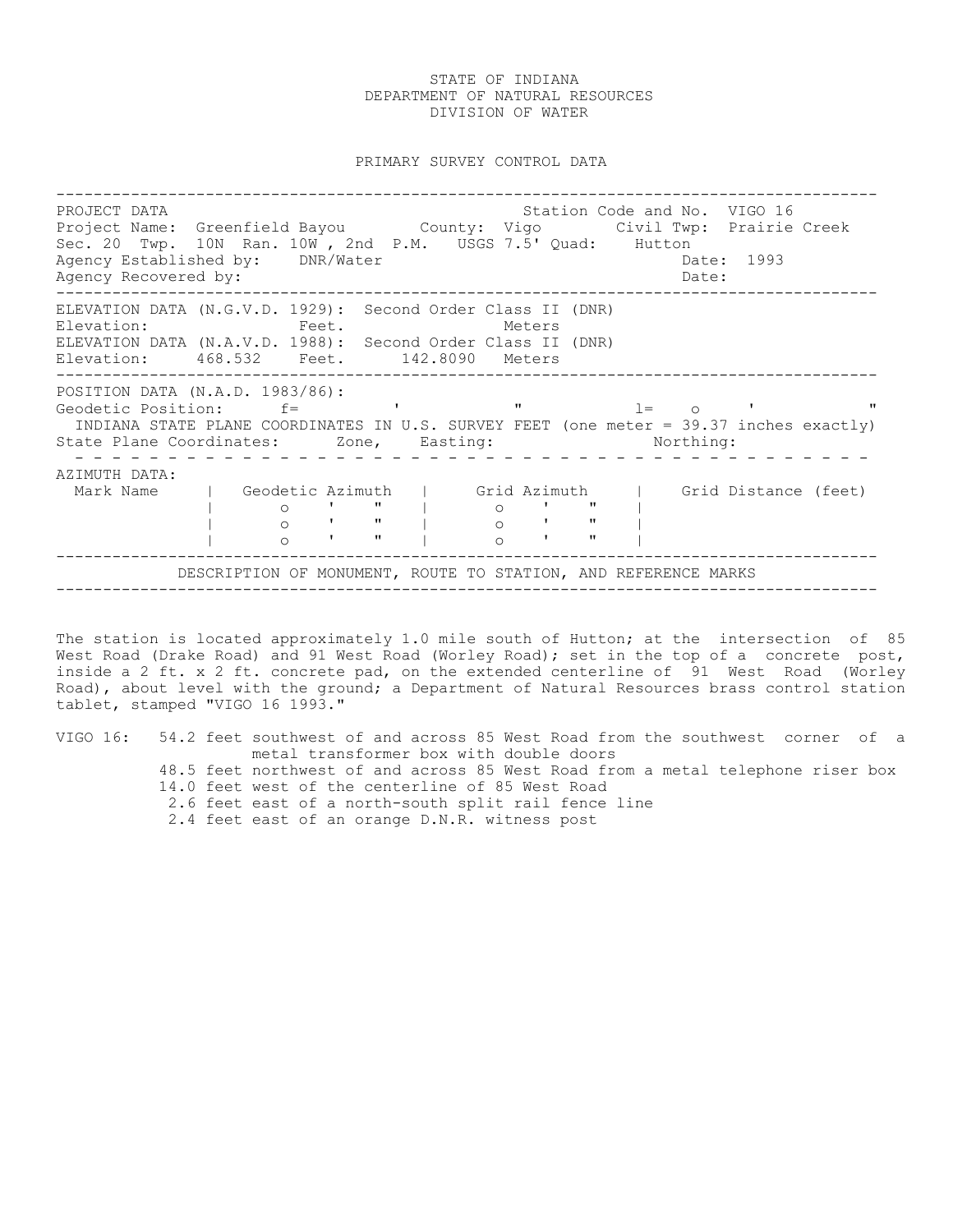STATE OF INDIANA
DEPARTMENT OF NATURAL RESOURCES
DIVISION OF WATER

PRIMARY SURVEY CONTROL DATA

---

PROJECT DATA — Station Code and No. VIGO 16

Project Name: Greenfield Bayou    County: Vigo    Civil Twp: Prairie Creek

Sec. 20  Twp. 10N  Ran. 10W , 2nd P.M.   USGS 7.5' Quad: Hutton

Agency Established by: DNR/Water    Date: 1993

Agency Recovered by:    Date:

---

ELEVATION DATA (N.G.V.D. 1929): Second Order Class II (DNR)

Elevation:    Feet.    Meters

ELEVATION DATA (N.A.V.D. 1988): Second Order Class II (DNR)

Elevation: 468.532 Feet. 142.8090 Meters

---

POSITION DATA (N.A.D. 1983/86):

Geodetic Position: f= ' " l= o ' "

INDIANA STATE PLANE COORDINATES IN U.S. SURVEY FEET (one meter = 39.37 inches exactly)

State Plane Coordinates: Zone, Easting: Northing:

---

AZIMUTH DATA:

| Mark Name | Geodetic Azimuth | Grid Azimuth | Grid Distance (feet) |
|---|---|---|---|
| | o ' " | o ' " | |
| | o ' " | o ' " | |
| | o ' " | o ' " | |

---

DESCRIPTION OF MONUMENT, ROUTE TO STATION, AND REFERENCE MARKS

---

The station is located approximately 1.0 mile south of Hutton; at the intersection of 85 West Road (Drake Road) and 91 West Road (Worley Road); set in the top of a concrete post, inside a 2 ft. x 2 ft. concrete pad, on the extended centerline of 91 West Road (Worley Road), about level with the ground; a Department of Natural Resources brass control station tablet, stamped "VIGO 16 1993."

VIGO 16:
- 54.2 feet southwest of and across 85 West Road from the southwest corner of a metal transformer box with double doors
- 48.5 feet northwest of and across 85 West Road from a metal telephone riser box
- 14.0 feet west of the centerline of 85 West Road
- 2.6 feet east of a north-south split rail fence line
- 2.4 feet east of an orange D.N.R. witness post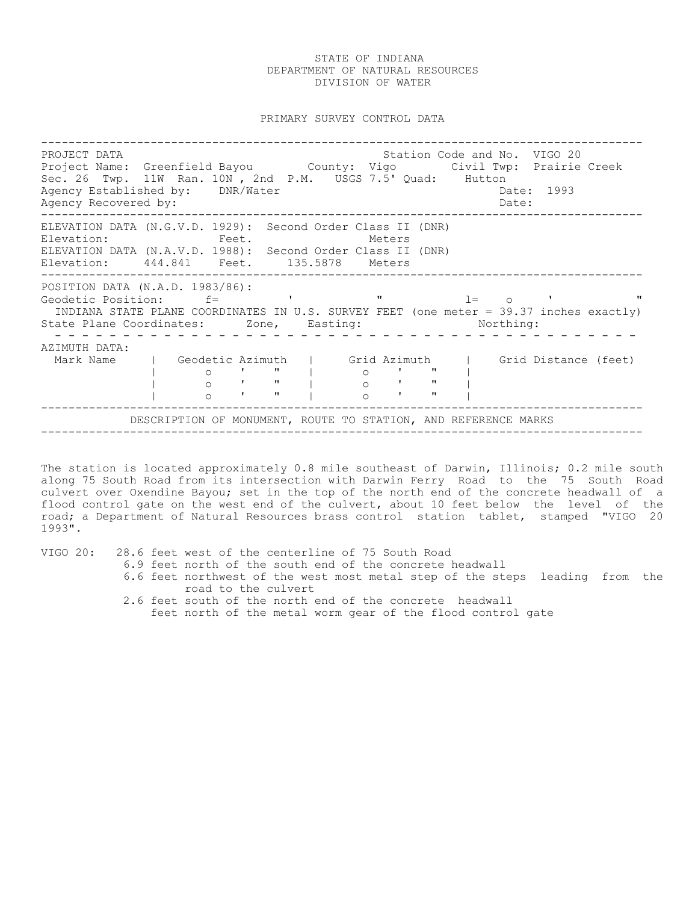STATE OF INDIANA
DEPARTMENT OF NATURAL RESOURCES
DIVISION OF WATER

PRIMARY SURVEY CONTROL DATA

---

PROJECT DATA                                        Station Code and No.  VIGO 20
Project Name:  Greenfield Bayou        County:  Vigo        Civil Twp:  Prairie Creek
Sec. 26  Twp.  11W  Ran. 10N , 2nd  P.M.   USGS 7.5' Quad:    Hutton
Agency Established by:    DNR/Water                                 Date:  1993
Agency Recovered by:                                                Date:

---

ELEVATION DATA (N.G.V.D. 1929):  Second Order Class II (DNR)
Elevation:              Feet.              Meters
ELEVATION DATA (N.A.V.D. 1988):  Second Order Class II (DNR)
Elevation:     444.841    Feet.     135.5878    Meters

---

POSITION DATA (N.A.D. 1983/86):
Geodetic Position:      f=          '           "            l=    o     '           "
INDIANA STATE PLANE COORDINATES IN U.S. SURVEY FEET (one meter = 39.37 inches exactly)
State Plane Coordinates:      Zone,    Easting:                    Northing:

---

AZIMUTH DATA:

| Mark Name | Geodetic Azimuth | Grid Azimuth | Grid Distance (feet) |
|---|---|---|---|
| | o ' " | o ' " | |
| | o ' " | o ' " | |
| | o ' " | o ' " | |

---

DESCRIPTION OF MONUMENT, ROUTE TO STATION, AND REFERENCE MARKS

---

The station is located approximately 0.8 mile southeast of Darwin, Illinois; 0.2 mile south along 75 South Road from its intersection with Darwin Ferry Road to the 75 South Road culvert over Oxendine Bayou; set in the top of the north end of the concrete headwall of a flood control gate on the west end of the culvert, about 10 feet below the level of the road; a Department of Natural Resources brass control station tablet, stamped "VIGO 20 1993".

VIGO 20:
- 28.6 feet west of the centerline of 75 South Road
- 6.9 feet north of the south end of the concrete headwall
- 6.6 feet northwest of the west most metal step of the steps leading from the road to the culvert
- 2.6 feet south of the north end of the concrete headwall
- feet north of the metal worm gear of the flood control gate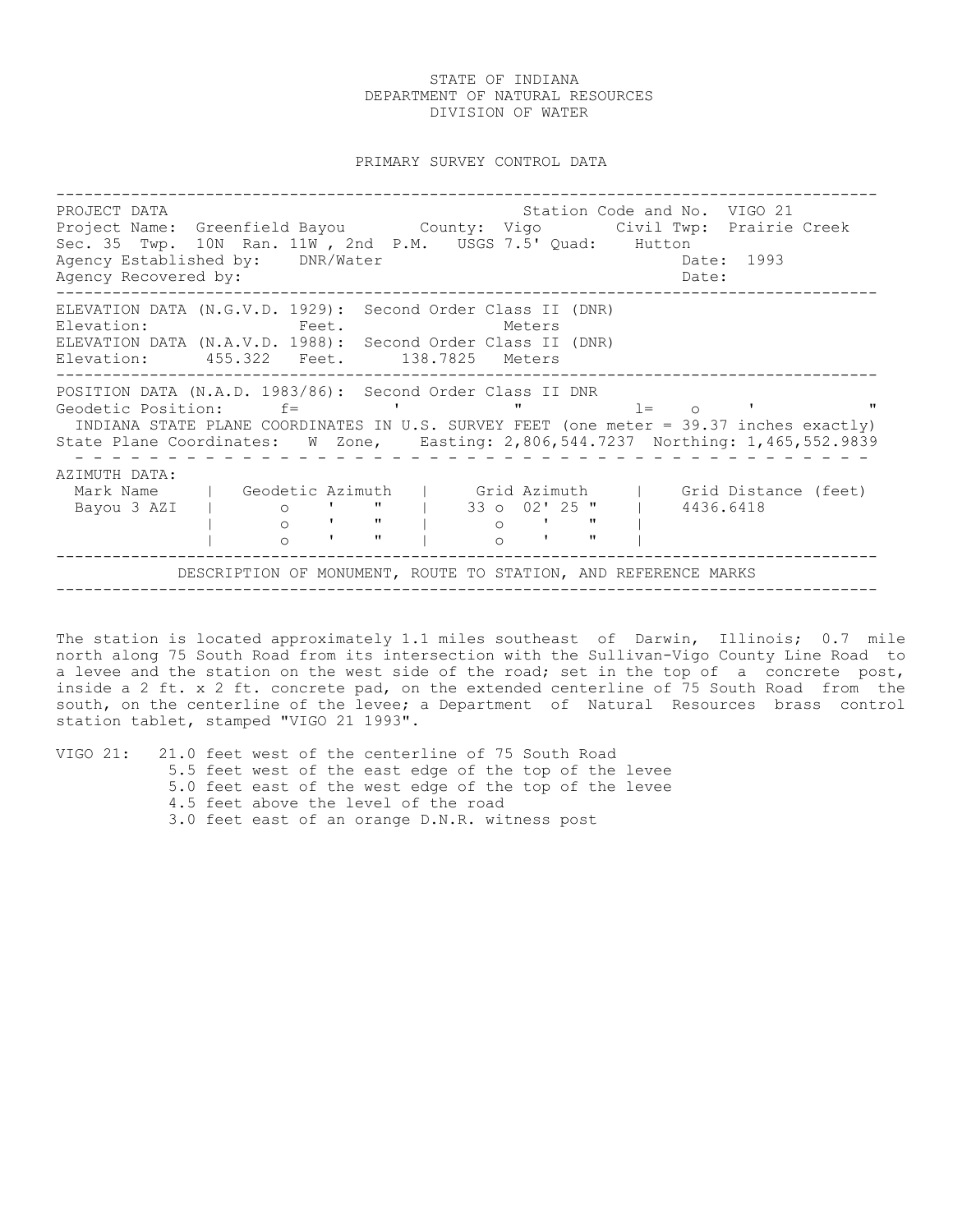STATE OF INDIANA
DEPARTMENT OF NATURAL RESOURCES
DIVISION OF WATER

PRIMARY SURVEY CONTROL DATA

---

PROJECT DATA — Station Code and No. VIGO 21

Project Name: Greenfield Bayou  County: Vigo  Civil Twp: Prairie Creek
Sec. 35 Twp. 10N Ran. 11W , 2nd P.M. USGS 7.5' Quad: Hutton
Agency Established by: DNR/Water  Date: 1993
Agency Recovered by:  Date:

---

ELEVATION DATA (N.G.V.D. 1929): Second Order Class II (DNR)
Elevation: Feet. Meters
ELEVATION DATA (N.A.V.D. 1988): Second Order Class II (DNR)
Elevation: 455.322 Feet. 138.7825 Meters

---

POSITION DATA (N.A.D. 1983/86): Second Order Class II DNR
Geodetic Position: f= ' " l= o ' "
INDIANA STATE PLANE COORDINATES IN U.S. SURVEY FEET (one meter = 39.37 inches exactly)
State Plane Coordinates: W Zone, Easting: 2,806,544.7237 Northing: 1,465,552.9839

---

AZIMUTH DATA:

| Mark Name | Geodetic Azimuth | Grid Azimuth | Grid Distance (feet) |
|---|---|---|---|
| Bayou 3 AZI | o ' " | 33 o 02' 25 " | 4436.6418 |
| | o ' " | o ' " | |
| | o ' " | o ' " | |

---

DESCRIPTION OF MONUMENT, ROUTE TO STATION, AND REFERENCE MARKS

---

The station is located approximately 1.1 miles southeast of Darwin, Illinois; 0.7 mile north along 75 South Road from its intersection with the Sullivan-Vigo County Line Road to a levee and the station on the west side of the road; set in the top of a concrete post, inside a 2 ft. x 2 ft. concrete pad, on the extended centerline of 75 South Road from the south, on the centerline of the levee; a Department of Natural Resources brass control station tablet, stamped "VIGO 21 1993".

VIGO 21:
- 21.0 feet west of the centerline of 75 South Road
- 5.5 feet west of the east edge of the top of the levee
- 5.0 feet east of the west edge of the top of the levee
- 4.5 feet above the level of the road
- 3.0 feet east of an orange D.N.R. witness post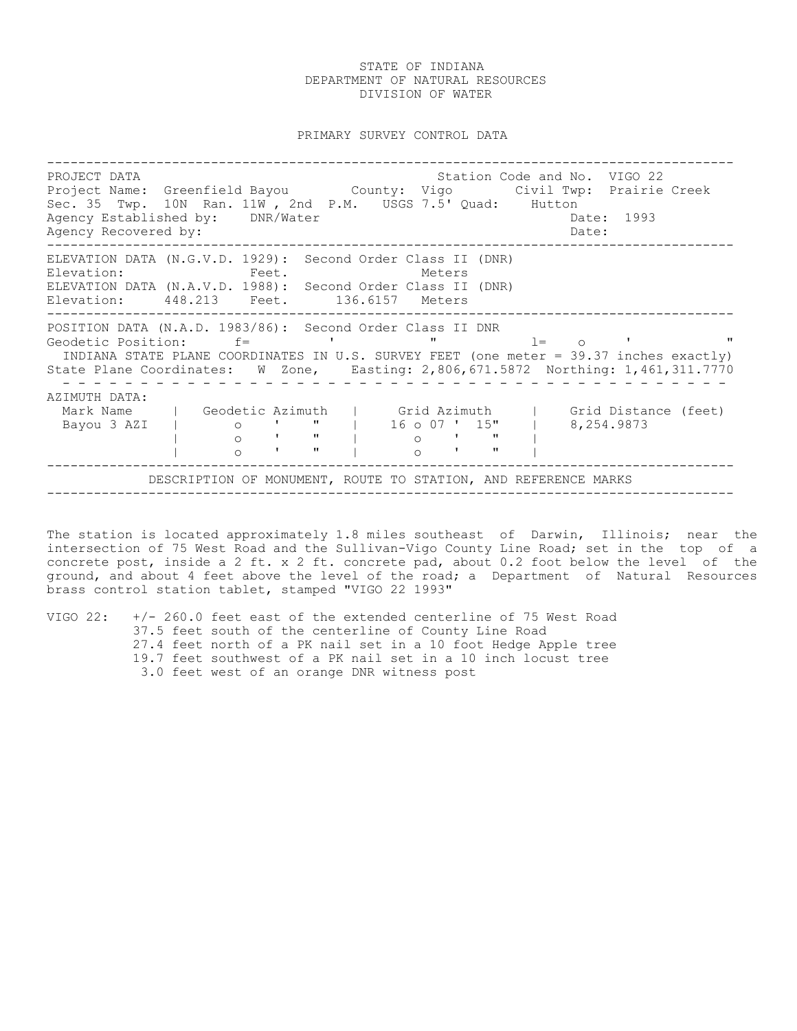STATE OF INDIANA
DEPARTMENT OF NATURAL RESOURCES
DIVISION OF WATER

PRIMARY SURVEY CONTROL DATA

---

PROJECT DATA — Station Code and No. VIGO 22

Project Name: Greenfield Bayou    County: Vigo    Civil Twp: Prairie Creek

Sec. 35 Twp. 10N Ran. 11W , 2nd P.M.    USGS 7.5' Quad: Hutton

Agency Established by: DNR/Water    Date: 1993

Agency Recovered by:    Date:

---

ELEVATION DATA (N.G.V.D. 1929): Second Order Class II (DNR)

Elevation: Feet. Meters

ELEVATION DATA (N.A.V.D. 1988): Second Order Class II (DNR)

Elevation: 448.213 Feet. 136.6157 Meters

---

POSITION DATA (N.A.D. 1983/86): Second Order Class II DNR

Geodetic Position: f= ' "    l= o ' "

INDIANA STATE PLANE COORDINATES IN U.S. SURVEY FEET (one meter = 39.37 inches exactly)

State Plane Coordinates: W Zone, Easting: 2,806,671.5872 Northing: 1,461,311.7770

---

AZIMUTH DATA:

| Mark Name | Geodetic Azimuth | Grid Azimuth | Grid Distance (feet) |
|---|---|---|---|
| Bayou 3 AZI | o ' " | 16 o 07 ' 15" | 8,254.9873 |
| | o ' " | o ' " | |
| | o ' " | o ' " | |

---

DESCRIPTION OF MONUMENT, ROUTE TO STATION, AND REFERENCE MARKS

---

The station is located approximately 1.8 miles southeast of Darwin, Illinois; near the intersection of 75 West Road and the Sullivan-Vigo County Line Road; set in the top of a concrete post, inside a 2 ft. x 2 ft. concrete pad, about 0.2 foot below the level of the ground, and about 4 feet above the level of the road; a Department of Natural Resources brass control station tablet, stamped "VIGO 22 1993"

VIGO 22:
- +/- 260.0 feet east of the extended centerline of 75 West Road
- 37.5 feet south of the centerline of County Line Road
- 27.4 feet north of a PK nail set in a 10 foot Hedge Apple tree
- 19.7 feet southwest of a PK nail set in a 10 inch locust tree
- 3.0 feet west of an orange DNR witness post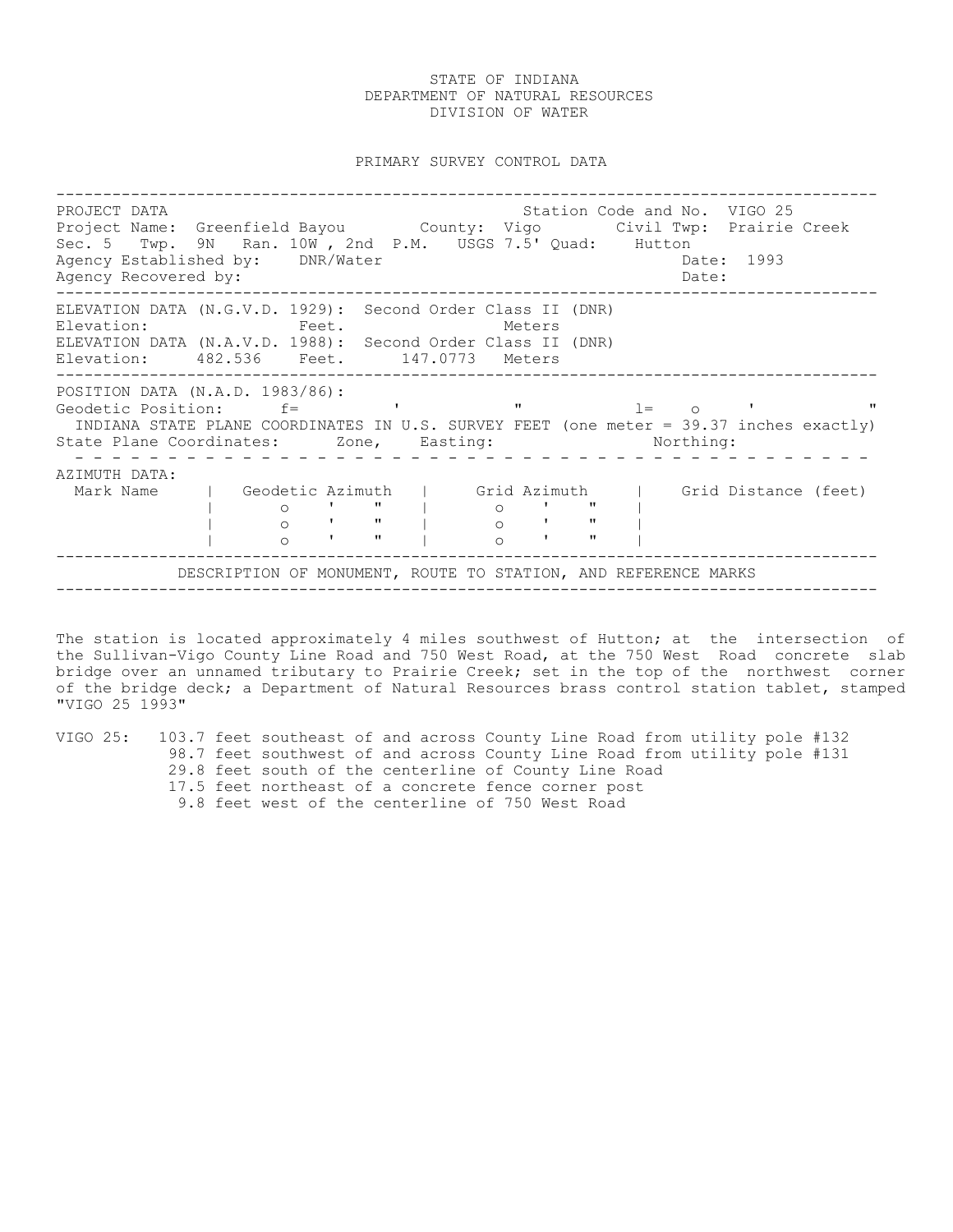STATE OF INDIANA
DEPARTMENT OF NATURAL RESOURCES
DIVISION OF WATER

PRIMARY SURVEY CONTROL DATA

---

PROJECT DATA                                                          Station Code and No.  VIGO 25
Project Name:  Greenfield Bayou        County:  Vigo        Civil Twp:  Prairie Creek
Sec. 5   Twp.  9N   Ran. 10W , 2nd  P.M.   USGS 7.5' Quad:    Hutton
Agency Established by:    DNR/Water                                          Date:  1993
Agency Recovered by:                                                         Date:

---

ELEVATION DATA (N.G.V.D. 1929):  Second Order Class II (DNR)
Elevation:              Feet.              Meters
ELEVATION DATA (N.A.V.D. 1988):  Second Order Class II (DNR)
Elevation:     482.536    Feet.      147.0773   Meters

---

POSITION DATA (N.A.D. 1983/86):
Geodetic Position:      f=        '          "          l=    o     '         "
INDIANA STATE PLANE COORDINATES IN U.S. SURVEY FEET (one meter = 39.37 inches exactly)
State Plane Coordinates:      Zone,    Easting:                    Northing:

---

AZIMUTH DATA:

| Mark Name | Geodetic Azimuth | Grid Azimuth | Grid Distance (feet) |
|---|---|---|---|
| | o ' " | o ' " | |
| | o ' " | o ' " | |
| | o ' " | o ' " | |

---

DESCRIPTION OF MONUMENT, ROUTE TO STATION, AND REFERENCE MARKS

---

The station is located approximately 4 miles southwest of Hutton; at the intersection of the Sullivan-Vigo County Line Road and 750 West Road, at the 750 West Road concrete slab bridge over an unnamed tributary to Prairie Creek; set in the top of the northwest corner of the bridge deck; a Department of Natural Resources brass control station tablet, stamped "VIGO 25 1993"

VIGO 25:
- 103.7 feet southeast of and across County Line Road from utility pole #132
- 98.7 feet southwest of and across County Line Road from utility pole #131
- 29.8 feet south of the centerline of County Line Road
- 17.5 feet northeast of a concrete fence corner post
- 9.8 feet west of the centerline of 750 West Road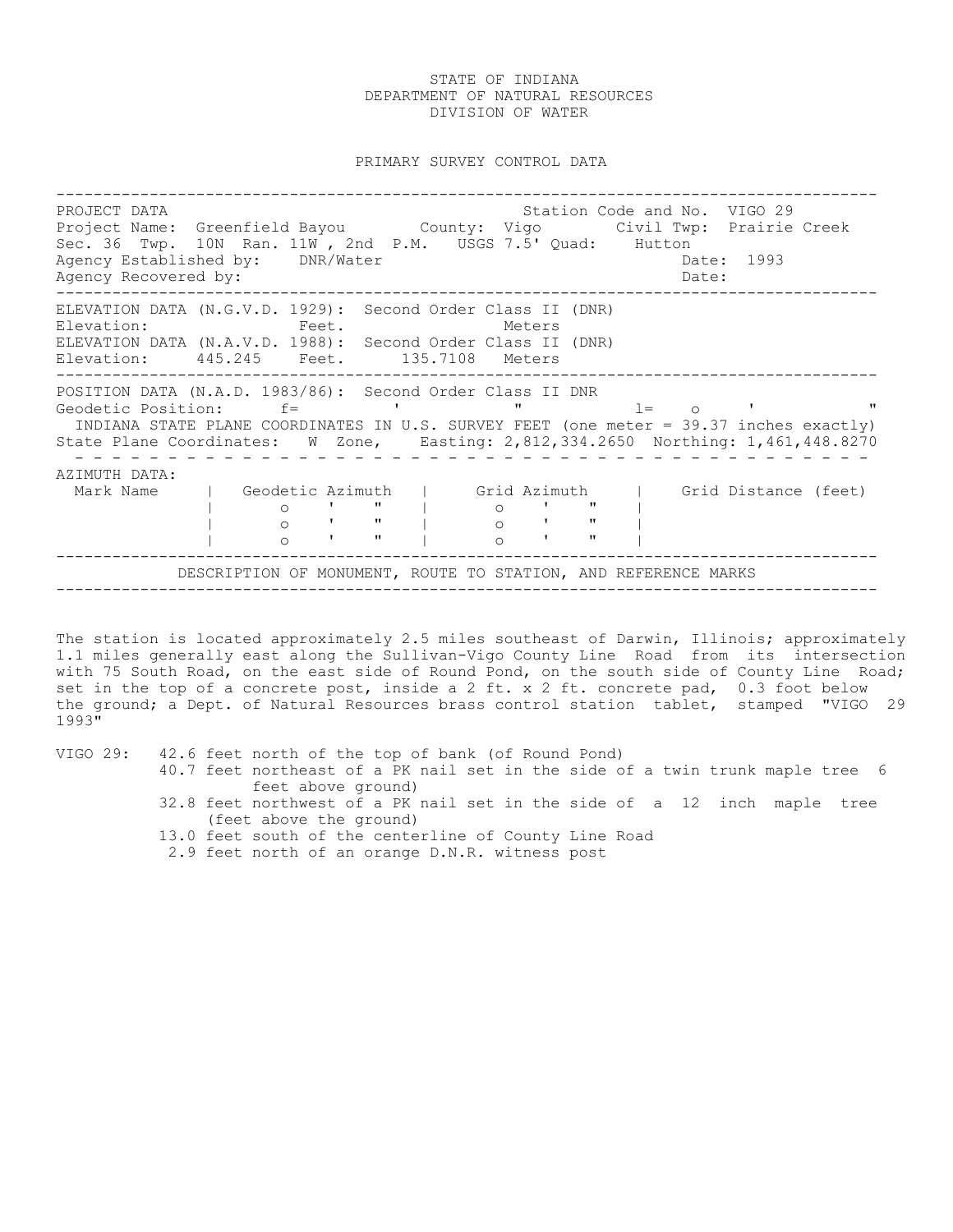STATE OF INDIANA
DEPARTMENT OF NATURAL RESOURCES
DIVISION OF WATER

PRIMARY SURVEY CONTROL DATA

---

PROJECT DATA                                         Station Code and No.  VIGO 29
Project Name:  Greenfield Bayou        County:  Vigo        Civil Twp:  Prairie Creek
Sec. 36  Twp.  10N  Ran. 11W , 2nd  P.M.   USGS 7.5' Quad:    Hutton
Agency Established by:    DNR/Water                                    Date:  1993
Agency Recovered by:                                                   Date:

---

ELEVATION DATA (N.G.V.D. 1929):  Second Order Class II (DNR)
Elevation:              Feet.              Meters
ELEVATION DATA (N.A.V.D. 1988):  Second Order Class II (DNR)
Elevation:     445.245    Feet.      135.7108   Meters

---

POSITION DATA (N.A.D. 1983/86):  Second Order Class II DNR
Geodetic Position:      f=          '            "           l=    o     '           "
INDIANA STATE PLANE COORDINATES IN U.S. SURVEY FEET (one meter = 39.37 inches exactly)
State Plane Coordinates:   W  Zone,    Easting: 2,812,334.2650  Northing: 1,461,448.8270

---

AZIMUTH DATA:

| Mark Name | Geodetic Azimuth | Grid Azimuth | Grid Distance (feet) |
|---|---|---|---|
| | o ' " | o ' " | |
| | o ' " | o ' " | |
| | o ' " | o ' " | |

---

DESCRIPTION OF MONUMENT, ROUTE TO STATION, AND REFERENCE MARKS

---

The station is located approximately 2.5 miles southeast of Darwin, Illinois; approximately 1.1 miles generally east along the Sullivan-Vigo County Line Road from its intersection with 75 South Road, on the east side of Round Pond, on the south side of County Line Road; set in the top of a concrete post, inside a 2 ft. x 2 ft. concrete pad, 0.3 foot below the ground; a Dept. of Natural Resources brass control station tablet, stamped "VIGO 29 1993"

VIGO 29:
- 42.6 feet north of the top of bank (of Round Pond)
- 40.7 feet northeast of a PK nail set in the side of a twin trunk maple tree 6 feet above ground)
- 32.8 feet northwest of a PK nail set in the side of a 12 inch maple tree (feet above the ground)
- 13.0 feet south of the centerline of County Line Road
- 2.9 feet north of an orange D.N.R. witness post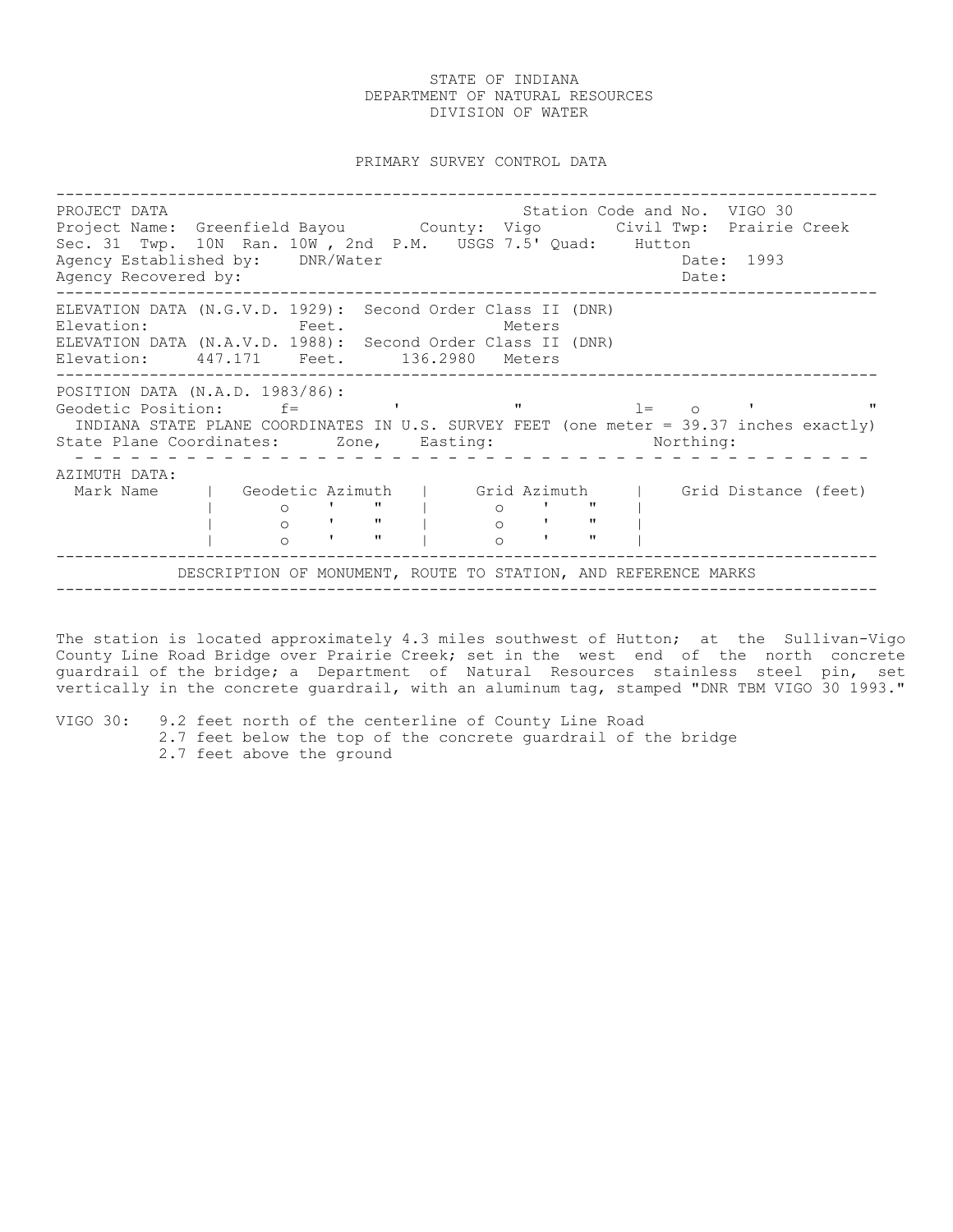STATE OF INDIANA
DEPARTMENT OF NATURAL RESOURCES
DIVISION OF WATER

PRIMARY SURVEY CONTROL DATA

---

PROJECT DATA — Station Code and No. VIGO 30

Project Name: Greenfield Bayou County: Vigo Civil Twp: Prairie Creek

Sec. 31 Twp. 10N Ran. 10W , 2nd P.M. USGS 7.5' Quad: Hutton

Agency Established by: DNR/Water Date: 1993

Agency Recovered by: Date:

---

ELEVATION DATA (N.G.V.D. 1929): Second Order Class II (DNR)

Elevation: Feet. Meters

ELEVATION DATA (N.A.V.D. 1988): Second Order Class II (DNR)

Elevation: 447.171 Feet. 136.2980 Meters

---

POSITION DATA (N.A.D. 1983/86):

Geodetic Position: f= ' " l= o ' "

INDIANA STATE PLANE COORDINATES IN U.S. SURVEY FEET (one meter = 39.37 inches exactly)

State Plane Coordinates: Zone, Easting: Northing:

---

AZIMUTH DATA:

| Mark Name | Geodetic Azimuth | Grid Azimuth | Grid Distance (feet) |
|---|---|---|---|
| | o ' " | o ' " | |
| | o ' " | o ' " | |
| | o ' " | o ' " | |

---

DESCRIPTION OF MONUMENT, ROUTE TO STATION, AND REFERENCE MARKS

---

The station is located approximately 4.3 miles southwest of Hutton; at the Sullivan-Vigo County Line Road Bridge over Prairie Creek; set in the west end of the north concrete guardrail of the bridge; a Department of Natural Resources stainless steel pin, set vertically in the concrete guardrail, with an aluminum tag, stamped "DNR TBM VIGO 30 1993."

VIGO 30: 9.2 feet north of the centerline of County Line Road
2.7 feet below the top of the concrete guardrail of the bridge
2.7 feet above the ground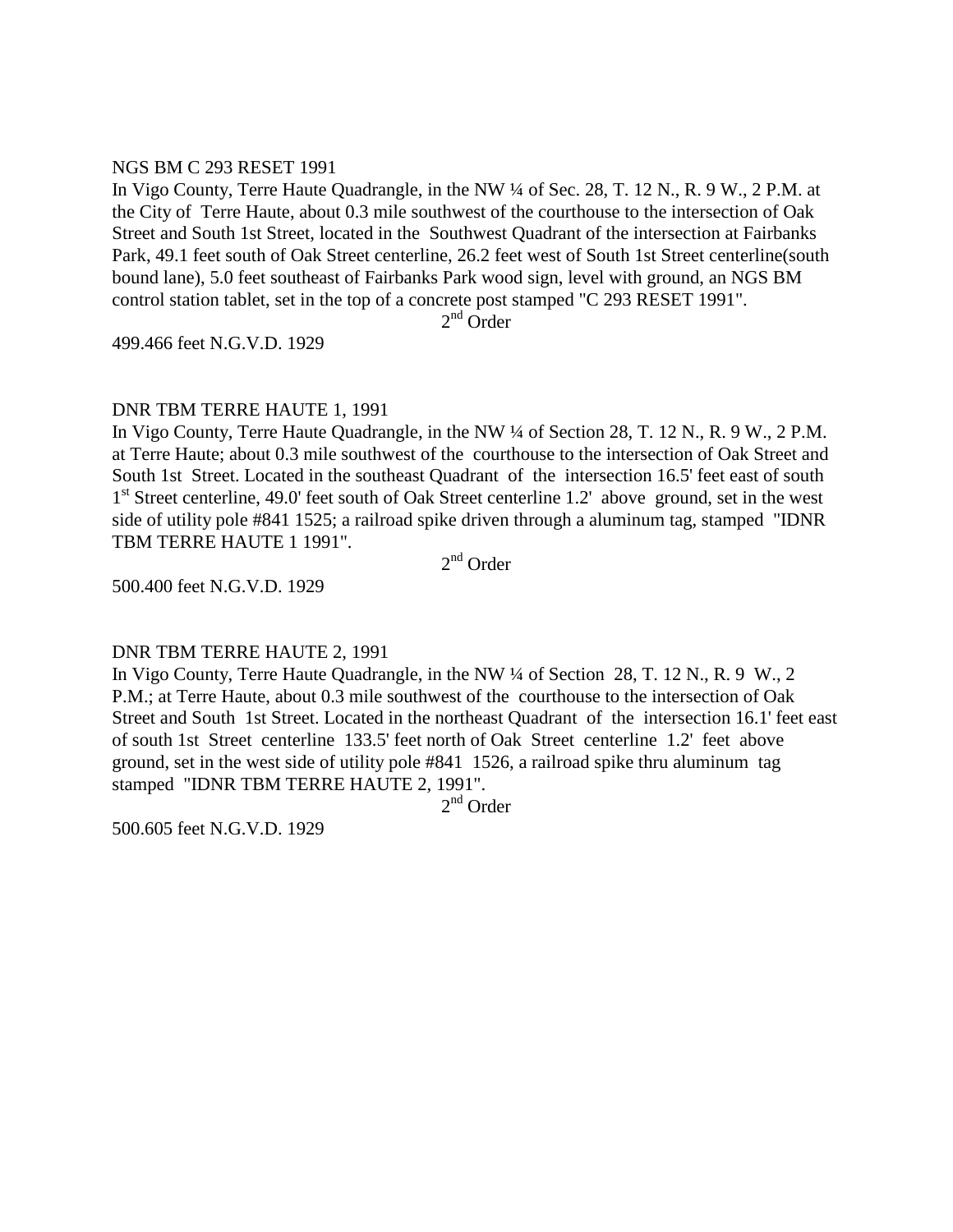NGS BM C 293 RESET 1991

In Vigo County, Terre Haute Quadrangle, in the NW ¼ of Sec. 28, T. 12 N., R. 9 W., 2 P.M. at the City of Terre Haute, about 0.3 mile southwest of the courthouse to the intersection of Oak Street and South 1st Street, located in the Southwest Quadrant of the intersection at Fairbanks Park, 49.1 feet south of Oak Street centerline, 26.2 feet west of South 1st Street centerline(south bound lane), 5.0 feet southeast of Fairbanks Park wood sign, level with ground, an NGS BM control station tablet, set in the top of a concrete post stamped "C 293 RESET 1991".

2nd Order

499.466 feet N.G.V.D. 1929

DNR TBM TERRE HAUTE 1, 1991

In Vigo County, Terre Haute Quadrangle, in the NW ¼ of Section 28, T. 12 N., R. 9 W., 2 P.M. at Terre Haute; about 0.3 mile southwest of the courthouse to the intersection of Oak Street and South 1st Street. Located in the southeast Quadrant of the intersection 16.5' feet east of south 1st Street centerline, 49.0' feet south of Oak Street centerline 1.2' above ground, set in the west side of utility pole #841 1525; a railroad spike driven through a aluminum tag, stamped "IDNR TBM TERRE HAUTE 1 1991".

2nd Order

500.400 feet N.G.V.D. 1929

DNR TBM TERRE HAUTE 2, 1991

In Vigo County, Terre Haute Quadrangle, in the NW ¼ of Section 28, T. 12 N., R. 9 W., 2 P.M.; at Terre Haute, about 0.3 mile southwest of the courthouse to the intersection of Oak Street and South 1st Street. Located in the northeast Quadrant of the intersection 16.1' feet east of south 1st Street centerline 133.5' feet north of Oak Street centerline 1.2' feet above ground, set in the west side of utility pole #841 1526, a railroad spike thru aluminum tag stamped "IDNR TBM TERRE HAUTE 2, 1991".

2nd Order

500.605 feet N.G.V.D. 1929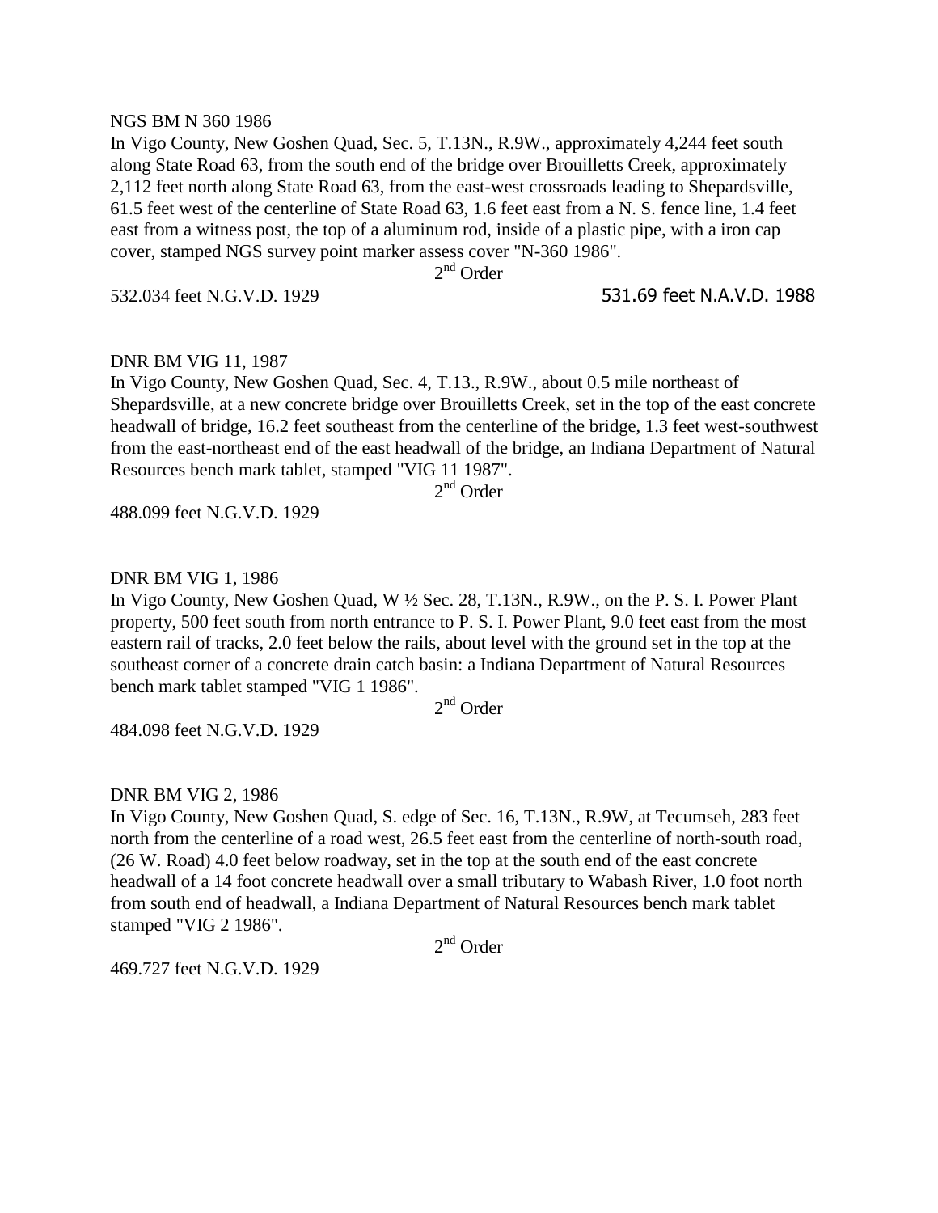NGS BM N 360 1986

In Vigo County, New Goshen Quad, Sec. 5, T.13N., R.9W., approximately 4,244 feet south along State Road 63, from the south end of the bridge over Brouilletts Creek, approximately 2,112 feet north along State Road 63, from the east-west crossroads leading to Shepardsville, 61.5 feet west of the centerline of State Road 63, 1.6 feet east from a N. S. fence line, 1.4 feet east from a witness post, the top of a aluminum rod, inside of a plastic pipe, with a iron cap cover, stamped NGS survey point marker assess cover "N-360 1986".

2nd Order

532.034 feet N.G.V.D. 1929 531.69 feet N.A.V.D. 1988

DNR BM VIG 11, 1987

In Vigo County, New Goshen Quad, Sec. 4, T.13., R.9W., about 0.5 mile northeast of Shepardsville, at a new concrete bridge over Brouilletts Creek, set in the top of the east concrete headwall of bridge, 16.2 feet southeast from the centerline of the bridge, 1.3 feet west-southwest from the east-northeast end of the east headwall of the bridge, an Indiana Department of Natural Resources bench mark tablet, stamped "VIG 11 1987".

2nd Order

488.099 feet N.G.V.D. 1929

DNR BM VIG 1, 1986

In Vigo County, New Goshen Quad, W ½ Sec. 28, T.13N., R.9W., on the P. S. I. Power Plant property, 500 feet south from north entrance to P. S. I. Power Plant, 9.0 feet east from the most eastern rail of tracks, 2.0 feet below the rails, about level with the ground set in the top at the southeast corner of a concrete drain catch basin: a Indiana Department of Natural Resources bench mark tablet stamped "VIG 1 1986".

2nd Order

484.098 feet N.G.V.D. 1929

DNR BM VIG 2, 1986

In Vigo County, New Goshen Quad, S. edge of Sec. 16, T.13N., R.9W, at Tecumseh, 283 feet north from the centerline of a road west, 26.5 feet east from the centerline of north-south road, (26 W. Road) 4.0 feet below roadway, set in the top at the south end of the east concrete headwall of a 14 foot concrete headwall over a small tributary to Wabash River, 1.0 foot north from south end of headwall, a Indiana Department of Natural Resources bench mark tablet stamped "VIG 2 1986".

2nd Order

469.727 feet N.G.V.D. 1929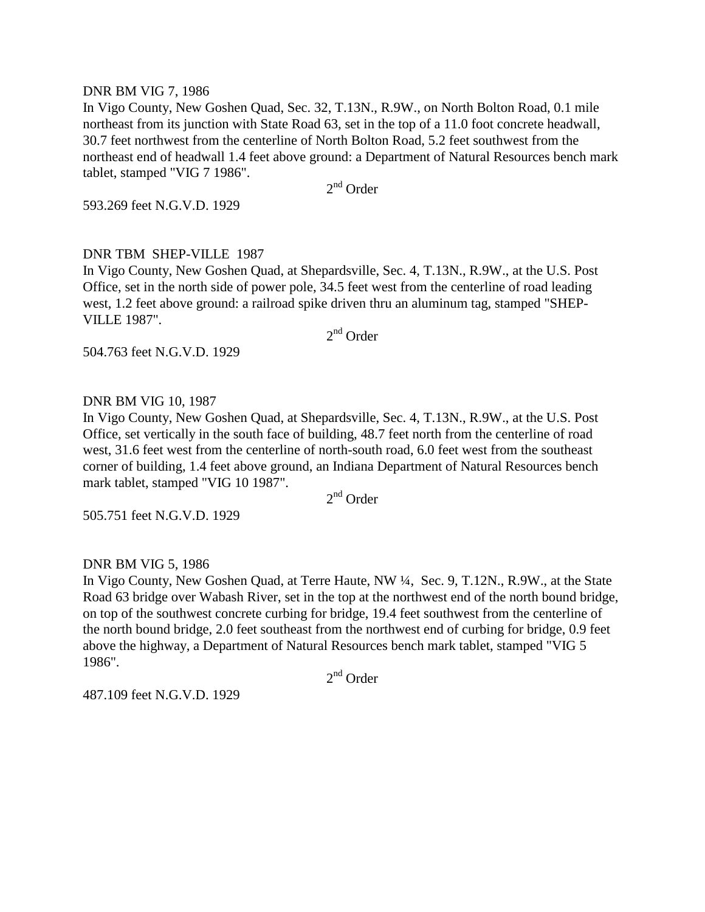DNR BM VIG 7, 1986

In Vigo County, New Goshen Quad, Sec. 32, T.13N., R.9W., on North Bolton Road, 0.1 mile northeast from its junction with State Road 63, set in the top of a 11.0 foot concrete headwall, 30.7 feet northwest from the centerline of North Bolton Road, 5.2 feet southwest from the northeast end of headwall 1.4 feet above ground: a Department of Natural Resources bench mark tablet, stamped "VIG 7 1986".

2nd Order

593.269 feet N.G.V.D. 1929

DNR TBM SHEP-VILLE 1987

In Vigo County, New Goshen Quad, at Shepardsville, Sec. 4, T.13N., R.9W., at the U.S. Post Office, set in the north side of power pole, 34.5 feet west from the centerline of road leading west, 1.2 feet above ground: a railroad spike driven thru an aluminum tag, stamped "SHEP-VILLE 1987".

2nd Order

504.763 feet N.G.V.D. 1929

DNR BM VIG 10, 1987

In Vigo County, New Goshen Quad, at Shepardsville, Sec. 4, T.13N., R.9W., at the U.S. Post Office, set vertically in the south face of building, 48.7 feet north from the centerline of road west, 31.6 feet west from the centerline of north-south road, 6.0 feet west from the southeast corner of building, 1.4 feet above ground, an Indiana Department of Natural Resources bench mark tablet, stamped "VIG 10 1987".

2nd Order

505.751 feet N.G.V.D. 1929

DNR BM VIG 5, 1986

In Vigo County, New Goshen Quad, at Terre Haute, NW ¼, Sec. 9, T.12N., R.9W., at the State Road 63 bridge over Wabash River, set in the top at the northwest end of the north bound bridge, on top of the southwest concrete curbing for bridge, 19.4 feet southwest from the centerline of the north bound bridge, 2.0 feet southeast from the northwest end of curbing for bridge, 0.9 feet above the highway, a Department of Natural Resources bench mark tablet, stamped "VIG 5 1986".

2nd Order

487.109 feet N.G.V.D. 1929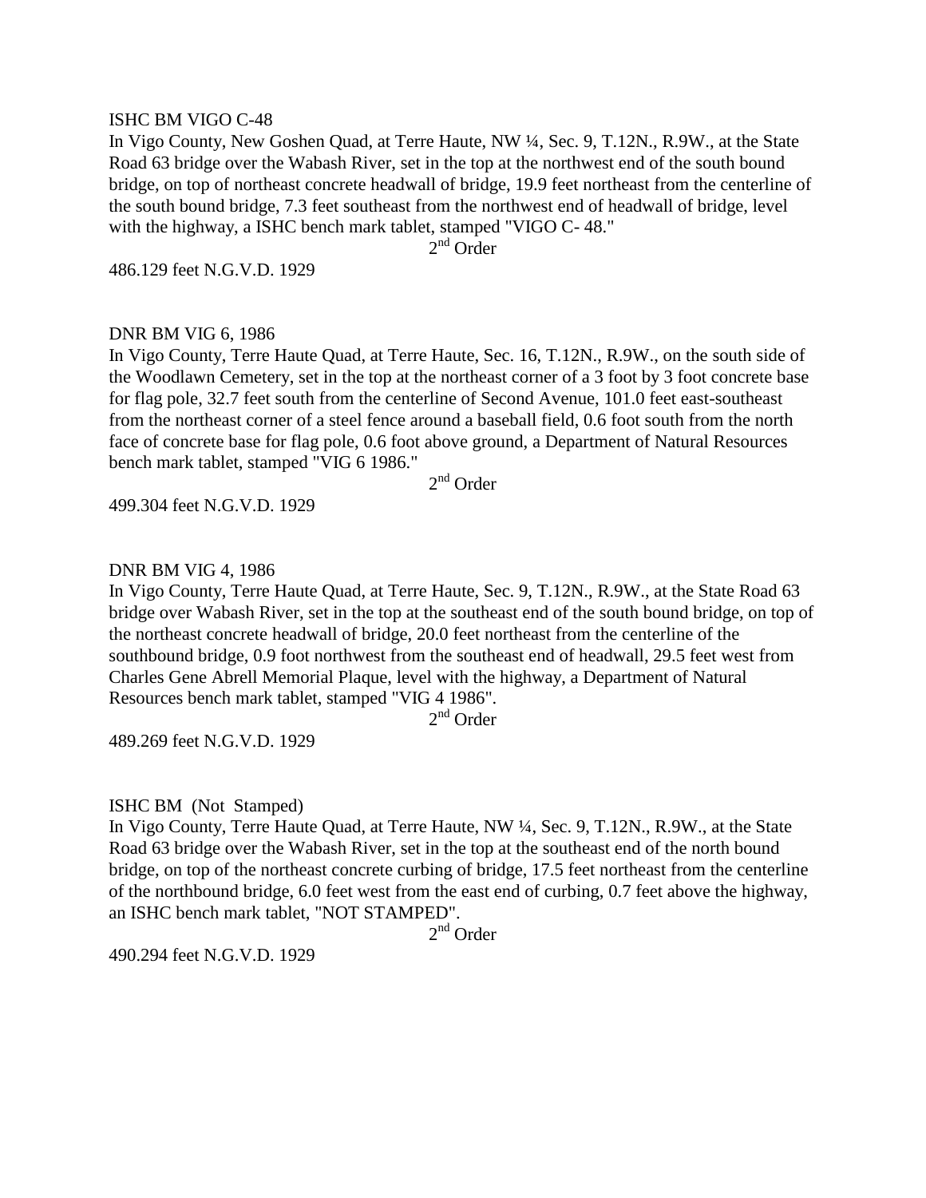ISHC BM VIGO C-48

In Vigo County, New Goshen Quad, at Terre Haute, NW ¼, Sec. 9, T.12N., R.9W., at the State Road 63 bridge over the Wabash River, set in the top at the northwest end of the south bound bridge, on top of northeast concrete headwall of bridge, 19.9 feet northeast from the centerline of the south bound bridge, 7.3 feet southeast from the northwest end of headwall of bridge, level with the highway, a ISHC bench mark tablet, stamped "VIGO C- 48."

2nd Order

486.129 feet N.G.V.D. 1929

DNR BM VIG 6, 1986

In Vigo County, Terre Haute Quad, at Terre Haute, Sec. 16, T.12N., R.9W., on the south side of the Woodlawn Cemetery, set in the top at the northeast corner of a 3 foot by 3 foot concrete base for flag pole, 32.7 feet south from the centerline of Second Avenue, 101.0 feet east-southeast from the northeast corner of a steel fence around a baseball field, 0.6 foot south from the north face of concrete base for flag pole, 0.6 foot above ground, a Department of Natural Resources bench mark tablet, stamped "VIG 6 1986."

2nd Order

499.304 feet N.G.V.D. 1929

DNR BM VIG 4, 1986

In Vigo County, Terre Haute Quad, at Terre Haute, Sec. 9, T.12N., R.9W., at the State Road 63 bridge over Wabash River, set in the top at the southeast end of the south bound bridge, on top of the northeast concrete headwall of bridge, 20.0 feet northeast from the centerline of the southbound bridge, 0.9 foot northwest from the southeast end of headwall, 29.5 feet west from Charles Gene Abrell Memorial Plaque, level with the highway, a Department of Natural Resources bench mark tablet, stamped "VIG 4 1986".

2nd Order

489.269 feet N.G.V.D. 1929

ISHC BM (Not Stamped)

In Vigo County, Terre Haute Quad, at Terre Haute, NW ¼, Sec. 9, T.12N., R.9W., at the State Road 63 bridge over the Wabash River, set in the top at the southeast end of the north bound bridge, on top of the northeast concrete curbing of bridge, 17.5 feet northeast from the centerline of the northbound bridge, 6.0 feet west from the east end of curbing, 0.7 feet above the highway, an ISHC bench mark tablet, "NOT STAMPED".

2nd Order

490.294 feet N.G.V.D. 1929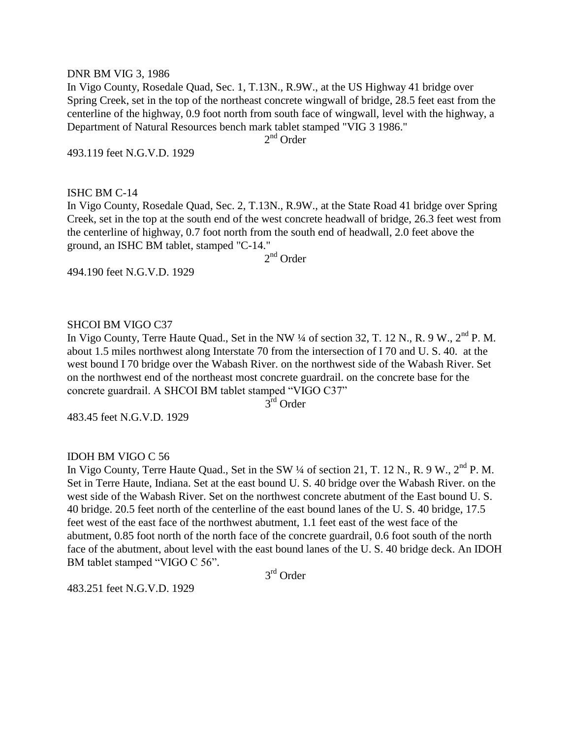DNR BM VIG 3, 1986

In Vigo County, Rosedale Quad, Sec. 1, T.13N., R.9W., at the US Highway 41 bridge over Spring Creek, set in the top of the northeast concrete wingwall of bridge, 28.5 feet east from the centerline of the highway, 0.9 foot north from south face of wingwall, level with the highway, a Department of Natural Resources bench mark tablet stamped "VIG 3 1986."

2nd Order

493.119 feet N.G.V.D. 1929

ISHC BM C-14

In Vigo County, Rosedale Quad, Sec. 2, T.13N., R.9W., at the State Road 41 bridge over Spring Creek, set in the top at the south end of the west concrete headwall of bridge, 26.3 feet west from the centerline of highway, 0.7 foot north from the south end of headwall, 2.0 feet above the ground, an ISHC BM tablet, stamped "C-14."

2nd Order

494.190 feet N.G.V.D. 1929

SHCOI BM VIGO C37

In Vigo County, Terre Haute Quad., Set in the NW ¼ of section 32, T. 12 N., R. 9 W., 2nd P. M. about 1.5 miles northwest along Interstate 70 from the intersection of I 70 and U. S. 40. at the west bound I 70 bridge over the Wabash River. on the northwest side of the Wabash River. Set on the northwest end of the northeast most concrete guardrail. on the concrete base for the concrete guardrail. A SHCOI BM tablet stamped "VIGO C37"

3rd Order

483.45 feet N.G.V.D. 1929

IDOH BM VIGO C 56

In Vigo County, Terre Haute Quad., Set in the SW ¼ of section 21, T. 12 N., R. 9 W., 2nd P. M. Set in Terre Haute, Indiana. Set at the east bound U. S. 40 bridge over the Wabash River. on the west side of the Wabash River. Set on the northwest concrete abutment of the East bound U. S. 40 bridge. 20.5 feet north of the centerline of the east bound lanes of the U. S. 40 bridge, 17.5 feet west of the east face of the northwest abutment, 1.1 feet east of the west face of the abutment, 0.85 foot north of the north face of the concrete guardrail, 0.6 foot south of the north face of the abutment, about level with the east bound lanes of the U. S. 40 bridge deck. An IDOH BM tablet stamped "VIGO C 56".

3rd Order

483.251 feet N.G.V.D. 1929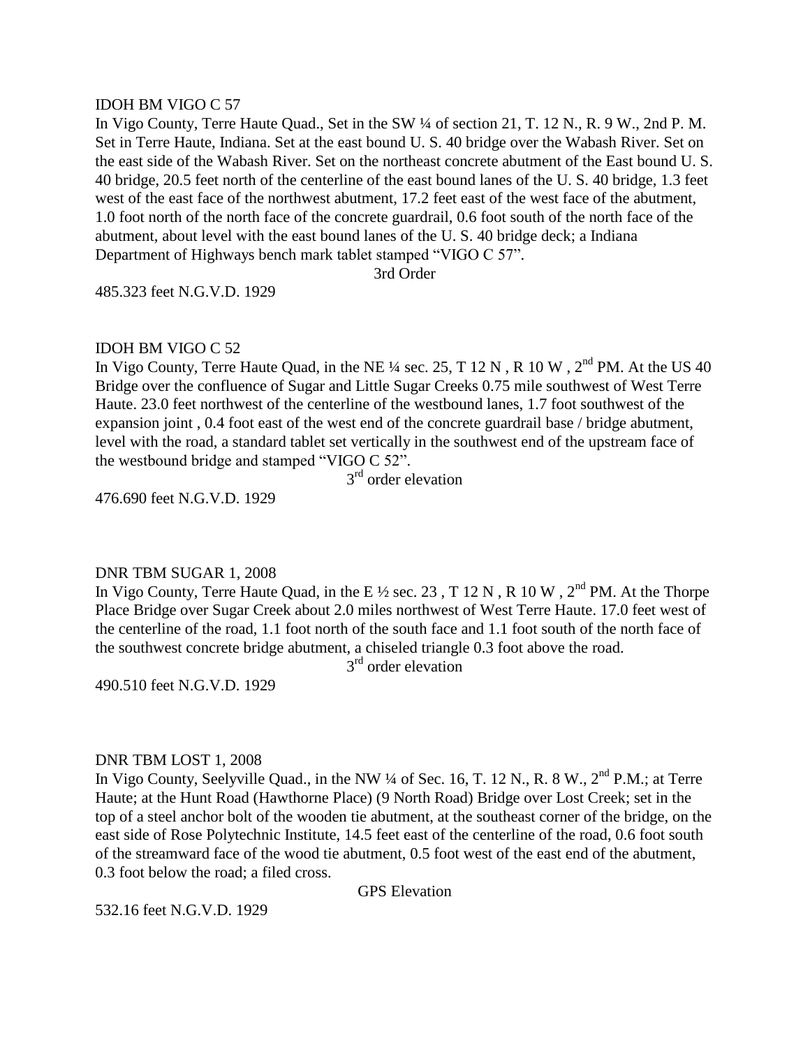IDOH BM VIGO C 57

In Vigo County, Terre Haute Quad., Set in the SW ¼ of section 21, T. 12 N., R. 9 W., 2nd P. M. Set in Terre Haute, Indiana. Set at the east bound U. S. 40 bridge over the Wabash River. Set on the east side of the Wabash River. Set on the northeast concrete abutment of the East bound U. S. 40 bridge, 20.5 feet north of the centerline of the east bound lanes of the U. S. 40 bridge, 1.3 feet west of the east face of the northwest abutment, 17.2 feet east of the west face of the abutment, 1.0 foot north of the north face of the concrete guardrail, 0.6 foot south of the north face of the abutment, about level with the east bound lanes of the U. S. 40 bridge deck; a Indiana Department of Highways bench mark tablet stamped "VIGO C 57".

3rd Order

485.323 feet N.G.V.D. 1929

IDOH BM VIGO C 52

In Vigo County, Terre Haute Quad, in the NE ¼ sec. 25, T 12 N , R 10 W , 2nd PM. At the US 40 Bridge over the confluence of Sugar and Little Sugar Creeks 0.75 mile southwest of West Terre Haute. 23.0 feet northwest of the centerline of the westbound lanes, 1.7 foot southwest of the expansion joint , 0.4 foot east of the west end of the concrete guardrail base / bridge abutment, level with the road, a standard tablet set vertically in the southwest end of the upstream face of the westbound bridge and stamped "VIGO C 52".

3rd order elevation

476.690 feet N.G.V.D. 1929

DNR TBM SUGAR 1, 2008

In Vigo County, Terre Haute Quad, in the E ½ sec. 23 , T 12 N , R 10 W , 2nd PM. At the Thorpe Place Bridge over Sugar Creek about 2.0 miles northwest of West Terre Haute. 17.0 feet west of the centerline of the road, 1.1 foot north of the south face and 1.1 foot south of the north face of the southwest concrete bridge abutment, a chiseled triangle 0.3 foot above the road.

3rd order elevation

490.510 feet N.G.V.D. 1929

DNR TBM LOST 1, 2008

In Vigo County, Seelyville Quad., in the NW ¼ of Sec. 16, T. 12 N., R. 8 W., 2nd P.M.; at Terre Haute; at the Hunt Road (Hawthorne Place) (9 North Road) Bridge over Lost Creek; set in the top of a steel anchor bolt of the wooden tie abutment, at the southeast corner of the bridge, on the east side of Rose Polytechnic Institute, 14.5 feet east of the centerline of the road, 0.6 foot south of the streamward face of the wood tie abutment, 0.5 foot west of the east end of the abutment, 0.3 foot below the road; a filed cross.

GPS Elevation

532.16 feet N.G.V.D. 1929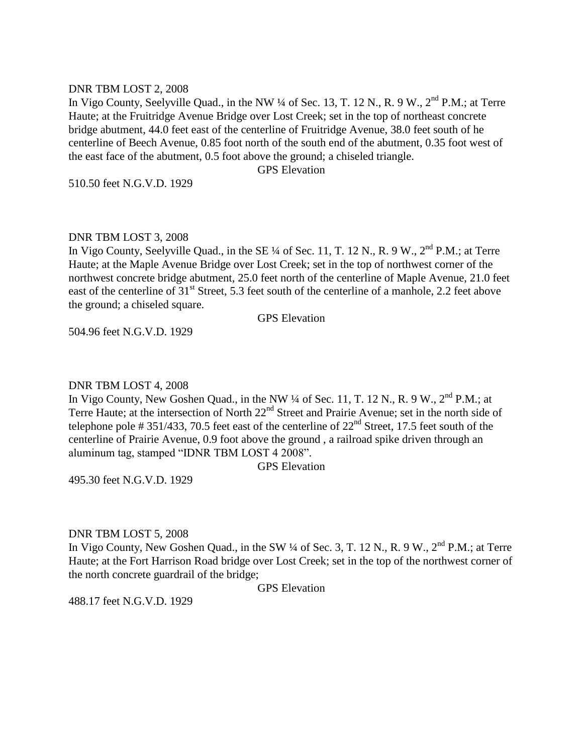DNR TBM LOST 2, 2008

In Vigo County, Seelyville Quad., in the NW ¼ of Sec. 13, T. 12 N., R. 9 W., 2nd P.M.; at Terre Haute; at the Fruitridge Avenue Bridge over Lost Creek; set in the top of northeast concrete bridge abutment, 44.0 feet east of the centerline of Fruitridge Avenue, 38.0 feet south of he centerline of Beech Avenue, 0.85 foot north of the south end of the abutment, 0.35 foot west of the east face of the abutment, 0.5 foot above the ground; a chiseled triangle.

GPS Elevation

510.50 feet N.G.V.D. 1929

DNR TBM LOST 3, 2008

In Vigo County, Seelyville Quad., in the SE ¼ of Sec. 11, T. 12 N., R. 9 W., 2nd P.M.; at Terre Haute; at the Maple Avenue Bridge over Lost Creek; set in the top of northwest corner of the northwest concrete bridge abutment, 25.0 feet north of the centerline of Maple Avenue, 21.0 feet east of the centerline of 31st Street, 5.3 feet south of the centerline of a manhole, 2.2 feet above the ground; a chiseled square.

GPS Elevation

504.96 feet N.G.V.D. 1929

DNR TBM LOST 4, 2008

In Vigo County, New Goshen Quad., in the NW ¼ of Sec. 11, T. 12 N., R. 9 W., 2nd P.M.; at Terre Haute; at the intersection of North 22nd Street and Prairie Avenue; set in the north side of telephone pole # 351/433, 70.5 feet east of the centerline of 22nd Street, 17.5 feet south of the centerline of Prairie Avenue, 0.9 foot above the ground , a railroad spike driven through an aluminum tag, stamped "IDNR TBM LOST 4 2008".

GPS Elevation

495.30 feet N.G.V.D. 1929

DNR TBM LOST 5, 2008

In Vigo County, New Goshen Quad., in the SW ¼ of Sec. 3, T. 12 N., R. 9 W., 2nd P.M.; at Terre Haute; at the Fort Harrison Road bridge over Lost Creek; set in the top of the northwest corner of the north concrete guardrail of the bridge;

GPS Elevation

488.17 feet N.G.V.D. 1929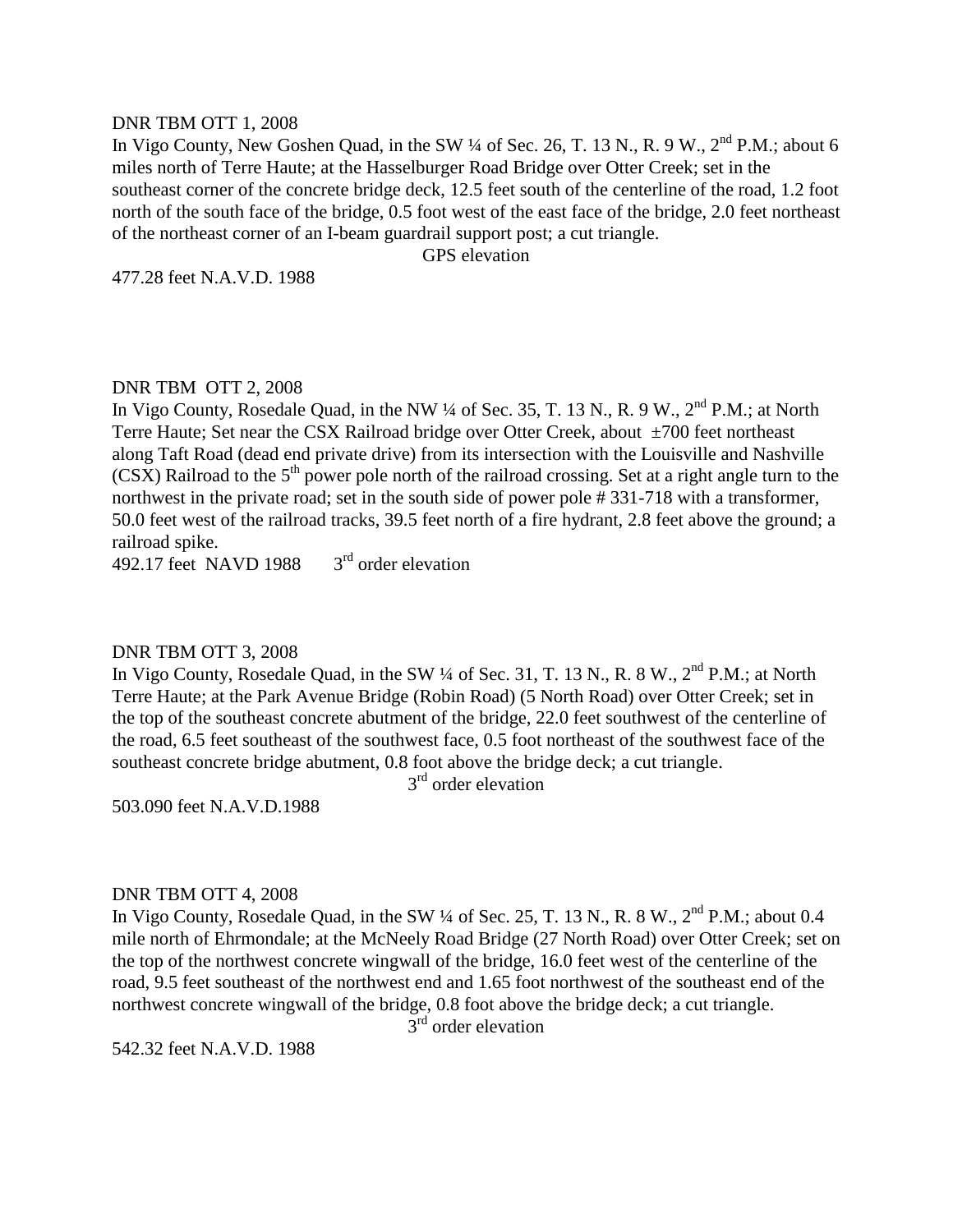DNR TBM OTT 1, 2008

In Vigo County, New Goshen Quad, in the SW ¼ of Sec. 26, T. 13 N., R. 9 W., 2nd P.M.; about 6 miles north of Terre Haute; at the Hasselburger Road Bridge over Otter Creek; set in the southeast corner of the concrete bridge deck, 12.5 feet south of the centerline of the road, 1.2 foot north of the south face of the bridge, 0.5 foot west of the east face of the bridge, 2.0 feet northeast of the northeast corner of an I-beam guardrail support post; a cut triangle.

GPS elevation

477.28 feet N.A.V.D. 1988

DNR TBM OTT 2, 2008

In Vigo County, Rosedale Quad, in the NW ¼ of Sec. 35, T. 13 N., R. 9 W., 2nd P.M.; at North Terre Haute; Set near the CSX Railroad bridge over Otter Creek, about ±700 feet northeast along Taft Road (dead end private drive) from its intersection with the Louisville and Nashville (CSX) Railroad to the 5th power pole north of the railroad crossing. Set at a right angle turn to the northwest in the private road; set in the south side of power pole # 331-718 with a transformer, 50.0 feet west of the railroad tracks, 39.5 feet north of a fire hydrant, 2.8 feet above the ground; a railroad spike.

492.17 feet NAVD 1988 3rd order elevation

DNR TBM OTT 3, 2008

In Vigo County, Rosedale Quad, in the SW ¼ of Sec. 31, T. 13 N., R. 8 W., 2nd P.M.; at North Terre Haute; at the Park Avenue Bridge (Robin Road) (5 North Road) over Otter Creek; set in the top of the southeast concrete abutment of the bridge, 22.0 feet southwest of the centerline of the road, 6.5 feet southeast of the southwest face, 0.5 foot northeast of the southwest face of the southeast concrete bridge abutment, 0.8 foot above the bridge deck; a cut triangle.

3rd order elevation

503.090 feet N.A.V.D.1988

DNR TBM OTT 4, 2008

In Vigo County, Rosedale Quad, in the SW ¼ of Sec. 25, T. 13 N., R. 8 W., 2nd P.M.; about 0.4 mile north of Ehrmondale; at the McNeely Road Bridge (27 North Road) over Otter Creek; set on the top of the northwest concrete wingwall of the bridge, 16.0 feet west of the centerline of the road, 9.5 feet southeast of the northwest end and 1.65 foot northwest of the southeast end of the northwest concrete wingwall of the bridge, 0.8 foot above the bridge deck; a cut triangle.

3rd order elevation

542.32 feet N.A.V.D. 1988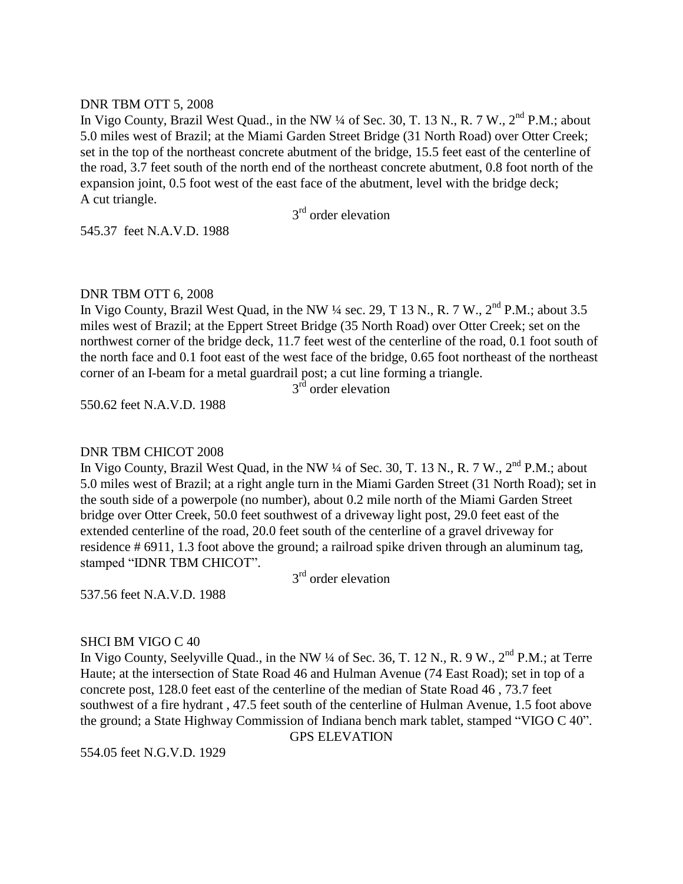DNR TBM OTT 5, 2008

In Vigo County, Brazil West Quad., in the NW ¼ of Sec. 30, T. 13 N., R. 7 W., 2nd P.M.; about 5.0 miles west of Brazil; at the Miami Garden Street Bridge (31 North Road) over Otter Creek; set in the top of the northeast concrete abutment of the bridge, 15.5 feet east of the centerline of the road, 3.7 feet south of the north end of the northeast concrete abutment, 0.8 foot north of the expansion joint, 0.5 foot west of the east face of the abutment, level with the bridge deck; A cut triangle.

3rd order elevation

545.37 feet N.A.V.D. 1988

DNR TBM OTT 6, 2008

In Vigo County, Brazil West Quad, in the NW ¼ sec. 29, T 13 N., R. 7 W., 2nd P.M.; about 3.5 miles west of Brazil; at the Eppert Street Bridge (35 North Road) over Otter Creek; set on the northwest corner of the bridge deck, 11.7 feet west of the centerline of the road, 0.1 foot south of the north face and 0.1 foot east of the west face of the bridge, 0.65 foot northeast of the northeast corner of an I-beam for a metal guardrail post; a cut line forming a triangle.

3rd order elevation

550.62 feet N.A.V.D. 1988

DNR TBM CHICOT 2008

In Vigo County, Brazil West Quad, in the NW ¼ of Sec. 30, T. 13 N., R. 7 W., 2nd P.M.; about 5.0 miles west of Brazil; at a right angle turn in the Miami Garden Street (31 North Road); set in the south side of a powerpole (no number), about 0.2 mile north of the Miami Garden Street bridge over Otter Creek, 50.0 feet southwest of a driveway light post, 29.0 feet east of the extended centerline of the road, 20.0 feet south of the centerline of a gravel driveway for residence # 6911, 1.3 foot above the ground; a railroad spike driven through an aluminum tag, stamped "IDNR TBM CHICOT".

3rd order elevation

537.56 feet N.A.V.D. 1988

SHCI BM VIGO C 40

In Vigo County, Seelyville Quad., in the NW ¼ of Sec. 36, T. 12 N., R. 9 W., 2nd P.M.; at Terre Haute; at the intersection of State Road 46 and Hulman Avenue (74 East Road); set in top of a concrete post, 128.0 feet east of the centerline of the median of State Road 46 , 73.7 feet southwest of a fire hydrant , 47.5 feet south of the centerline of Hulman Avenue, 1.5 foot above the ground; a State Highway Commission of Indiana bench mark tablet, stamped "VIGO C 40".

GPS ELEVATION

554.05 feet N.G.V.D. 1929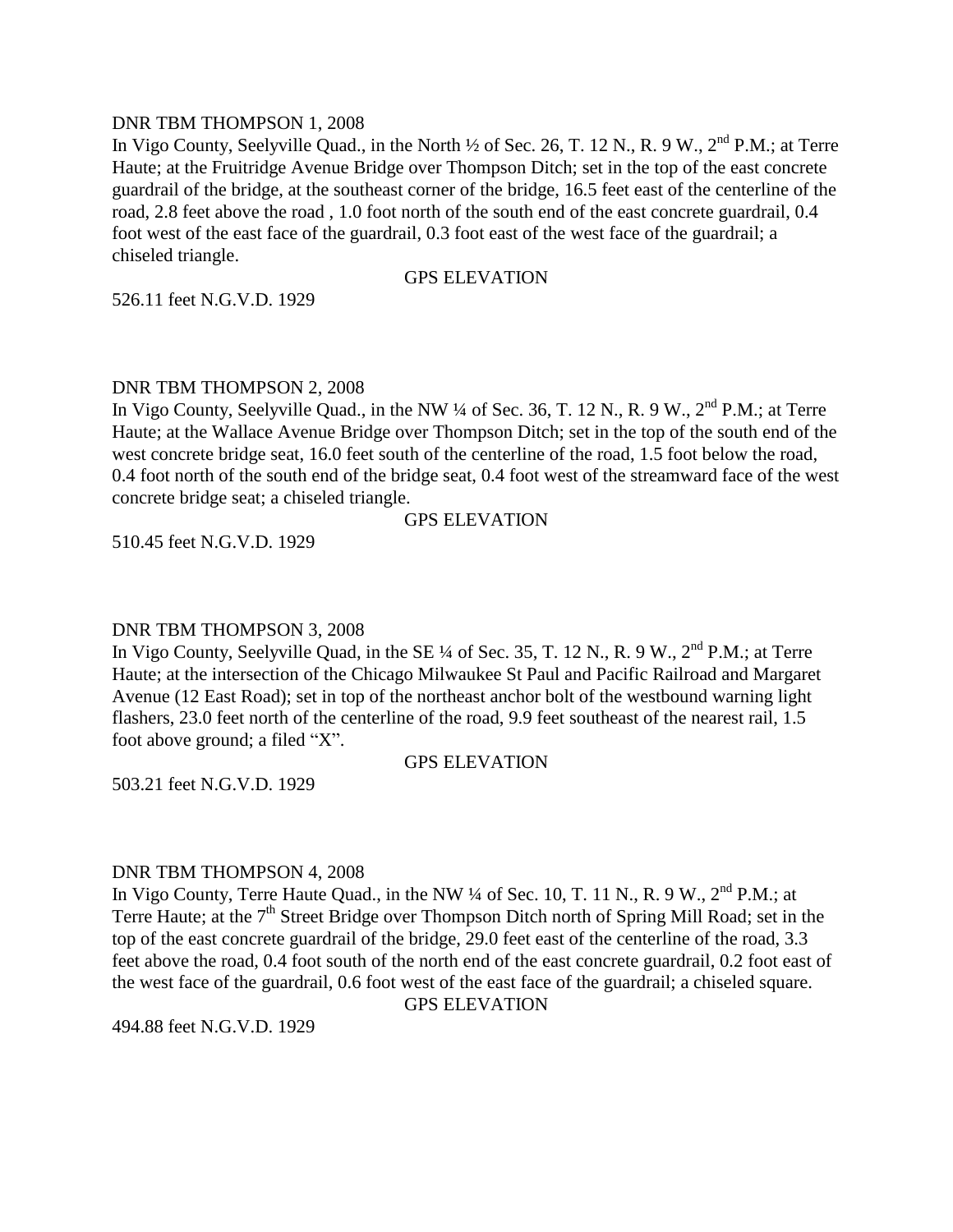DNR TBM THOMPSON 1, 2008

In Vigo County, Seelyville Quad., in the North ½ of Sec. 26, T. 12 N., R. 9 W., 2nd P.M.; at Terre Haute; at the Fruitridge Avenue Bridge over Thompson Ditch; set in the top of the east concrete guardrail of the bridge, at the southeast corner of the bridge, 16.5 feet east of the centerline of the road, 2.8 feet above the road , 1.0 foot north of the south end of the east concrete guardrail, 0.4 foot west of the east face of the guardrail, 0.3 foot east of the west face of the guardrail; a chiseled triangle.

GPS ELEVATION

526.11 feet N.G.V.D. 1929

DNR TBM THOMPSON 2, 2008

In Vigo County, Seelyville Quad., in the NW ¼ of Sec. 36, T. 12 N., R. 9 W., 2nd P.M.; at Terre Haute; at the Wallace Avenue Bridge over Thompson Ditch; set in the top of the south end of the west concrete bridge seat, 16.0 feet south of the centerline of the road, 1.5 foot below the road, 0.4 foot north of the south end of the bridge seat, 0.4 foot west of the streamward face of the west concrete bridge seat; a chiseled triangle.

GPS ELEVATION

510.45 feet N.G.V.D. 1929

DNR TBM THOMPSON 3, 2008

In Vigo County, Seelyville Quad, in the SE ¼ of Sec. 35, T. 12 N., R. 9 W., 2nd P.M.; at Terre Haute; at the intersection of the Chicago Milwaukee St Paul and Pacific Railroad and Margaret Avenue (12 East Road); set in top of the northeast anchor bolt of the westbound warning light flashers, 23.0 feet north of the centerline of the road, 9.9 feet southeast of the nearest rail, 1.5 foot above ground; a filed "X".

GPS ELEVATION

503.21 feet N.G.V.D. 1929

DNR TBM THOMPSON 4, 2008

In Vigo County, Terre Haute Quad., in the NW ¼ of Sec. 10, T. 11 N., R. 9 W., 2nd P.M.; at Terre Haute; at the 7th Street Bridge over Thompson Ditch north of Spring Mill Road; set in the top of the east concrete guardrail of the bridge, 29.0 feet east of the centerline of the road, 3.3 feet above the road, 0.4 foot south of the north end of the east concrete guardrail, 0.2 foot east of the west face of the guardrail, 0.6 foot west of the east face of the guardrail; a chiseled square.

GPS ELEVATION

494.88 feet N.G.V.D. 1929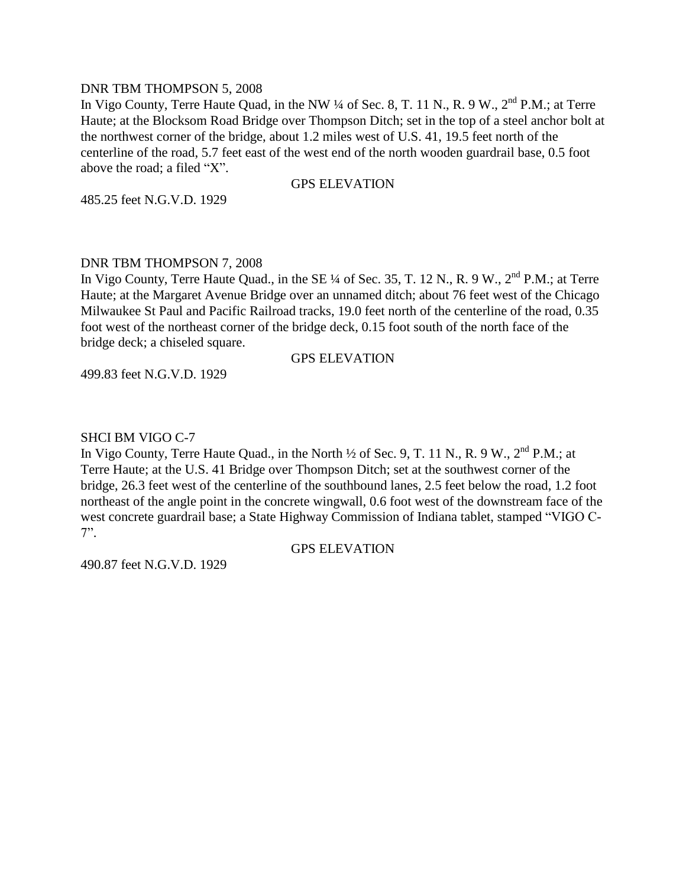DNR TBM THOMPSON 5, 2008

In Vigo County, Terre Haute Quad, in the NW ¼ of Sec. 8, T. 11 N., R. 9 W., 2nd P.M.; at Terre Haute; at the Blocksom Road Bridge over Thompson Ditch; set in the top of a steel anchor bolt at the northwest corner of the bridge, about 1.2 miles west of U.S. 41, 19.5 feet north of the centerline of the road, 5.7 feet east of the west end of the north wooden guardrail base, 0.5 foot above the road; a filed "X".

GPS ELEVATION

485.25 feet N.G.V.D. 1929

DNR TBM THOMPSON 7, 2008

In Vigo County, Terre Haute Quad., in the SE ¼ of Sec. 35, T. 12 N., R. 9 W., 2nd P.M.; at Terre Haute; at the Margaret Avenue Bridge over an unnamed ditch; about 76 feet west of the Chicago Milwaukee St Paul and Pacific Railroad tracks, 19.0 feet north of the centerline of the road, 0.35 foot west of the northeast corner of the bridge deck, 0.15 foot south of the north face of the bridge deck; a chiseled square.

GPS ELEVATION

499.83 feet N.G.V.D. 1929

SHCI BM VIGO C-7

In Vigo County, Terre Haute Quad., in the North ½ of Sec. 9, T. 11 N., R. 9 W., 2nd P.M.; at Terre Haute; at the U.S. 41 Bridge over Thompson Ditch; set at the southwest corner of the bridge, 26.3 feet west of the centerline of the southbound lanes, 2.5 feet below the road, 1.2 foot northeast of the angle point in the concrete wingwall, 0.6 foot west of the downstream face of the west concrete guardrail base; a State Highway Commission of Indiana tablet, stamped "VIGO C-7".

GPS ELEVATION

490.87 feet N.G.V.D. 1929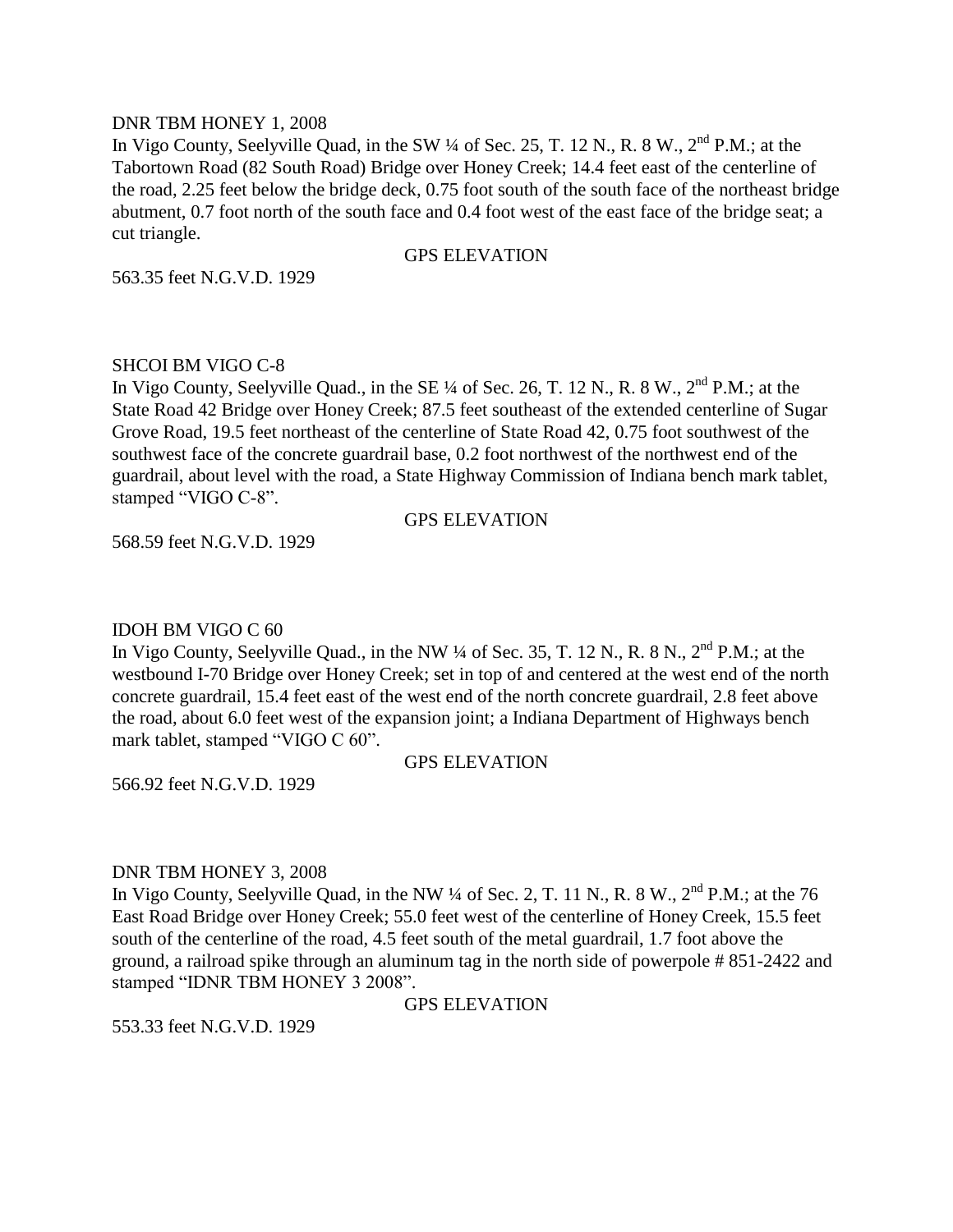DNR TBM HONEY 1, 2008

In Vigo County, Seelyville Quad, in the SW ¼ of Sec. 25, T. 12 N., R. 8 W., 2nd P.M.; at the Tabortown Road (82 South Road) Bridge over Honey Creek; 14.4 feet east of the centerline of the road, 2.25 feet below the bridge deck, 0.75 foot south of the south face of the northeast bridge abutment, 0.7 foot north of the south face and 0.4 foot west of the east face of the bridge seat; a cut triangle.

GPS ELEVATION

563.35 feet N.G.V.D. 1929

SHCOI BM VIGO C-8

In Vigo County, Seelyville Quad., in the SE ¼ of Sec. 26, T. 12 N., R. 8 W., 2nd P.M.; at the State Road 42 Bridge over Honey Creek; 87.5 feet southeast of the extended centerline of Sugar Grove Road, 19.5 feet northeast of the centerline of State Road 42, 0.75 foot southwest of the southwest face of the concrete guardrail base, 0.2 foot northwest of the northwest end of the guardrail, about level with the road, a State Highway Commission of Indiana bench mark tablet, stamped "VIGO C-8".

GPS ELEVATION

568.59 feet N.G.V.D. 1929

IDOH BM VIGO C 60

In Vigo County, Seelyville Quad., in the NW ¼ of Sec. 35, T. 12 N., R. 8 N., 2nd P.M.; at the westbound I-70 Bridge over Honey Creek; set in top of and centered at the west end of the north concrete guardrail, 15.4 feet east of the west end of the north concrete guardrail, 2.8 feet above the road, about 6.0 feet west of the expansion joint; a Indiana Department of Highways bench mark tablet, stamped "VIGO C 60".

GPS ELEVATION

566.92 feet N.G.V.D. 1929

DNR TBM HONEY 3, 2008

In Vigo County, Seelyville Quad, in the NW ¼ of Sec. 2, T. 11 N., R. 8 W., 2nd P.M.; at the 76 East Road Bridge over Honey Creek; 55.0 feet west of the centerline of Honey Creek, 15.5 feet south of the centerline of the road, 4.5 feet south of the metal guardrail, 1.7 foot above the ground, a railroad spike through an aluminum tag in the north side of powerpole # 851-2422 and stamped "IDNR TBM HONEY 3 2008".

GPS ELEVATION

553.33 feet N.G.V.D. 1929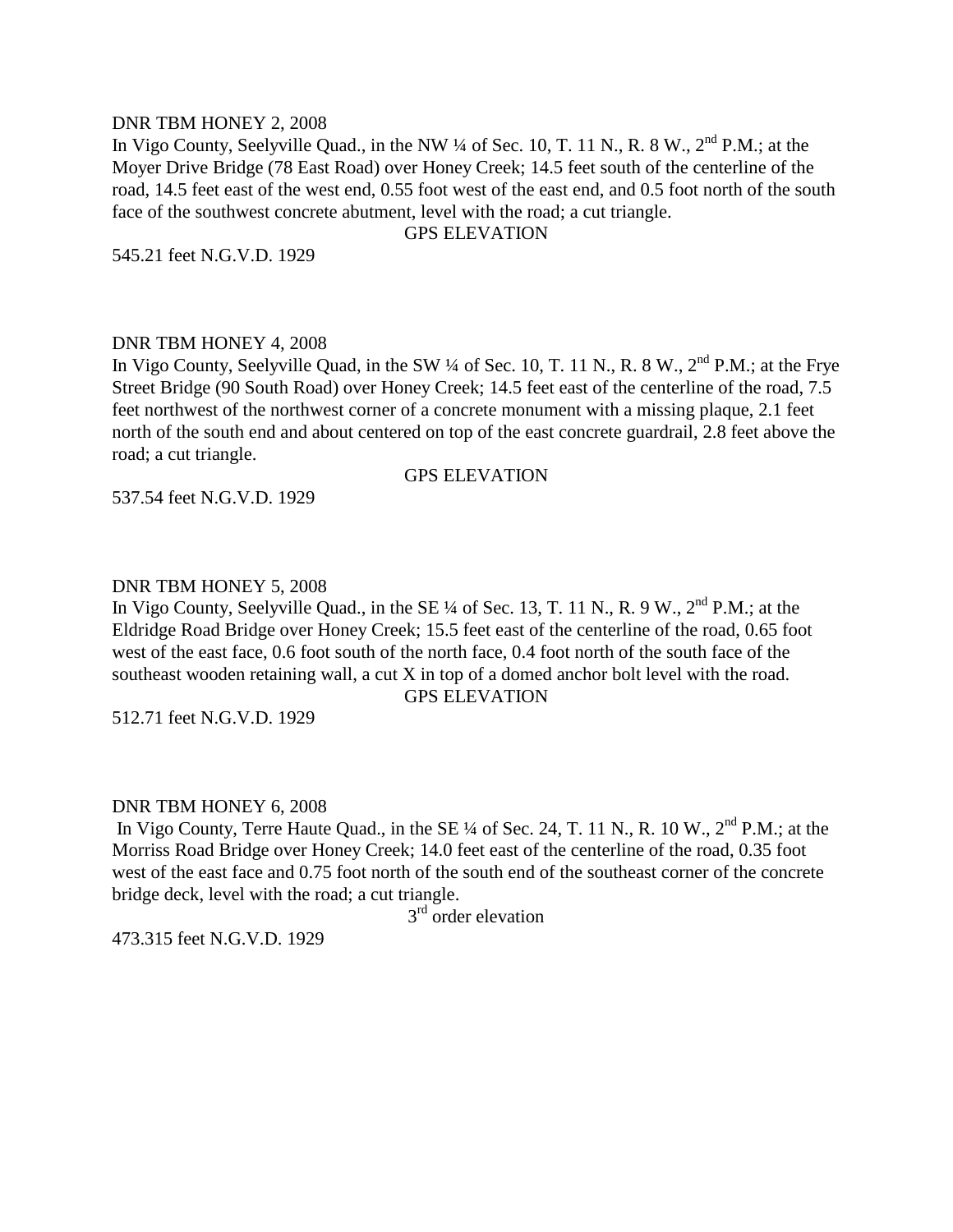DNR TBM HONEY 2, 2008

In Vigo County, Seelyville Quad., in the NW ¼ of Sec. 10, T. 11 N., R. 8 W., 2nd P.M.; at the Moyer Drive Bridge (78 East Road) over Honey Creek; 14.5 feet south of the centerline of the road, 14.5 feet east of the west end, 0.55 foot west of the east end, and 0.5 foot north of the south face of the southwest concrete abutment, level with the road; a cut triangle.

GPS ELEVATION

545.21 feet N.G.V.D. 1929

DNR TBM HONEY 4, 2008

In Vigo County, Seelyville Quad, in the SW ¼ of Sec. 10, T. 11 N., R. 8 W., 2nd P.M.; at the Frye Street Bridge (90 South Road) over Honey Creek; 14.5 feet east of the centerline of the road, 7.5 feet northwest of the northwest corner of a concrete monument with a missing plaque, 2.1 feet north of the south end and about centered on top of the east concrete guardrail, 2.8 feet above the road; a cut triangle.

GPS ELEVATION

537.54 feet N.G.V.D. 1929

DNR TBM HONEY 5, 2008

In Vigo County, Seelyville Quad., in the SE ¼ of Sec. 13, T. 11 N., R. 9 W., 2nd P.M.; at the Eldridge Road Bridge over Honey Creek; 15.5 feet east of the centerline of the road, 0.65 foot west of the east face, 0.6 foot south of the north face, 0.4 foot north of the south face of the southeast wooden retaining wall, a cut X in top of a domed anchor bolt level with the road.

GPS ELEVATION

512.71 feet N.G.V.D. 1929

DNR TBM HONEY 6, 2008

In Vigo County, Terre Haute Quad., in the SE ¼ of Sec. 24, T. 11 N., R. 10 W., 2nd P.M.; at the Morriss Road Bridge over Honey Creek; 14.0 feet east of the centerline of the road, 0.35 foot west of the east face and 0.75 foot north of the south end of the southeast corner of the concrete bridge deck, level with the road; a cut triangle.

3rd order elevation

473.315 feet N.G.V.D. 1929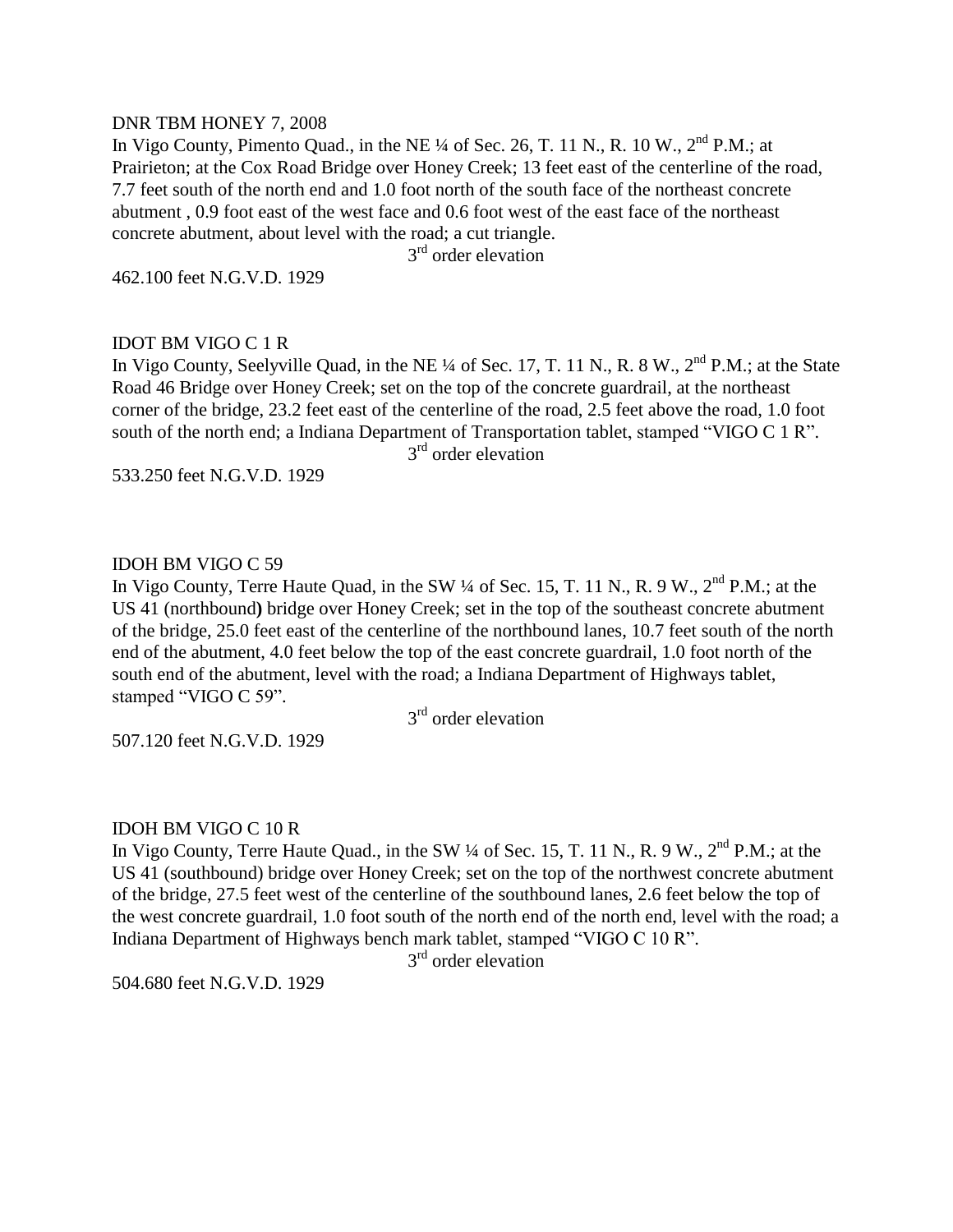DNR TBM HONEY 7, 2008

In Vigo County, Pimento Quad., in the NE ¼ of Sec. 26, T. 11 N., R. 10 W., 2nd P.M.; at Prairieton; at the Cox Road Bridge over Honey Creek; 13 feet east of the centerline of the road, 7.7 feet south of the north end and 1.0 foot north of the south face of the northeast concrete abutment , 0.9 foot east of the west face and 0.6 foot west of the east face of the northeast concrete abutment, about level with the road; a cut triangle.

3rd order elevation

462.100 feet N.G.V.D. 1929

IDOT BM VIGO C 1 R

In Vigo County, Seelyville Quad, in the NE ¼ of Sec. 17, T. 11 N., R. 8 W., 2nd P.M.; at the State Road 46 Bridge over Honey Creek; set on the top of the concrete guardrail, at the northeast corner of the bridge, 23.2 feet east of the centerline of the road, 2.5 feet above the road, 1.0 foot south of the north end; a Indiana Department of Transportation tablet, stamped "VIGO C 1 R".

3rd order elevation

533.250 feet N.G.V.D. 1929

IDOH BM VIGO C 59

In Vigo County, Terre Haute Quad, in the SW ¼ of Sec. 15, T. 11 N., R. 9 W., 2nd P.M.; at the US 41 (northbound**)** bridge over Honey Creek; set in the top of the southeast concrete abutment of the bridge, 25.0 feet east of the centerline of the northbound lanes, 10.7 feet south of the north end of the abutment, 4.0 feet below the top of the east concrete guardrail, 1.0 foot north of the south end of the abutment, level with the road; a Indiana Department of Highways tablet, stamped "VIGO C 59".

3rd order elevation

507.120 feet N.G.V.D. 1929

IDOH BM VIGO C 10 R

In Vigo County, Terre Haute Quad., in the SW ¼ of Sec. 15, T. 11 N., R. 9 W., 2nd P.M.; at the US 41 (southbound) bridge over Honey Creek; set on the top of the northwest concrete abutment of the bridge, 27.5 feet west of the centerline of the southbound lanes, 2.6 feet below the top of the west concrete guardrail, 1.0 foot south of the north end of the north end, level with the road; a Indiana Department of Highways bench mark tablet, stamped "VIGO C 10 R".

3rd order elevation

504.680 feet N.G.V.D. 1929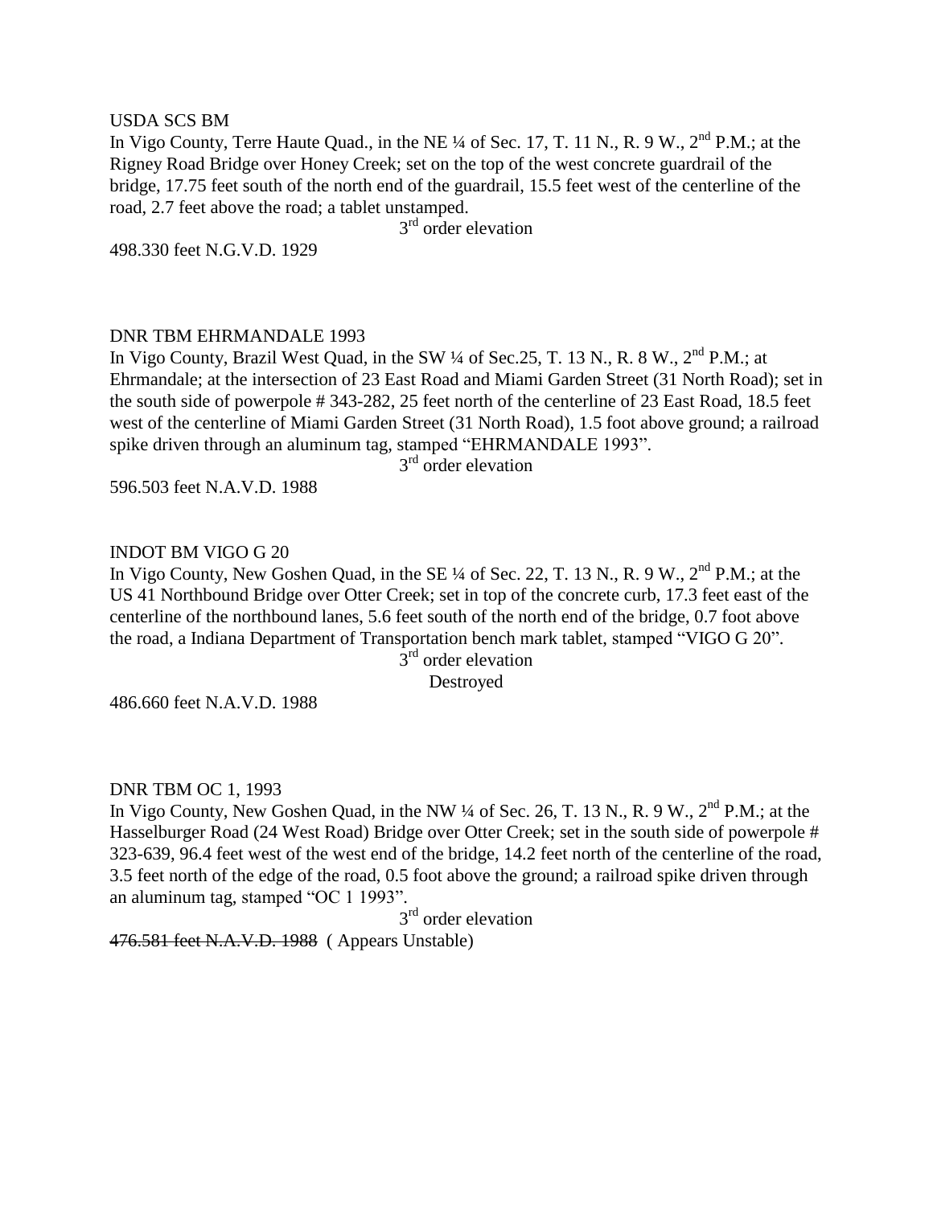USDA SCS BM

In Vigo County, Terre Haute Quad., in the NE ¼ of Sec. 17, T. 11 N., R. 9 W., 2nd P.M.; at the Rigney Road Bridge over Honey Creek; set on the top of the west concrete guardrail of the bridge, 17.75 feet south of the north end of the guardrail, 15.5 feet west of the centerline of the road, 2.7 feet above the road; a tablet unstamped.

3rd order elevation

498.330 feet N.G.V.D. 1929

DNR TBM EHRMANDALE 1993

In Vigo County, Brazil West Quad, in the SW ¼ of Sec.25, T. 13 N., R. 8 W., 2nd P.M.; at Ehrmandale; at the intersection of 23 East Road and Miami Garden Street (31 North Road); set in the south side of powerpole # 343-282, 25 feet north of the centerline of 23 East Road, 18.5 feet west of the centerline of Miami Garden Street (31 North Road), 1.5 foot above ground; a railroad spike driven through an aluminum tag, stamped "EHRMANDALE 1993".

3rd order elevation

596.503 feet N.A.V.D. 1988

INDOT BM VIGO G 20

In Vigo County, New Goshen Quad, in the SE ¼ of Sec. 22, T. 13 N., R. 9 W., 2nd P.M.; at the US 41 Northbound Bridge over Otter Creek; set in top of the concrete curb, 17.3 feet east of the centerline of the northbound lanes, 5.6 feet south of the north end of the bridge, 0.7 foot above the road, a Indiana Department of Transportation bench mark tablet, stamped "VIGO G 20".

3rd order elevation

Destroyed

486.660 feet N.A.V.D. 1988

DNR TBM OC 1, 1993

In Vigo County, New Goshen Quad, in the NW ¼ of Sec. 26, T. 13 N., R. 9 W., 2nd P.M.; at the Hasselburger Road (24 West Road) Bridge over Otter Creek; set in the south side of powerpole # 323-639, 96.4 feet west of the west end of the bridge, 14.2 feet north of the centerline of the road, 3.5 feet north of the edge of the road, 0.5 foot above the ground; a railroad spike driven through an aluminum tag, stamped "OC 1 1993".

3rd order elevation

~~476.581 feet N.A.V.D. 1988~~ ( Appears Unstable)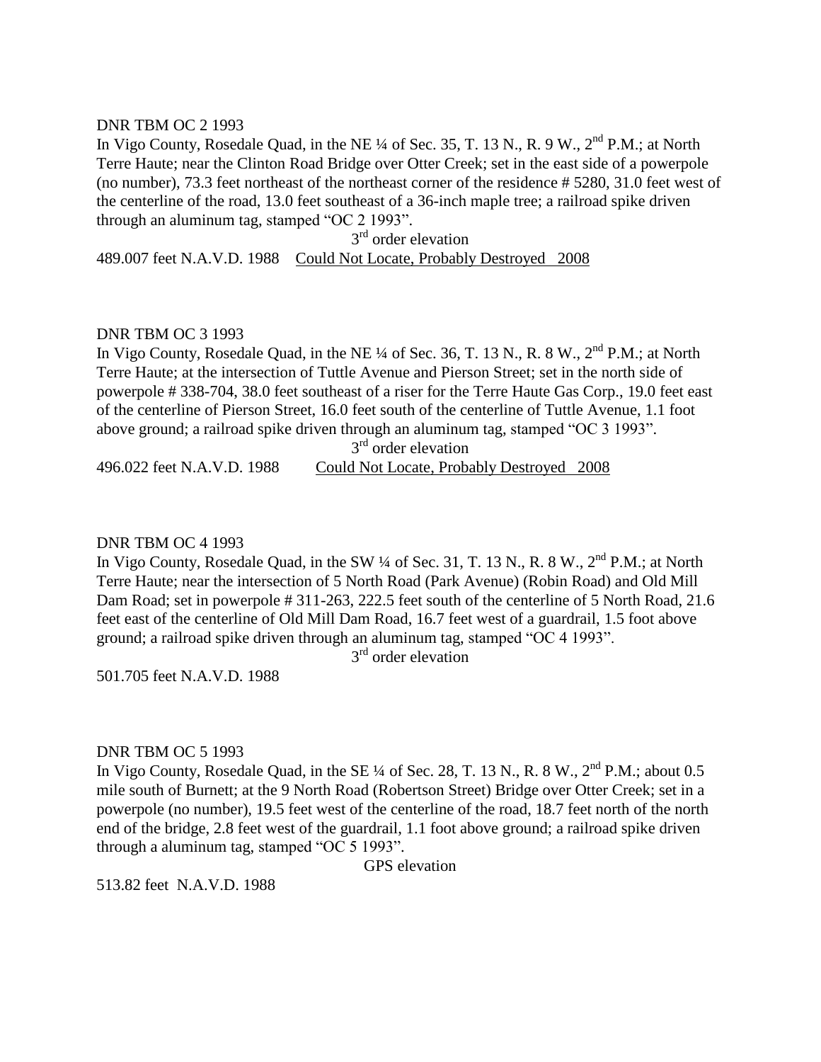DNR TBM OC 2 1993

In Vigo County, Rosedale Quad, in the NE ¼ of Sec. 35, T. 13 N., R. 9 W., 2nd P.M.; at North Terre Haute; near the Clinton Road Bridge over Otter Creek; set in the east side of a powerpole (no number), 73.3 feet northeast of the northeast corner of the residence # 5280, 31.0 feet west of the centerline of the road, 13.0 feet southeast of a 36-inch maple tree; a railroad spike driven through an aluminum tag, stamped "OC 2 1993".

3rd order elevation

489.007 feet N.A.V.D. 1988 Could Not Locate, Probably Destroyed 2008

DNR TBM OC 3 1993

In Vigo County, Rosedale Quad, in the NE ¼ of Sec. 36, T. 13 N., R. 8 W., 2nd P.M.; at North Terre Haute; at the intersection of Tuttle Avenue and Pierson Street; set in the north side of powerpole # 338-704, 38.0 feet southeast of a riser for the Terre Haute Gas Corp., 19.0 feet east of the centerline of Pierson Street, 16.0 feet south of the centerline of Tuttle Avenue, 1.1 foot above ground; a railroad spike driven through an aluminum tag, stamped "OC 3 1993".

3rd order elevation

496.022 feet N.A.V.D. 1988 Could Not Locate, Probably Destroyed 2008

DNR TBM OC 4 1993

In Vigo County, Rosedale Quad, in the SW ¼ of Sec. 31, T. 13 N., R. 8 W., 2nd P.M.; at North Terre Haute; near the intersection of 5 North Road (Park Avenue) (Robin Road) and Old Mill Dam Road; set in powerpole # 311-263, 222.5 feet south of the centerline of 5 North Road, 21.6 feet east of the centerline of Old Mill Dam Road, 16.7 feet west of a guardrail, 1.5 foot above ground; a railroad spike driven through an aluminum tag, stamped "OC 4 1993".

3rd order elevation

501.705 feet N.A.V.D. 1988

DNR TBM OC 5 1993

In Vigo County, Rosedale Quad, in the SE ¼ of Sec. 28, T. 13 N., R. 8 W., 2nd P.M.; about 0.5 mile south of Burnett; at the 9 North Road (Robertson Street) Bridge over Otter Creek; set in a powerpole (no number), 19.5 feet west of the centerline of the road, 18.7 feet north of the north end of the bridge, 2.8 feet west of the guardrail, 1.1 foot above ground; a railroad spike driven through a aluminum tag, stamped "OC 5 1993".

GPS elevation

513.82 feet N.A.V.D. 1988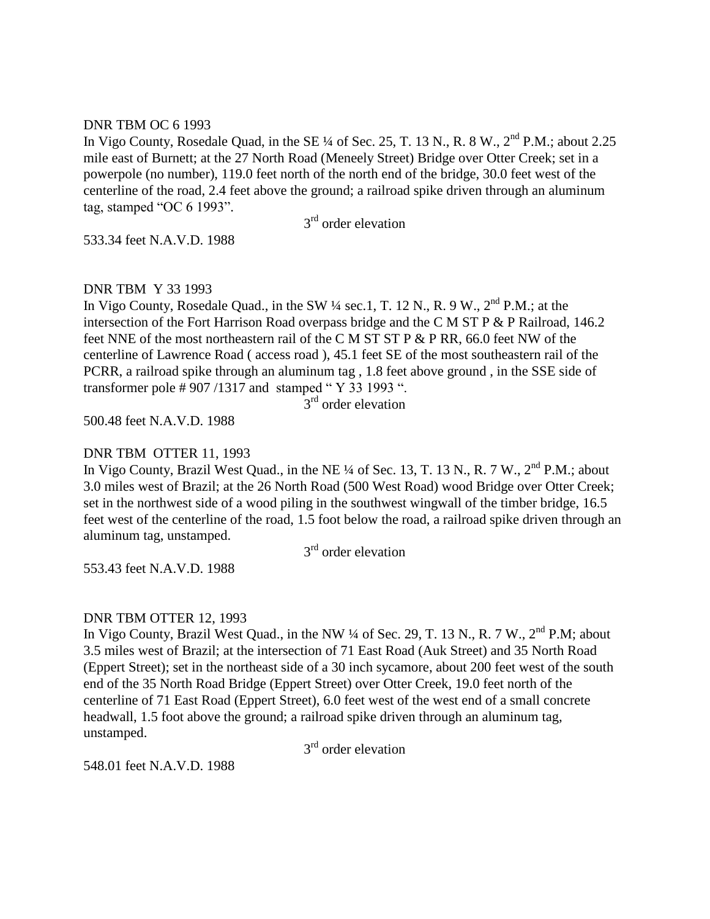DNR TBM OC 6 1993

In Vigo County, Rosedale Quad, in the SE ¼ of Sec. 25, T. 13 N., R. 8 W., 2nd P.M.; about 2.25 mile east of Burnett; at the 27 North Road (Meneely Street) Bridge over Otter Creek; set in a powerpole (no number), 119.0 feet north of the north end of the bridge, 30.0 feet west of the centerline of the road, 2.4 feet above the ground; a railroad spike driven through an aluminum tag, stamped "OC 6 1993".

3rd order elevation

533.34 feet N.A.V.D. 1988

DNR TBM Y 33 1993

In Vigo County, Rosedale Quad., in the SW ¼ sec.1, T. 12 N., R. 9 W., 2nd P.M.; at the intersection of the Fort Harrison Road overpass bridge and the C M ST P & P Railroad, 146.2 feet NNE of the most northeastern rail of the C M ST ST P & P RR, 66.0 feet NW of the centerline of Lawrence Road ( access road ), 45.1 feet SE of the most southeastern rail of the PCRR, a railroad spike through an aluminum tag , 1.8 feet above ground , in the SSE side of transformer pole # 907 /1317 and stamped " Y 33 1993 ".

3rd order elevation

500.48 feet N.A.V.D. 1988

DNR TBM OTTER 11, 1993

In Vigo County, Brazil West Quad., in the NE ¼ of Sec. 13, T. 13 N., R. 7 W., 2nd P.M.; about 3.0 miles west of Brazil; at the 26 North Road (500 West Road) wood Bridge over Otter Creek; set in the northwest side of a wood piling in the southwest wingwall of the timber bridge, 16.5 feet west of the centerline of the road, 1.5 foot below the road, a railroad spike driven through an aluminum tag, unstamped.

3rd order elevation

553.43 feet N.A.V.D. 1988

DNR TBM OTTER 12, 1993

In Vigo County, Brazil West Quad., in the NW ¼ of Sec. 29, T. 13 N., R. 7 W., 2nd P.M; about 3.5 miles west of Brazil; at the intersection of 71 East Road (Auk Street) and 35 North Road (Eppert Street); set in the northeast side of a 30 inch sycamore, about 200 feet west of the south end of the 35 North Road Bridge (Eppert Street) over Otter Creek, 19.0 feet north of the centerline of 71 East Road (Eppert Street), 6.0 feet west of the west end of a small concrete headwall, 1.5 foot above the ground; a railroad spike driven through an aluminum tag, unstamped.

3rd order elevation

548.01 feet N.A.V.D. 1988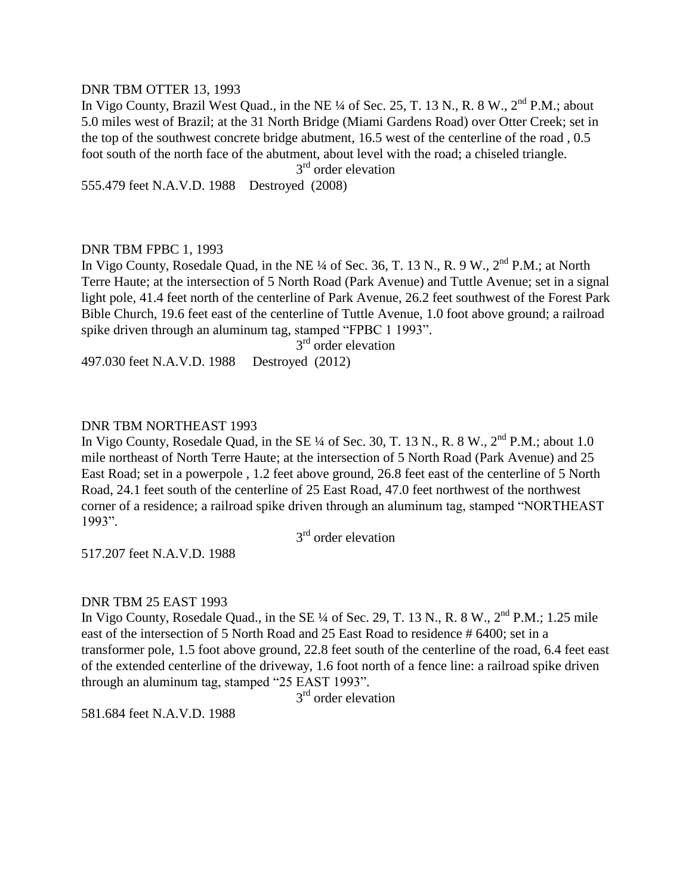DNR TBM OTTER 13, 1993

In Vigo County, Brazil West Quad., in the NE ¼ of Sec. 25, T. 13 N., R. 8 W., 2nd P.M.; about 5.0 miles west of Brazil; at the 31 North Bridge (Miami Gardens Road) over Otter Creek; set in the top of the southwest concrete bridge abutment, 16.5 west of the centerline of the road , 0.5 foot south of the north face of the abutment, about level with the road; a chiseled triangle.

3rd order elevation

555.479 feet N.A.V.D. 1988    Destroyed  (2008)

DNR TBM FPBC 1, 1993

In Vigo County, Rosedale Quad, in the NE ¼ of Sec. 36, T. 13 N., R. 9 W., 2nd P.M.; at North Terre Haute; at the intersection of 5 North Road (Park Avenue) and Tuttle Avenue; set in a signal light pole, 41.4 feet north of the centerline of Park Avenue, 26.2 feet southwest of the Forest Park Bible Church, 19.6 feet east of the centerline of Tuttle Avenue, 1.0 foot above ground; a railroad spike driven through an aluminum tag, stamped "FPBC 1 1993".

3rd order elevation

497.030 feet N.A.V.D. 1988    Destroyed  (2012)

DNR TBM NORTHEAST 1993

In Vigo County, Rosedale Quad, in the SE ¼ of Sec. 30, T. 13 N., R. 8 W., 2nd P.M.; about 1.0 mile northeast of North Terre Haute; at the intersection of 5 North Road (Park Avenue) and 25 East Road; set in a powerpole , 1.2 feet above ground, 26.8 feet east of the centerline of 5 North Road, 24.1 feet south of the centerline of 25 East Road, 47.0 feet northwest of the northwest corner of a residence; a railroad spike driven through an aluminum tag, stamped "NORTHEAST 1993".

3rd order elevation

517.207 feet N.A.V.D. 1988

DNR TBM 25 EAST 1993

In Vigo County, Rosedale Quad., in the SE ¼ of Sec. 29, T. 13 N., R. 8 W., 2nd P.M.; 1.25 mile east of the intersection of 5 North Road and 25 East Road to residence # 6400; set in a transformer pole, 1.5 foot above ground, 22.8 feet south of the centerline of the road, 6.4 feet east of the extended centerline of the driveway, 1.6 foot north of a fence line: a railroad spike driven through an aluminum tag, stamped "25 EAST 1993".

3rd order elevation

581.684 feet N.A.V.D. 1988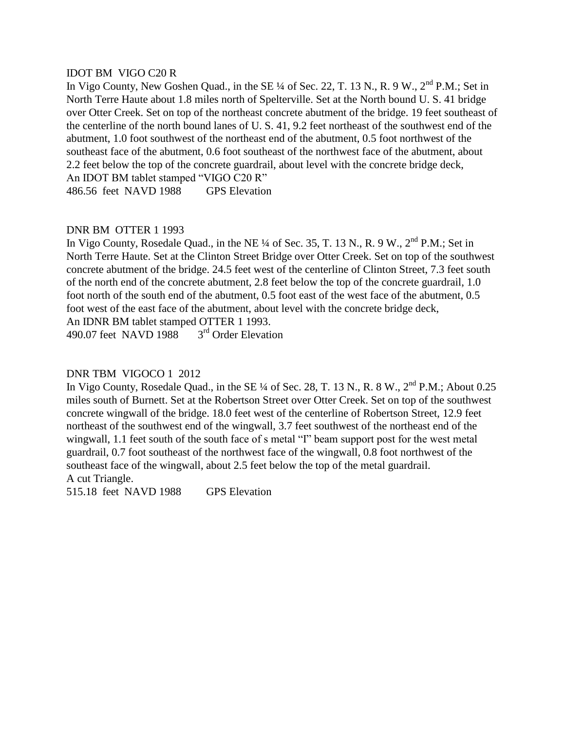IDOT BM VIGO C20 R
In Vigo County, New Goshen Quad., in the SE ¼ of Sec. 22, T. 13 N., R. 9 W., 2nd P.M.; Set in North Terre Haute about 1.8 miles north of Spelterville. Set at the North bound U. S. 41 bridge over Otter Creek. Set on top of the northeast concrete abutment of the bridge. 19 feet southeast of the centerline of the north bound lanes of U. S. 41, 9.2 feet northeast of the southwest end of the abutment, 1.0 foot southwest of the northeast end of the abutment, 0.5 foot northwest of the southeast face of the abutment, 0.6 foot southeast of the northwest face of the abutment, about 2.2 feet below the top of the concrete guardrail, about level with the concrete bridge deck,
An IDOT BM tablet stamped "VIGO C20 R"
486.56 feet NAVD 1988 GPS Elevation

DNR BM OTTER 1 1993
In Vigo County, Rosedale Quad., in the NE ¼ of Sec. 35, T. 13 N., R. 9 W., 2nd P.M.; Set in North Terre Haute. Set at the Clinton Street Bridge over Otter Creek. Set on top of the southwest concrete abutment of the bridge. 24.5 feet west of the centerline of Clinton Street, 7.3 feet south of the north end of the concrete abutment, 2.8 feet below the top of the concrete guardrail, 1.0 foot north of the south end of the abutment, 0.5 foot east of the west face of the abutment, 0.5 foot west of the east face of the abutment, about level with the concrete bridge deck,
An IDNR BM tablet stamped OTTER 1 1993.
490.07 feet NAVD 1988 3rd Order Elevation

DNR TBM VIGOCO 1 2012
In Vigo County, Rosedale Quad., in the SE ¼ of Sec. 28, T. 13 N., R. 8 W., 2nd P.M.; About 0.25 miles south of Burnett. Set at the Robertson Street over Otter Creek. Set on top of the southwest concrete wingwall of the bridge. 18.0 feet west of the centerline of Robertson Street, 12.9 feet northeast of the southwest end of the wingwall, 3.7 feet southwest of the northeast end of the wingwall, 1.1 feet south of the south face of s metal "I" beam support post for the west metal guardrail, 0.7 foot southeast of the northwest face of the wingwall, 0.8 foot northwest of the southeast face of the wingwall, about 2.5 feet below the top of the metal guardrail.
A cut Triangle.
515.18 feet NAVD 1988 GPS Elevation